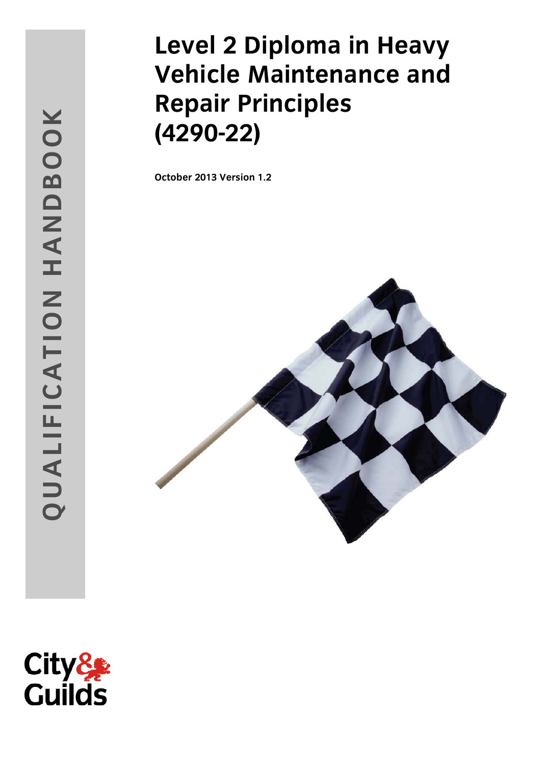# Level 2 Diploma in Heavy Vehicle Maintenance and Repair Principles (4290-22)

**October 2013 Version 1.2**

QUALIFICATION HANDBOOK

City & Guilds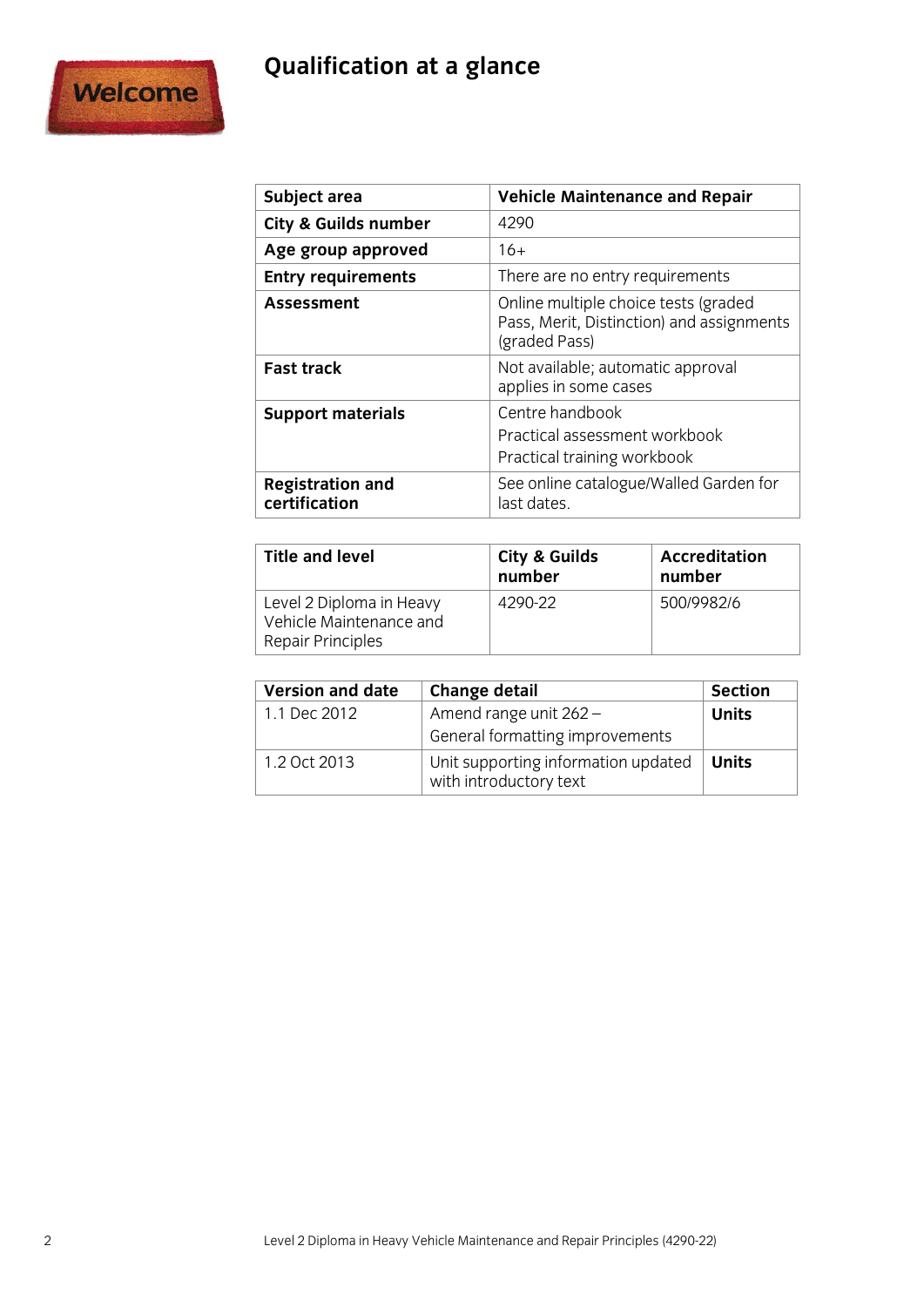# Qualification at a glance

| Subject area | Vehicle Maintenance and Repair |
|---|---|
| City & Guilds number | 4290 |
| Age group approved | 16+ |
| Entry requirements | There are no entry requirements |
| Assessment | Online multiple choice tests (graded Pass, Merit, Distinction) and assignments (graded Pass) |
| Fast track | Not available; automatic approval applies in some cases |
| Support materials | Centre handbook<br>Practical assessment workbook<br>Practical training workbook |
| Registration and certification | See online catalogue/Walled Garden for last dates. |

| Title and level | City & Guilds number | Accreditation number |
|---|---|---|
| Level 2 Diploma in Heavy Vehicle Maintenance and Repair Principles | 4290-22 | 500/9982/6 |

| Version and date | Change detail | Section |
|---|---|---|
| 1.1 Dec 2012 | Amend range unit 262 –<br>General formatting improvements | **Units** |
| 1.2 Oct 2013 | Unit supporting information updated with introductory text | **Units** |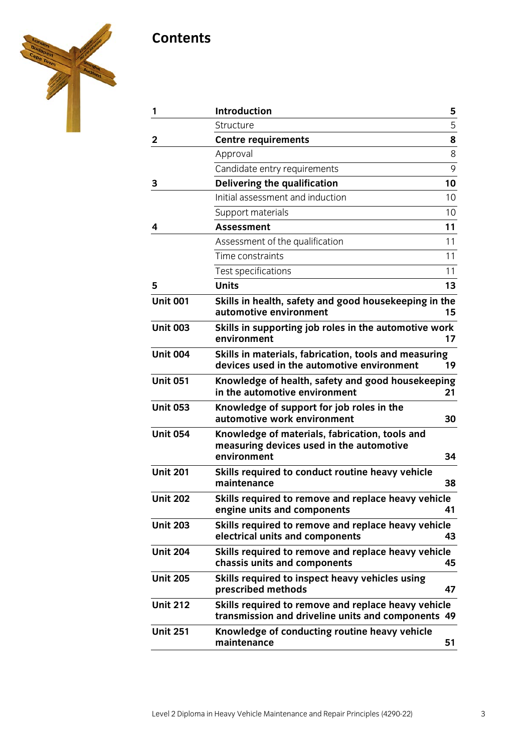# Contents

| | | |
|---|---|---|
| **1** | **Introduction** | **5** |
| | Structure | 5 |
| **2** | **Centre requirements** | **8** |
| | Approval | 8 |
| | Candidate entry requirements | 9 |
| **3** | **Delivering the qualification** | **10** |
| | Initial assessment and induction | 10 |
| | Support materials | 10 |
| **4** | **Assessment** | **11** |
| | Assessment of the qualification | 11 |
| | Time constraints | 11 |
| | Test specifications | 11 |
| **5** | **Units** | **13** |
| **Unit 001** | **Skills in health, safety and good housekeeping in the automotive environment** | **15** |
| **Unit 003** | **Skills in supporting job roles in the automotive work environment** | **17** |
| **Unit 004** | **Skills in materials, fabrication, tools and measuring devices used in the automotive environment** | **19** |
| **Unit 051** | **Knowledge of health, safety and good housekeeping in the automotive environment** | **21** |
| **Unit 053** | **Knowledge of support for job roles in the automotive work environment** | **30** |
| **Unit 054** | **Knowledge of materials, fabrication, tools and measuring devices used in the automotive environment** | **34** |
| **Unit 201** | **Skills required to conduct routine heavy vehicle maintenance** | **38** |
| **Unit 202** | **Skills required to remove and replace heavy vehicle engine units and components** | **41** |
| **Unit 203** | **Skills required to remove and replace heavy vehicle electrical units and components** | **43** |
| **Unit 204** | **Skills required to remove and replace heavy vehicle chassis units and components** | **45** |
| **Unit 205** | **Skills required to inspect heavy vehicles using prescribed methods** | **47** |
| **Unit 212** | **Skills required to remove and replace heavy vehicle transmission and driveline units and components** | **49** |
| **Unit 251** | **Knowledge of conducting routine heavy vehicle maintenance** | **51** |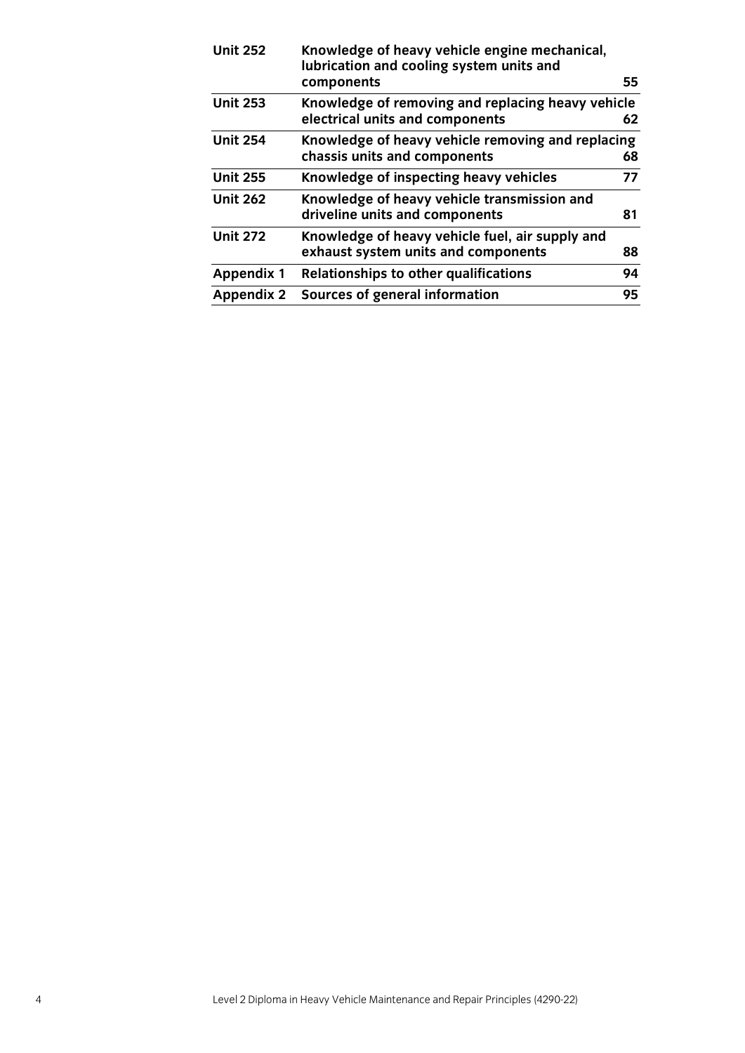| | | |
|---|---|---|
| **Unit 252** | **Knowledge of heavy vehicle engine mechanical, lubrication and cooling system units and components** | **55** |
| **Unit 253** | **Knowledge of removing and replacing heavy vehicle electrical units and components** | **62** |
| **Unit 254** | **Knowledge of heavy vehicle removing and replacing chassis units and components** | **68** |
| **Unit 255** | **Knowledge of inspecting heavy vehicles** | **77** |
| **Unit 262** | **Knowledge of heavy vehicle transmission and driveline units and components** | **81** |
| **Unit 272** | **Knowledge of heavy vehicle fuel, air supply and exhaust system units and components** | **88** |
| **Appendix 1** | **Relationships to other qualifications** | **94** |
| **Appendix 2** | **Sources of general information** | **95** |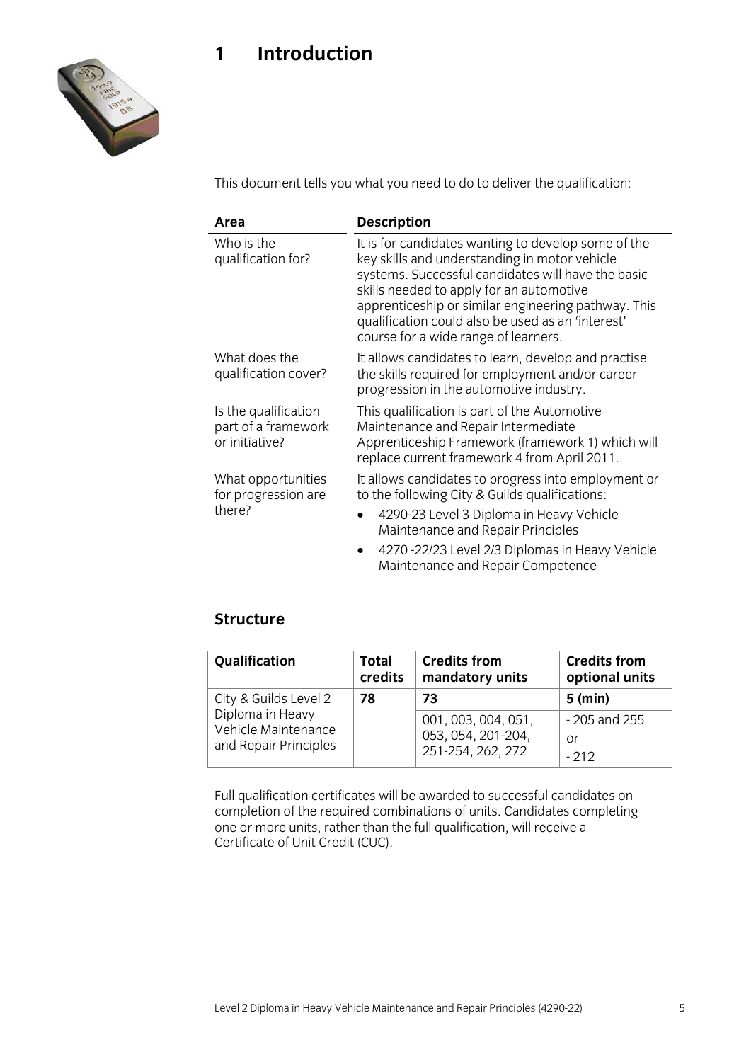# 1 Introduction

This document tells you what you need to do to deliver the qualification:

| Area | Description |
|---|---|
| Who is the qualification for? | It is for candidates wanting to develop some of the key skills and understanding in motor vehicle systems. Successful candidates will have the basic skills needed to apply for an automotive apprenticeship or similar engineering pathway. This qualification could also be used as an 'interest' course for a wide range of learners. |
| What does the qualification cover? | It allows candidates to learn, develop and practise the skills required for employment and/or career progression in the automotive industry. |
| Is the qualification part of a framework or initiative? | This qualification is part of the Automotive Maintenance and Repair Intermediate Apprenticeship Framework (framework 1) which will replace current framework 4 from April 2011. |
| What opportunities for progression are there? | It allows candidates to progress into employment or to the following City & Guilds qualifications:<br>• 4290-23 Level 3 Diploma in Heavy Vehicle Maintenance and Repair Principles<br>• 4270 -22/23 Level 2/3 Diplomas in Heavy Vehicle Maintenance and Repair Competence |

## Structure

| Qualification | Total credits | Credits from mandatory units | Credits from optional units |
|---|---|---|---|
| City & Guilds Level 2 Diploma in Heavy Vehicle Maintenance and Repair Principles | **78** | **73** | **5 (min)** |
| | | 001, 003, 004, 051, 053, 054, 201-204, 251-254, 262, 272 | - 205 and 255<br>or<br>- 212 |

Full qualification certificates will be awarded to successful candidates on completion of the required combinations of units. Candidates completing one or more units, rather than the full qualification, will receive a Certificate of Unit Credit (CUC).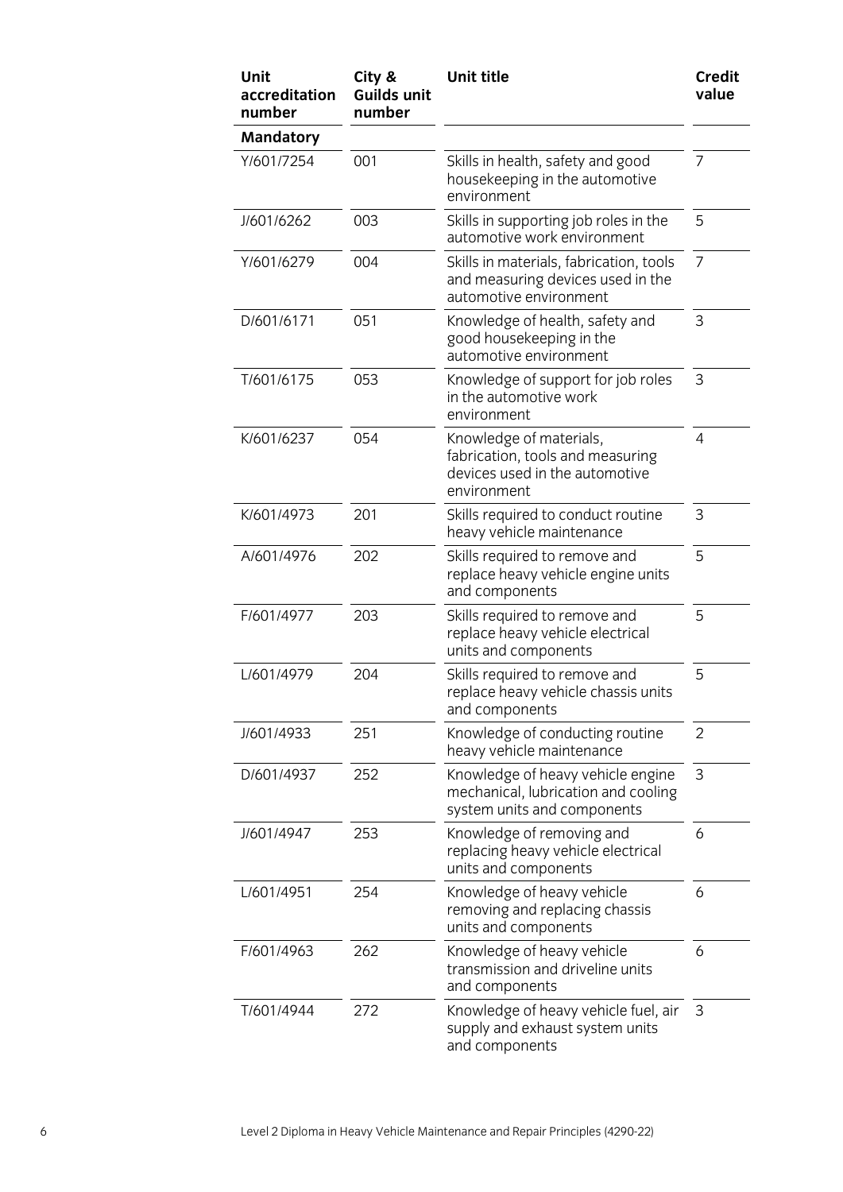| Unit accreditation number | City & Guilds unit number | Unit title | Credit value |
|---|---|---|---|
| **Mandatory** | | | |
| Y/601/7254 | 001 | Skills in health, safety and good housekeeping in the automotive environment | 7 |
| J/601/6262 | 003 | Skills in supporting job roles in the automotive work environment | 5 |
| Y/601/6279 | 004 | Skills in materials, fabrication, tools and measuring devices used in the automotive environment | 7 |
| D/601/6171 | 051 | Knowledge of health, safety and good housekeeping in the automotive environment | 3 |
| T/601/6175 | 053 | Knowledge of support for job roles in the automotive work environment | 3 |
| K/601/6237 | 054 | Knowledge of materials, fabrication, tools and measuring devices used in the automotive environment | 4 |
| K/601/4973 | 201 | Skills required to conduct routine heavy vehicle maintenance | 3 |
| A/601/4976 | 202 | Skills required to remove and replace heavy vehicle engine units and components | 5 |
| F/601/4977 | 203 | Skills required to remove and replace heavy vehicle electrical units and components | 5 |
| L/601/4979 | 204 | Skills required to remove and replace heavy vehicle chassis units and components | 5 |
| J/601/4933 | 251 | Knowledge of conducting routine heavy vehicle maintenance | 2 |
| D/601/4937 | 252 | Knowledge of heavy vehicle engine mechanical, lubrication and cooling system units and components | 3 |
| J/601/4947 | 253 | Knowledge of removing and replacing heavy vehicle electrical units and components | 6 |
| L/601/4951 | 254 | Knowledge of heavy vehicle removing and replacing chassis units and components | 6 |
| F/601/4963 | 262 | Knowledge of heavy vehicle transmission and driveline units and components | 6 |
| T/601/4944 | 272 | Knowledge of heavy vehicle fuel, air supply and exhaust system units and components | 3 |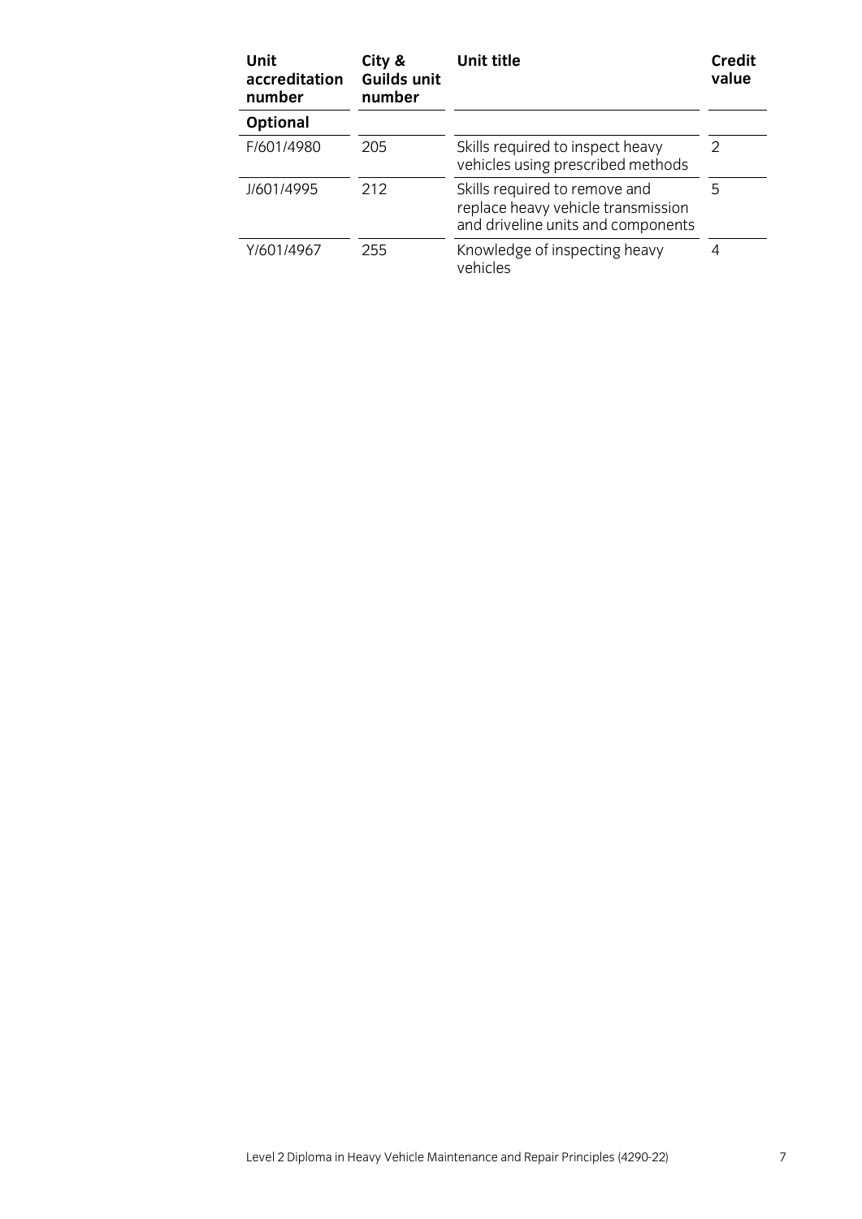| Unit accreditation number | City & Guilds unit number | Unit title | Credit value |
|---|---|---|---|
| **Optional** | | | |
| F/601/4980 | 205 | Skills required to inspect heavy vehicles using prescribed methods | 2 |
| J/601/4995 | 212 | Skills required to remove and replace heavy vehicle transmission and driveline units and components | 5 |
| Y/601/4967 | 255 | Knowledge of inspecting heavy vehicles | 4 |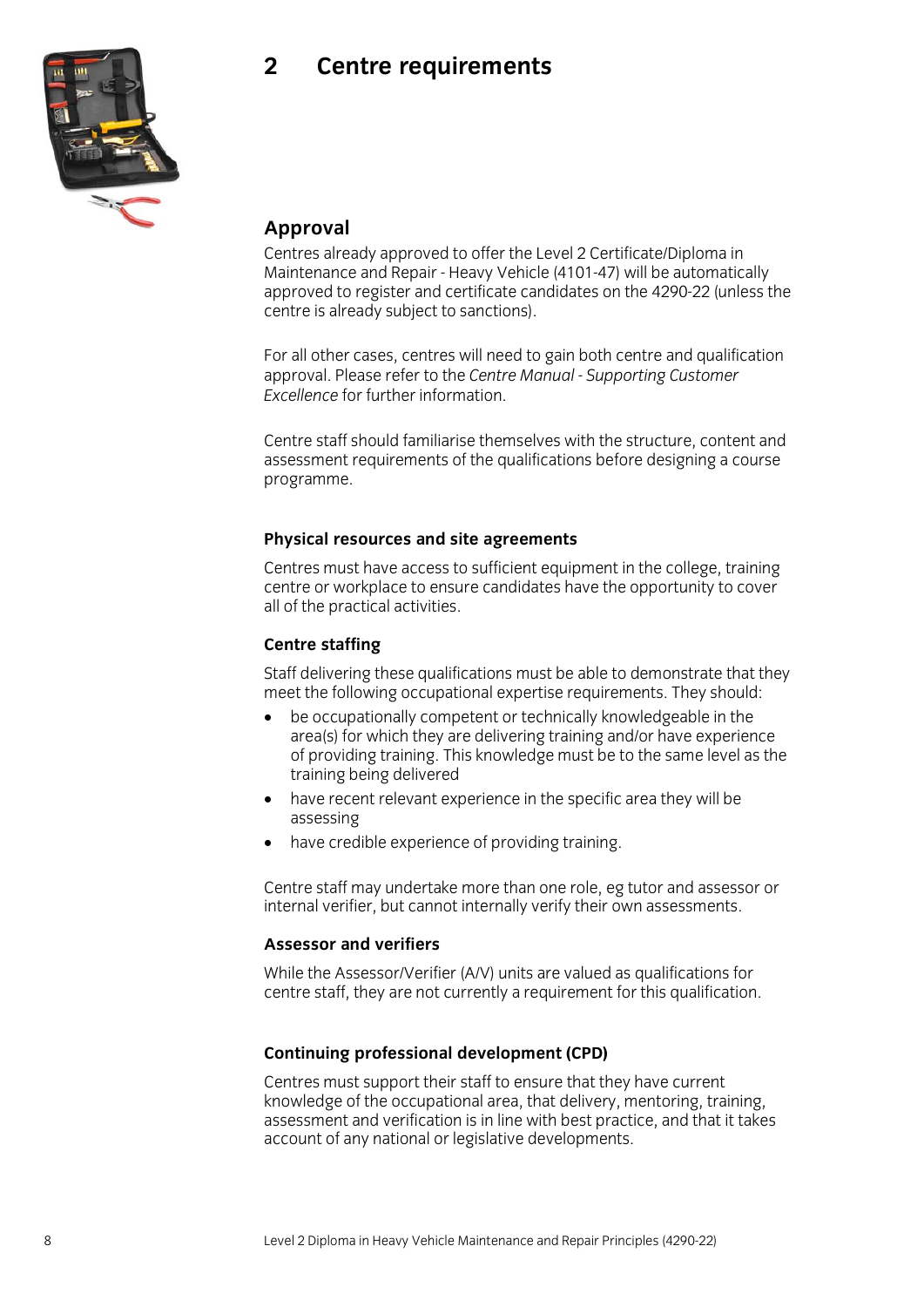# 2 Centre requirements

## Approval

Centres already approved to offer the Level 2 Certificate/Diploma in Maintenance and Repair - Heavy Vehicle (4101-47) will be automatically approved to register and certificate candidates on the 4290-22 (unless the centre is already subject to sanctions).

For all other cases, centres will need to gain both centre and qualification approval. Please refer to the *Centre Manual - Supporting Customer Excellence* for further information.

Centre staff should familiarise themselves with the structure, content and assessment requirements of the qualifications before designing a course programme.

### Physical resources and site agreements

Centres must have access to sufficient equipment in the college, training centre or workplace to ensure candidates have the opportunity to cover all of the practical activities.

### Centre staffing

Staff delivering these qualifications must be able to demonstrate that they meet the following occupational expertise requirements. They should:

- be occupationally competent or technically knowledgeable in the area(s) for which they are delivering training and/or have experience of providing training. This knowledge must be to the same level as the training being delivered
- have recent relevant experience in the specific area they will be assessing
- have credible experience of providing training.

Centre staff may undertake more than one role, eg tutor and assessor or internal verifier, but cannot internally verify their own assessments.

### Assessor and verifiers

While the Assessor/Verifier (A/V) units are valued as qualifications for centre staff, they are not currently a requirement for this qualification.

### Continuing professional development (CPD)

Centres must support their staff to ensure that they have current knowledge of the occupational area, that delivery, mentoring, training, assessment and verification is in line with best practice, and that it takes account of any national or legislative developments.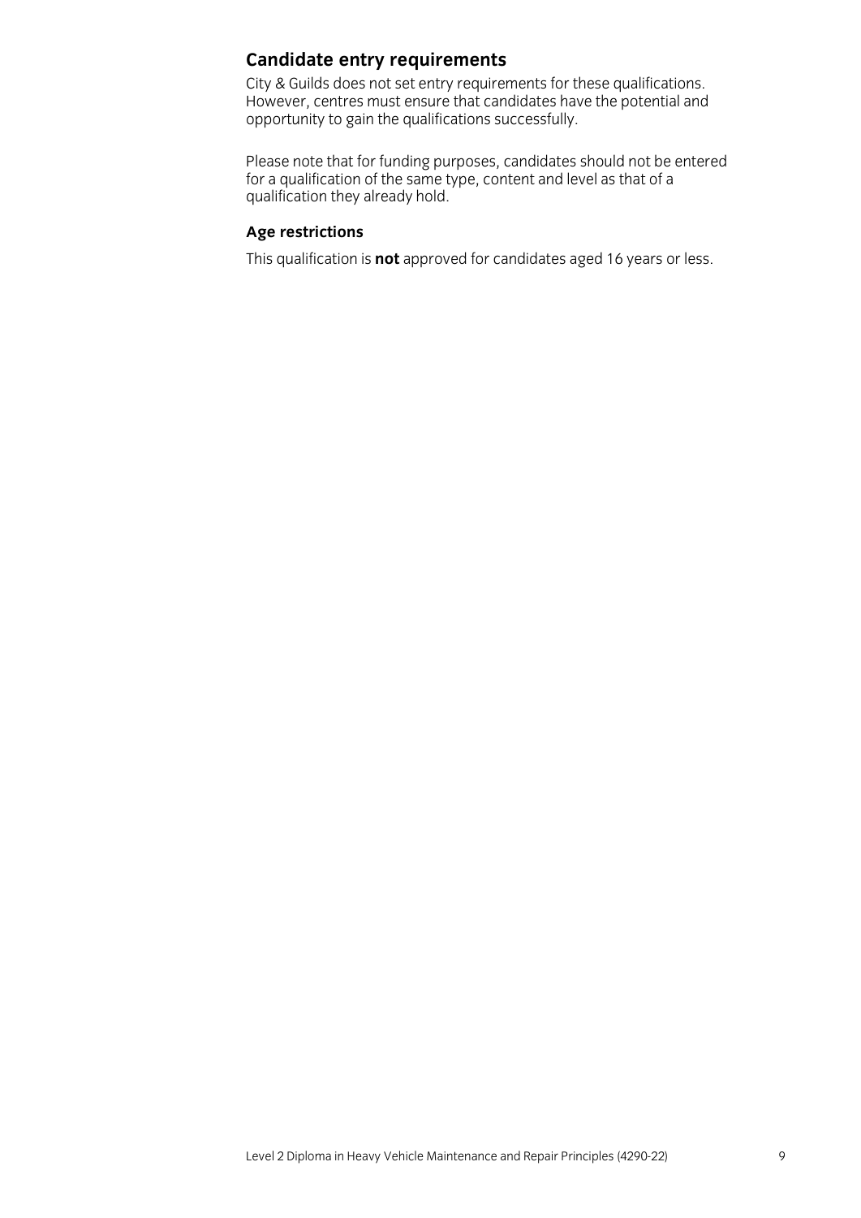## Candidate entry requirements

City & Guilds does not set entry requirements for these qualifications. However, centres must ensure that candidates have the potential and opportunity to gain the qualifications successfully.

Please note that for funding purposes, candidates should not be entered for a qualification of the same type, content and level as that of a qualification they already hold.

### Age restrictions

This qualification is **not** approved for candidates aged 16 years or less.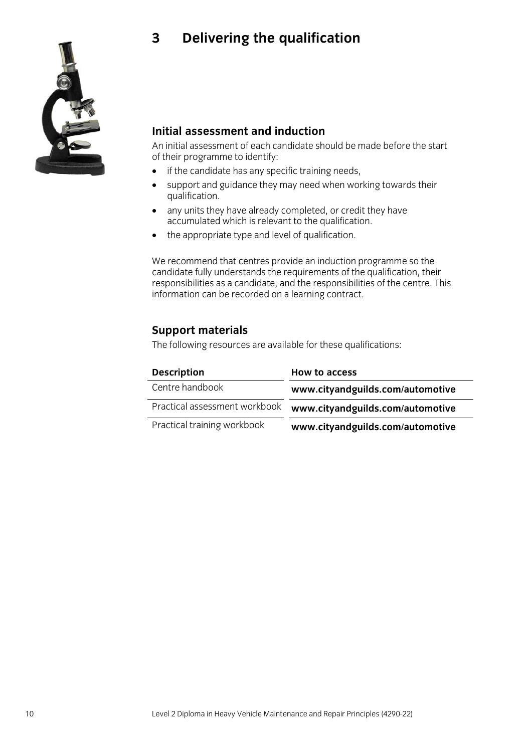# 3 Delivering the qualification

## Initial assessment and induction

An initial assessment of each candidate should be made before the start of their programme to identify:

- if the candidate has any specific training needs,
- support and guidance they may need when working towards their qualification.
- any units they have already completed, or credit they have accumulated which is relevant to the qualification.
- the appropriate type and level of qualification.

We recommend that centres provide an induction programme so the candidate fully understands the requirements of the qualification, their responsibilities as a candidate, and the responsibilities of the centre. This information can be recorded on a learning contract.

## Support materials

The following resources are available for these qualifications:

| Description | How to access |
|---|---|
| Centre handbook | **www.cityandguilds.com/automotive** |
| Practical assessment workbook | **www.cityandguilds.com/automotive** |
| Practical training workbook | **www.cityandguilds.com/automotive** |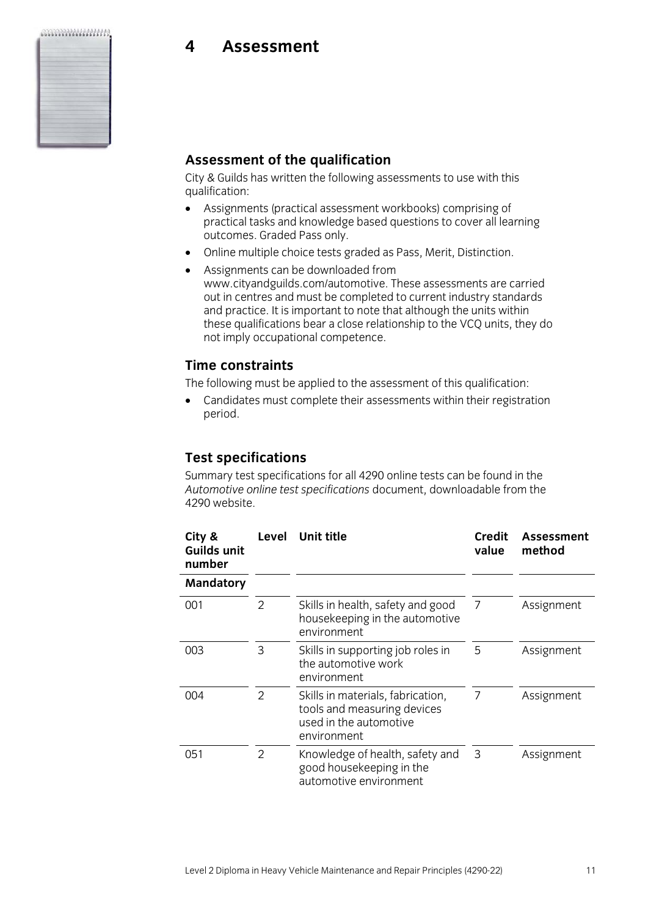# 4 Assessment

## Assessment of the qualification

City & Guilds has written the following assessments to use with this qualification:

- Assignments (practical assessment workbooks) comprising of practical tasks and knowledge based questions to cover all learning outcomes. Graded Pass only.
- Online multiple choice tests graded as Pass, Merit, Distinction.
- Assignments can be downloaded from www.cityandguilds.com/automotive. These assessments are carried out in centres and must be completed to current industry standards and practice. It is important to note that although the units within these qualifications bear a close relationship to the VCQ units, they do not imply occupational competence.

## Time constraints

The following must be applied to the assessment of this qualification:

- Candidates must complete their assessments within their registration period.

## Test specifications

Summary test specifications for all 4290 online tests can be found in the *Automotive online test specifications* document, downloadable from the 4290 website.

| City & Guilds unit number | Level | Unit title | Credit value | Assessment method |
|---|---|---|---|---|
| **Mandatory** | | | | |
| 001 | 2 | Skills in health, safety and good housekeeping in the automotive environment | 7 | Assignment |
| 003 | 3 | Skills in supporting job roles in the automotive work environment | 5 | Assignment |
| 004 | 2 | Skills in materials, fabrication, tools and measuring devices used in the automotive environment | 7 | Assignment |
| 051 | 2 | Knowledge of health, safety and good housekeeping in the automotive environment | 3 | Assignment |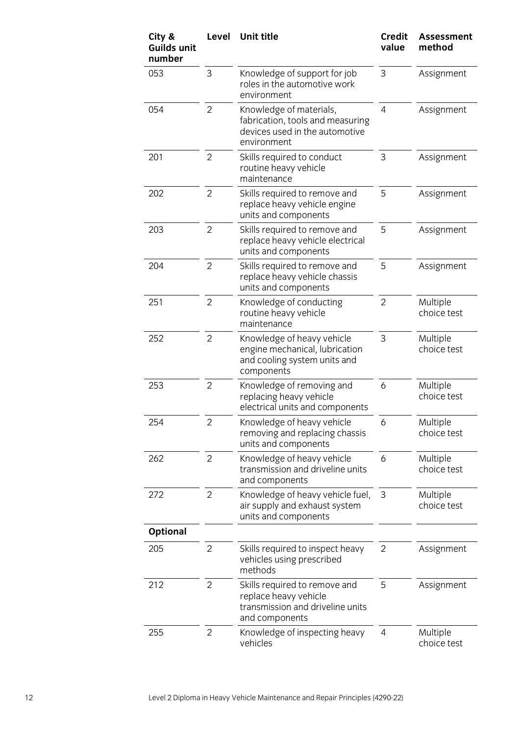| City & Guilds unit number | Level | Unit title | Credit value | Assessment method |
|---|---|---|---|---|
| 053 | 3 | Knowledge of support for job roles in the automotive work environment | 3 | Assignment |
| 054 | 2 | Knowledge of materials, fabrication, tools and measuring devices used in the automotive environment | 4 | Assignment |
| 201 | 2 | Skills required to conduct routine heavy vehicle maintenance | 3 | Assignment |
| 202 | 2 | Skills required to remove and replace heavy vehicle engine units and components | 5 | Assignment |
| 203 | 2 | Skills required to remove and replace heavy vehicle electrical units and components | 5 | Assignment |
| 204 | 2 | Skills required to remove and replace heavy vehicle chassis units and components | 5 | Assignment |
| 251 | 2 | Knowledge of conducting routine heavy vehicle maintenance | 2 | Multiple choice test |
| 252 | 2 | Knowledge of heavy vehicle engine mechanical, lubrication and cooling system units and components | 3 | Multiple choice test |
| 253 | 2 | Knowledge of removing and replacing heavy vehicle electrical units and components | 6 | Multiple choice test |
| 254 | 2 | Knowledge of heavy vehicle removing and replacing chassis units and components | 6 | Multiple choice test |
| 262 | 2 | Knowledge of heavy vehicle transmission and driveline units and components | 6 | Multiple choice test |
| 272 | 2 | Knowledge of heavy vehicle fuel, air supply and exhaust system units and components | 3 | Multiple choice test |
| **Optional** | | | | |
| 205 | 2 | Skills required to inspect heavy vehicles using prescribed methods | 2 | Assignment |
| 212 | 2 | Skills required to remove and replace heavy vehicle transmission and driveline units and components | 5 | Assignment |
| 255 | 2 | Knowledge of inspecting heavy vehicles | 4 | Multiple choice test |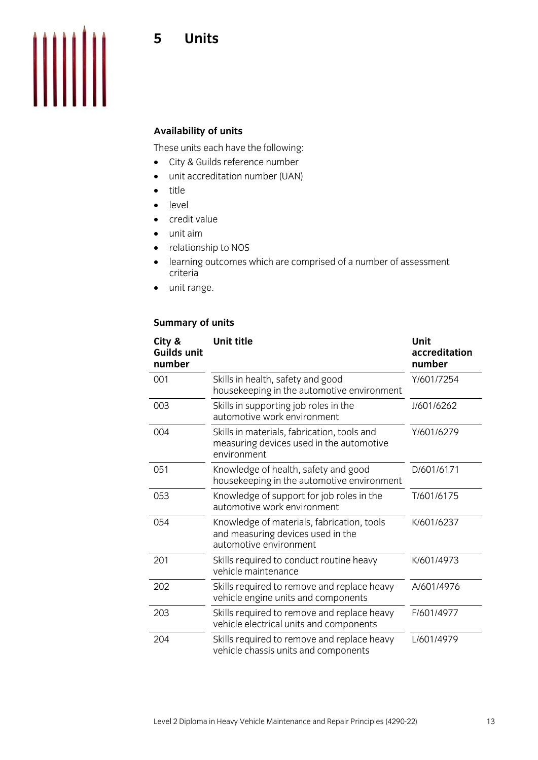# 5 Units

## Availability of units

These units each have the following:

- City & Guilds reference number
- unit accreditation number (UAN)
- title
- level
- credit value
- unit aim
- relationship to NOS
- learning outcomes which are comprised of a number of assessment criteria
- unit range.

## Summary of units

| City & Guilds unit number | Unit title | Unit accreditation number |
|---|---|---|
| 001 | Skills in health, safety and good housekeeping in the automotive environment | Y/601/7254 |
| 003 | Skills in supporting job roles in the automotive work environment | J/601/6262 |
| 004 | Skills in materials, fabrication, tools and measuring devices used in the automotive environment | Y/601/6279 |
| 051 | Knowledge of health, safety and good housekeeping in the automotive environment | D/601/6171 |
| 053 | Knowledge of support for job roles in the automotive work environment | T/601/6175 |
| 054 | Knowledge of materials, fabrication, tools and measuring devices used in the automotive environment | K/601/6237 |
| 201 | Skills required to conduct routine heavy vehicle maintenance | K/601/4973 |
| 202 | Skills required to remove and replace heavy vehicle engine units and components | A/601/4976 |
| 203 | Skills required to remove and replace heavy vehicle electrical units and components | F/601/4977 |
| 204 | Skills required to remove and replace heavy vehicle chassis units and components | L/601/4979 |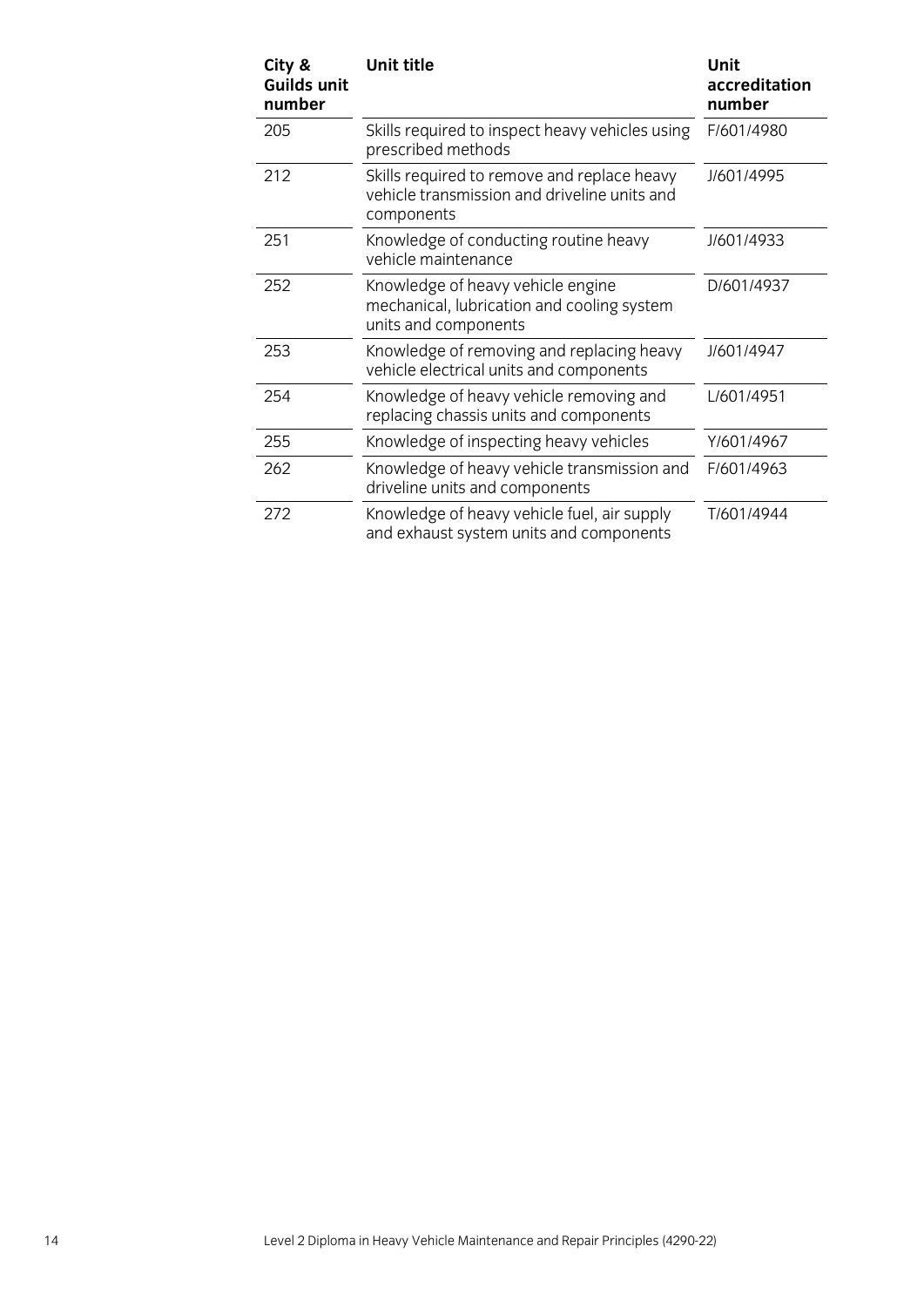| City & Guilds unit number | Unit title | Unit accreditation number |
|---|---|---|
| 205 | Skills required to inspect heavy vehicles using prescribed methods | F/601/4980 |
| 212 | Skills required to remove and replace heavy vehicle transmission and driveline units and components | J/601/4995 |
| 251 | Knowledge of conducting routine heavy vehicle maintenance | J/601/4933 |
| 252 | Knowledge of heavy vehicle engine mechanical, lubrication and cooling system units and components | D/601/4937 |
| 253 | Knowledge of removing and replacing heavy vehicle electrical units and components | J/601/4947 |
| 254 | Knowledge of heavy vehicle removing and replacing chassis units and components | L/601/4951 |
| 255 | Knowledge of inspecting heavy vehicles | Y/601/4967 |
| 262 | Knowledge of heavy vehicle transmission and driveline units and components | F/601/4963 |
| 272 | Knowledge of heavy vehicle fuel, air supply and exhaust system units and components | T/601/4944 |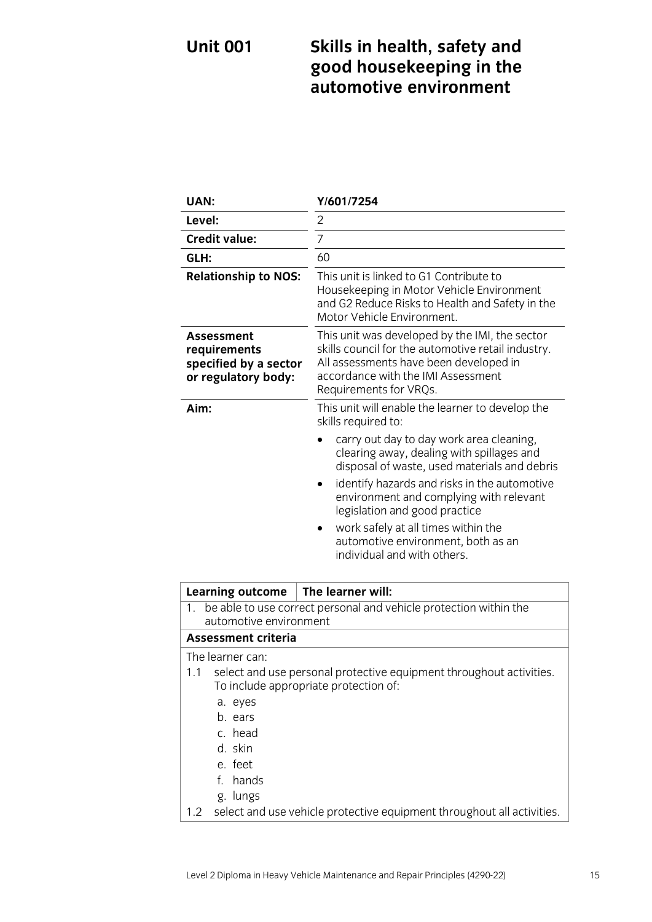# Unit 001 Skills in health, safety and good housekeeping in the automotive environment

| | |
|---|---|
| **UAN:** | **Y/601/7254** |
| **Level:** | 2 |
| **Credit value:** | 7 |
| **GLH:** | 60 |
| **Relationship to NOS:** | This unit is linked to G1 Contribute to Housekeeping in Motor Vehicle Environment and G2 Reduce Risks to Health and Safety in the Motor Vehicle Environment. |
| **Assessment requirements specified by a sector or regulatory body:** | This unit was developed by the IMI, the sector skills council for the automotive retail industry. All assessments have been developed in accordance with the IMI Assessment Requirements for VRQs. |
| **Aim:** | This unit will enable the learner to develop the skills required to: <br>• carry out day to day work area cleaning, clearing away, dealing with spillages and disposal of waste, used materials and debris <br>• identify hazards and risks in the automotive environment and complying with relevant legislation and good practice <br>• work safely at all times within the automotive environment, both as an individual and with others. |

| **Learning outcome** | **The learner will:** |
|---|---|
| 1. be able to use correct personal and vehicle protection within the automotive environment | |

**Assessment criteria**

The learner can:

1.1 select and use personal protective equipment throughout activities. To include appropriate protection of:

  a. eyes
  b. ears
  c. head
  d. skin
  e. feet
  f. hands
  g. lungs

1.2 select and use vehicle protective equipment throughout all activities.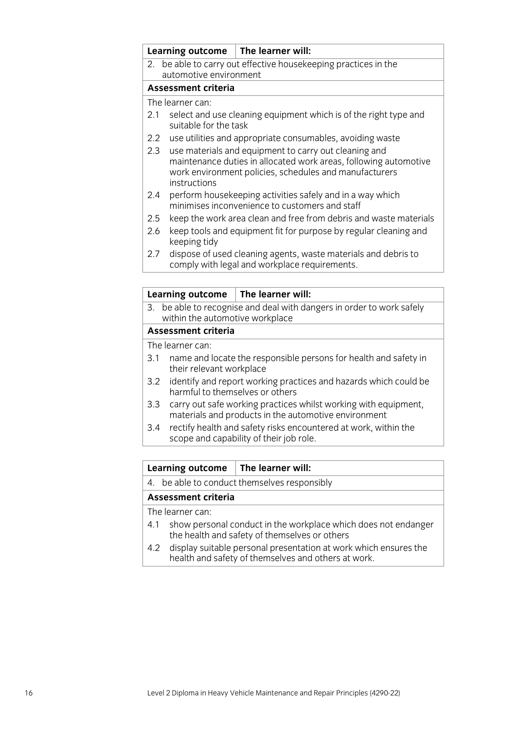| Learning outcome | The learner will: |
|---|---|
| 2. be able to carry out effective housekeeping practices in the automotive environment | |

**Assessment criteria**

The learner can:

2.1 select and use cleaning equipment which is of the right type and suitable for the task

2.2 use utilities and appropriate consumables, avoiding waste

2.3 use materials and equipment to carry out cleaning and maintenance duties in allocated work areas, following automotive work environment policies, schedules and manufacturers instructions

2.4 perform housekeeping activities safely and in a way which minimises inconvenience to customers and staff

2.5 keep the work area clean and free from debris and waste materials

2.6 keep tools and equipment fit for purpose by regular cleaning and keeping tidy

2.7 dispose of used cleaning agents, waste materials and debris to comply with legal and workplace requirements.

| Learning outcome | The learner will: |
|---|---|
| 3. be able to recognise and deal with dangers in order to work safely within the automotive workplace | |

**Assessment criteria**

The learner can:

3.1 name and locate the responsible persons for health and safety in their relevant workplace

3.2 identify and report working practices and hazards which could be harmful to themselves or others

3.3 carry out safe working practices whilst working with equipment, materials and products in the automotive environment

3.4 rectify health and safety risks encountered at work, within the scope and capability of their job role.

| Learning outcome | The learner will: |
|---|---|
| 4. be able to conduct themselves responsibly | |

**Assessment criteria**

The learner can:

4.1 show personal conduct in the workplace which does not endanger the health and safety of themselves or others

4.2 display suitable personal presentation at work which ensures the health and safety of themselves and others at work.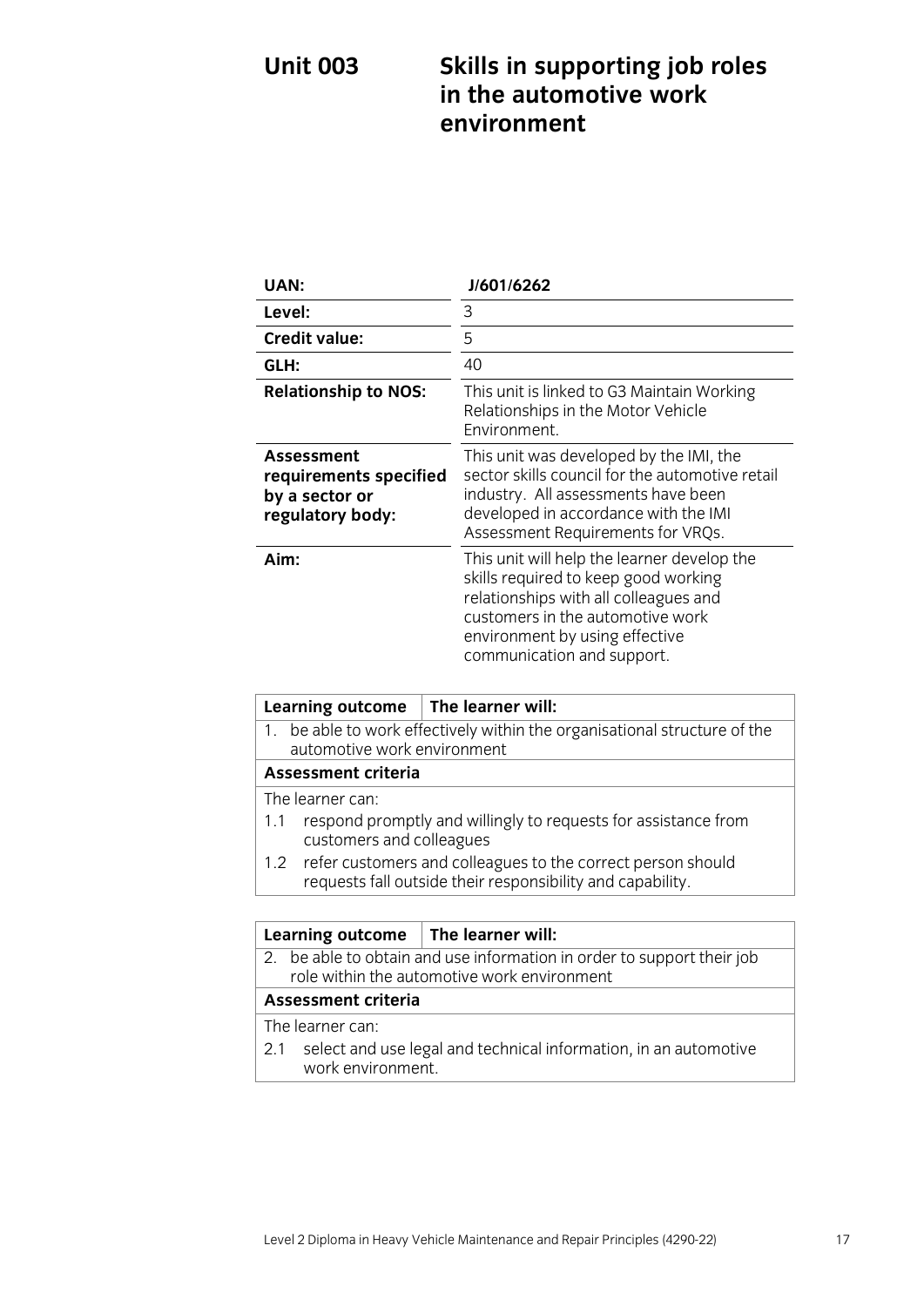# Unit 003 Skills in supporting job roles in the automotive work environment

| | |
|---|---|
| **UAN:** | **J/601/6262** |
| **Level:** | 3 |
| **Credit value:** | 5 |
| **GLH:** | 40 |
| **Relationship to NOS:** | This unit is linked to G3 Maintain Working Relationships in the Motor Vehicle Environment. |
| **Assessment requirements specified by a sector or regulatory body:** | This unit was developed by the IMI, the sector skills council for the automotive retail industry. All assessments have been developed in accordance with the IMI Assessment Requirements for VRQs. |
| **Aim:** | This unit will help the learner develop the skills required to keep good working relationships with all colleagues and customers in the automotive work environment by using effective communication and support. |

| **Learning outcome** | **The learner will:** |
|---|---|
| 1. be able to work effectively within the organisational structure of the automotive work environment | |
| **Assessment criteria** | |
| The learner can: | |
| 1.1 respond promptly and willingly to requests for assistance from customers and colleagues | |
| 1.2 refer customers and colleagues to the correct person should requests fall outside their responsibility and capability. | |

| **Learning outcome** | **The learner will:** |
|---|---|
| 2. be able to obtain and use information in order to support their job role within the automotive work environment | |
| **Assessment criteria** | |
| The learner can: | |
| 2.1 select and use legal and technical information, in an automotive work environment. | |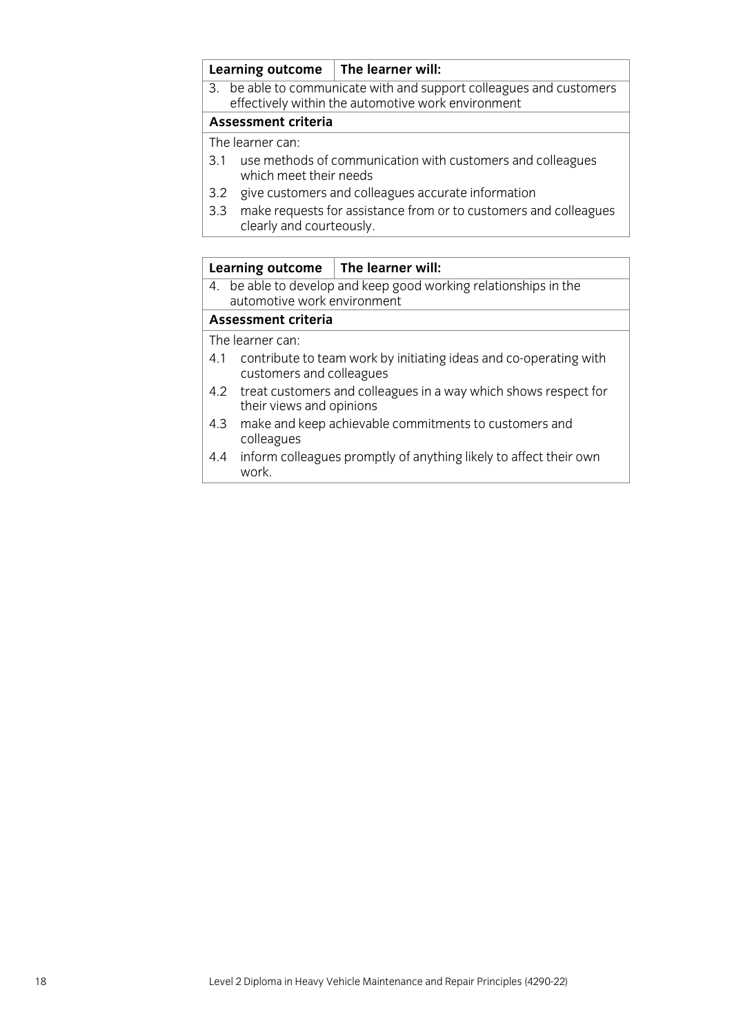| Learning outcome | The learner will: |
|---|---|
| 3. be able to communicate with and support colleagues and customers effectively within the automotive work environment | |
| **Assessment criteria** | |
| The learner can:<br>3.1 use methods of communication with customers and colleagues which meet their needs<br>3.2 give customers and colleagues accurate information<br>3.3 make requests for assistance from or to customers and colleagues clearly and courteously. | |

| Learning outcome | The learner will: |
|---|---|
| 4. be able to develop and keep good working relationships in the automotive work environment | |
| **Assessment criteria** | |
| The learner can:<br>4.1 contribute to team work by initiating ideas and co-operating with customers and colleagues<br>4.2 treat customers and colleagues in a way which shows respect for their views and opinions<br>4.3 make and keep achievable commitments to customers and colleagues<br>4.4 inform colleagues promptly of anything likely to affect their own work. | |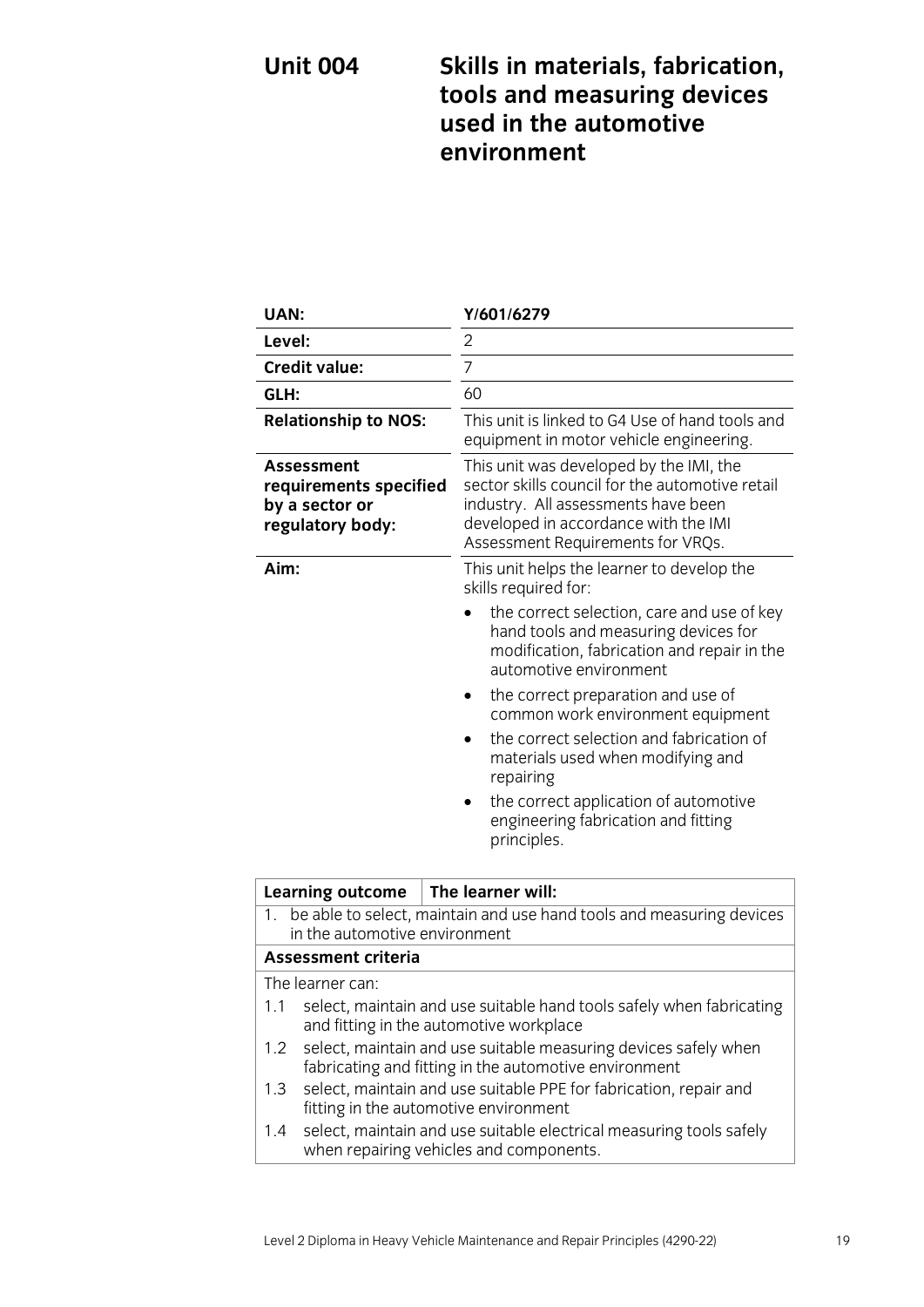# Unit 004 Skills in materials, fabrication, tools and measuring devices used in the automotive environment

| | |
|---|---|
| **UAN:** | **Y/601/6279** |
| **Level:** | 2 |
| **Credit value:** | 7 |
| **GLH:** | 60 |
| **Relationship to NOS:** | This unit is linked to G4 Use of hand tools and equipment in motor vehicle engineering. |
| **Assessment requirements specified by a sector or regulatory body:** | This unit was developed by the IMI, the sector skills council for the automotive retail industry. All assessments have been developed in accordance with the IMI Assessment Requirements for VRQs. |
| **Aim:** | This unit helps the learner to develop the skills required for:<br>• the correct selection, care and use of key hand tools and measuring devices for modification, fabrication and repair in the automotive environment<br>• the correct preparation and use of common work environment equipment<br>• the correct selection and fabrication of materials used when modifying and repairing<br>• the correct application of automotive engineering fabrication and fitting principles. |

| **Learning outcome** | **The learner will:** |
|---|---|
| 1. be able to select, maintain and use hand tools and measuring devices in the automotive environment | |
| **Assessment criteria** | |
| The learner can:<br>1.1 select, maintain and use suitable hand tools safely when fabricating and fitting in the automotive workplace<br>1.2 select, maintain and use suitable measuring devices safely when fabricating and fitting in the automotive environment<br>1.3 select, maintain and use suitable PPE for fabrication, repair and fitting in the automotive environment<br>1.4 select, maintain and use suitable electrical measuring tools safely when repairing vehicles and components. | |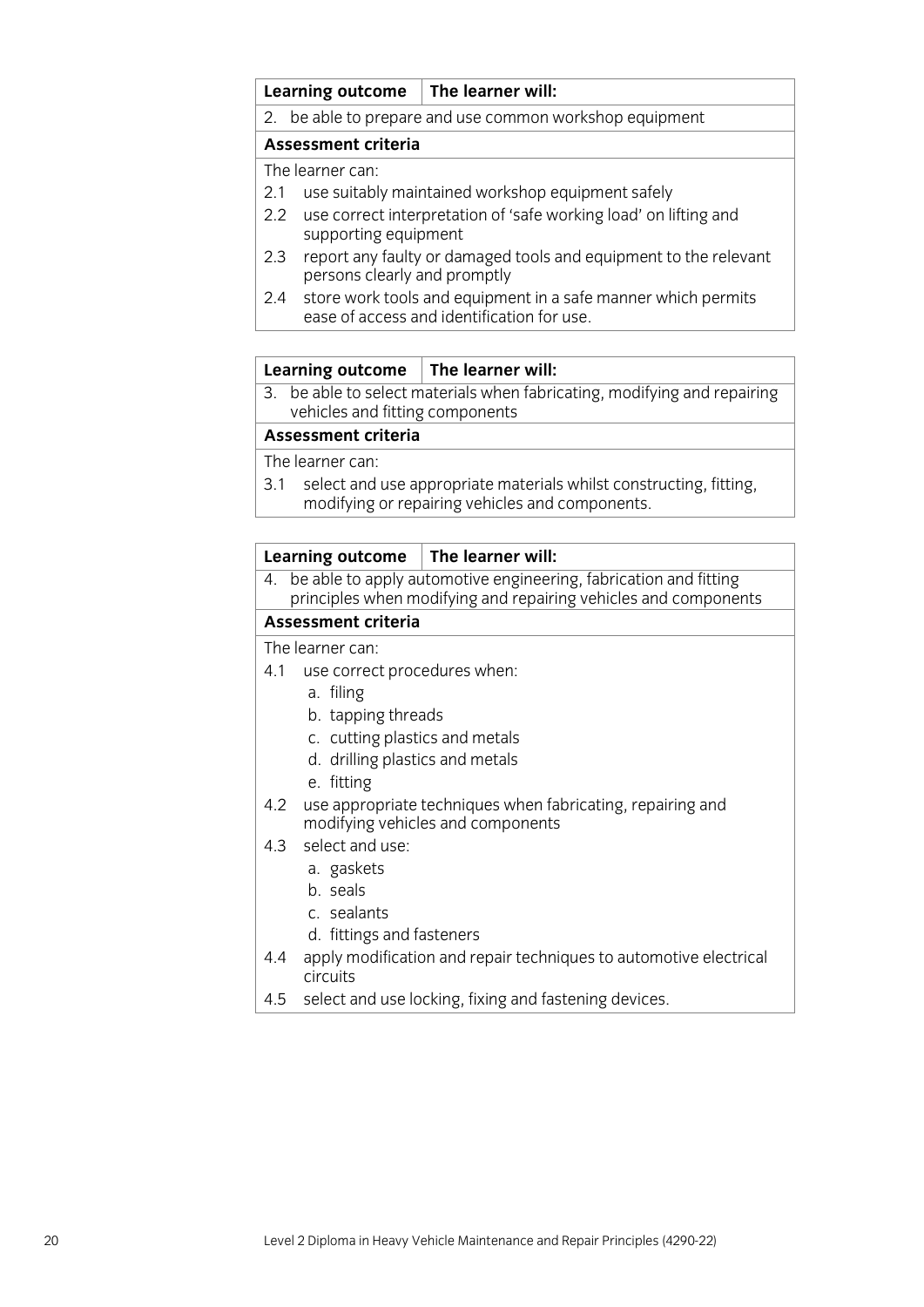| Learning outcome | The learner will: |
| --- | --- |
| 2. be able to prepare and use common workshop equipment | |

**Assessment criteria**

The learner can:

- 2.1 use suitably maintained workshop equipment safely
- 2.2 use correct interpretation of 'safe working load' on lifting and supporting equipment
- 2.3 report any faulty or damaged tools and equipment to the relevant persons clearly and promptly
- 2.4 store work tools and equipment in a safe manner which permits ease of access and identification for use.

| Learning outcome | The learner will: |
| --- | --- |
| 3. be able to select materials when fabricating, modifying and repairing vehicles and fitting components | |

**Assessment criteria**

The learner can:

- 3.1 select and use appropriate materials whilst constructing, fitting, modifying or repairing vehicles and components.

| Learning outcome | The learner will: |
| --- | --- |
| 4. be able to apply automotive engineering, fabrication and fitting principles when modifying and repairing vehicles and components | |

**Assessment criteria**

The learner can:

- 4.1 use correct procedures when:
  - a. filing
  - b. tapping threads
  - c. cutting plastics and metals
  - d. drilling plastics and metals
  - e. fitting
- 4.2 use appropriate techniques when fabricating, repairing and modifying vehicles and components
- 4.3 select and use:
  - a. gaskets
  - b. seals
  - c. sealants
  - d. fittings and fasteners
- 4.4 apply modification and repair techniques to automotive electrical circuits
- 4.5 select and use locking, fixing and fastening devices.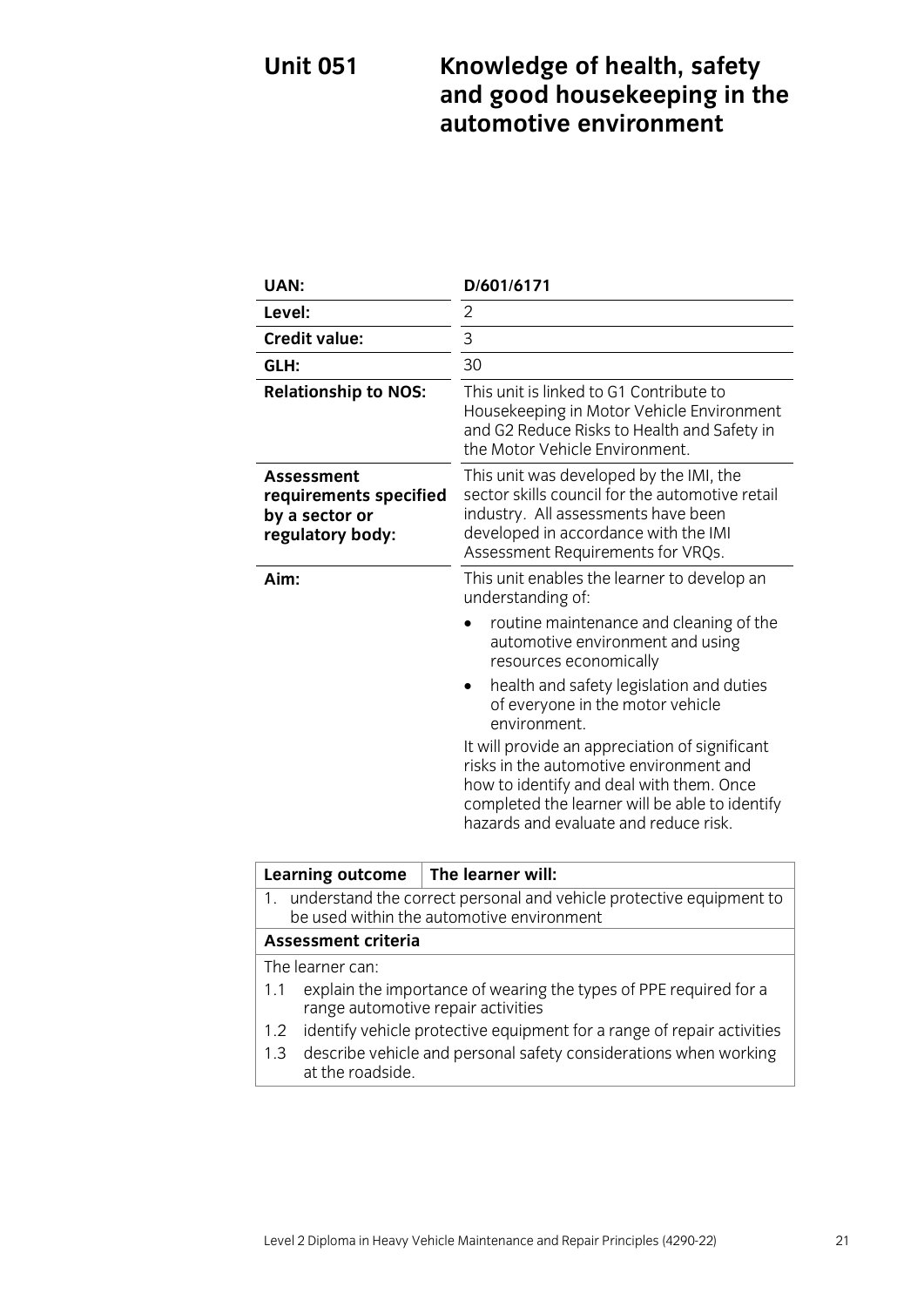# Unit 051 Knowledge of health, safety and good housekeeping in the automotive environment

| | |
|---|---|
| **UAN:** | **D/601/6171** |
| **Level:** | 2 |
| **Credit value:** | 3 |
| **GLH:** | 30 |
| **Relationship to NOS:** | This unit is linked to G1 Contribute to Housekeeping in Motor Vehicle Environment and G2 Reduce Risks to Health and Safety in the Motor Vehicle Environment. |
| **Assessment requirements specified by a sector or regulatory body:** | This unit was developed by the IMI, the sector skills council for the automotive retail industry. All assessments have been developed in accordance with the IMI Assessment Requirements for VRQs. |
| **Aim:** | This unit enables the learner to develop an understanding of:<br>• routine maintenance and cleaning of the automotive environment and using resources economically<br>• health and safety legislation and duties of everyone in the motor vehicle environment.<br>It will provide an appreciation of significant risks in the automotive environment and how to identify and deal with them. Once completed the learner will be able to identify hazards and evaluate and reduce risk. |

| **Learning outcome** | **The learner will:** |
|---|---|
| 1. understand the correct personal and vehicle protective equipment to be used within the automotive environment | |
| **Assessment criteria** | |
| The learner can:<br>1.1 explain the importance of wearing the types of PPE required for a range automotive repair activities<br>1.2 identify vehicle protective equipment for a range of repair activities<br>1.3 describe vehicle and personal safety considerations when working at the roadside. | |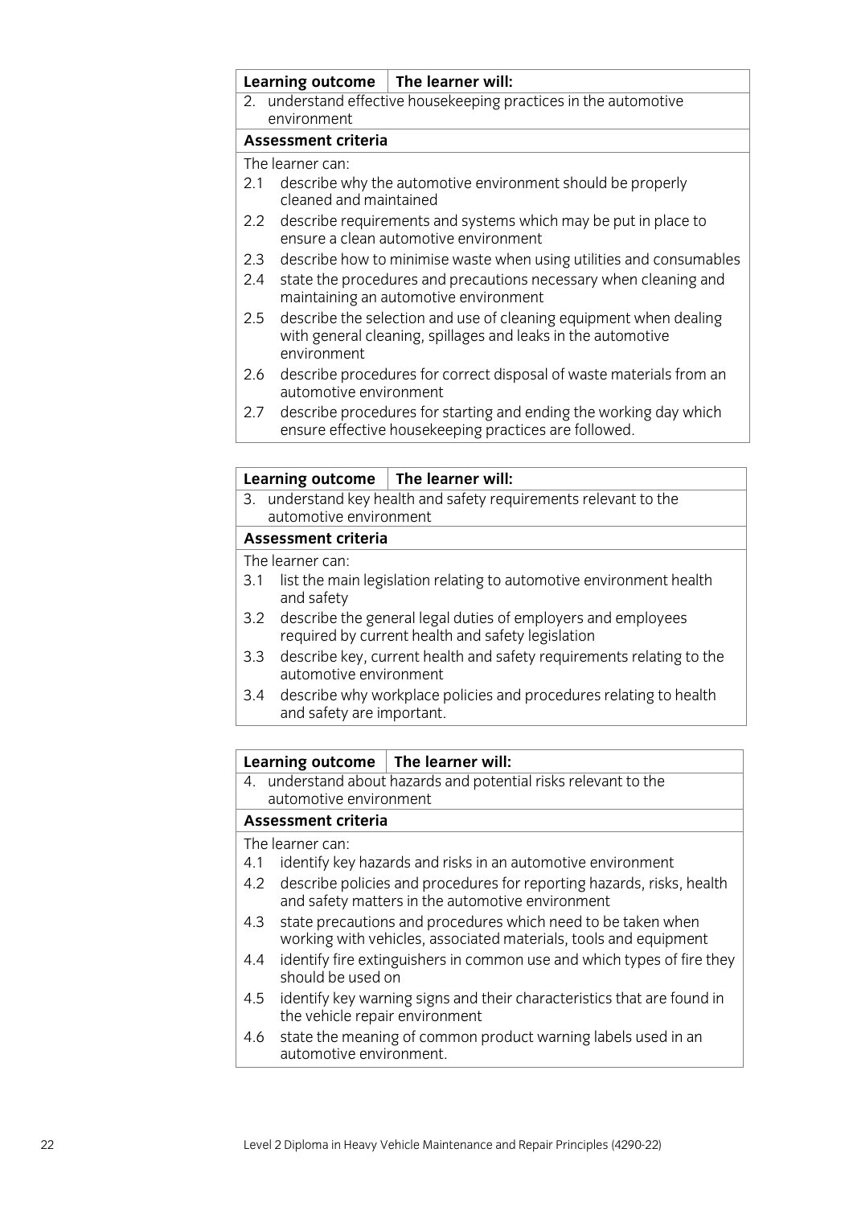| Learning outcome | The learner will: |
|---|---|
| 2. understand effective housekeeping practices in the automotive environment | |

**Assessment criteria**

The learner can:

2.1 describe why the automotive environment should be properly cleaned and maintained

2.2 describe requirements and systems which may be put in place to ensure a clean automotive environment

2.3 describe how to minimise waste when using utilities and consumables

2.4 state the procedures and precautions necessary when cleaning and maintaining an automotive environment

2.5 describe the selection and use of cleaning equipment when dealing with general cleaning, spillages and leaks in the automotive environment

2.6 describe procedures for correct disposal of waste materials from an automotive environment

2.7 describe procedures for starting and ending the working day which ensure effective housekeeping practices are followed.

| Learning outcome | The learner will: |
|---|---|
| 3. understand key health and safety requirements relevant to the automotive environment | |

**Assessment criteria**

The learner can:

3.1 list the main legislation relating to automotive environment health and safety

3.2 describe the general legal duties of employers and employees required by current health and safety legislation

3.3 describe key, current health and safety requirements relating to the automotive environment

3.4 describe why workplace policies and procedures relating to health and safety are important.

| Learning outcome | The learner will: |
|---|---|
| 4. understand about hazards and potential risks relevant to the automotive environment | |

**Assessment criteria**

The learner can:

4.1 identify key hazards and risks in an automotive environment

4.2 describe policies and procedures for reporting hazards, risks, health and safety matters in the automotive environment

4.3 state precautions and procedures which need to be taken when working with vehicles, associated materials, tools and equipment

4.4 identify fire extinguishers in common use and which types of fire they should be used on

4.5 identify key warning signs and their characteristics that are found in the vehicle repair environment

4.6 state the meaning of common product warning labels used in an automotive environment.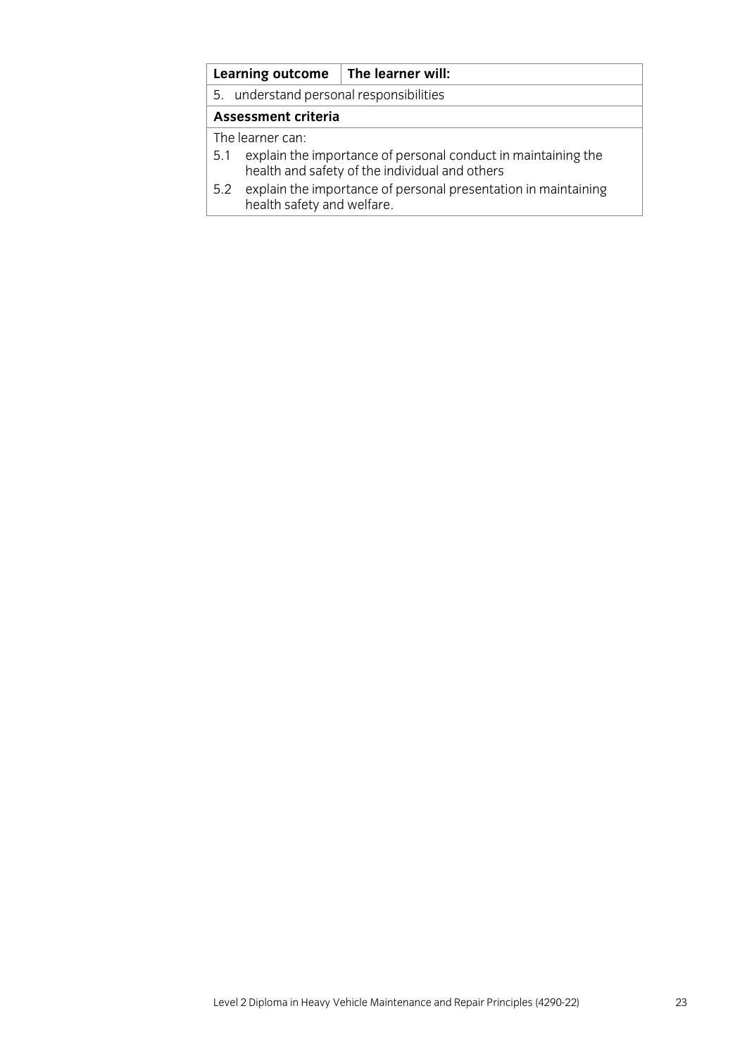| Learning outcome | The learner will: |
| --- | --- |
| 5. understand personal responsibilities | |
| **Assessment criteria** | |
| The learner can:<br>5.1 explain the importance of personal conduct in maintaining the health and safety of the individual and others<br>5.2 explain the importance of personal presentation in maintaining health safety and welfare. | |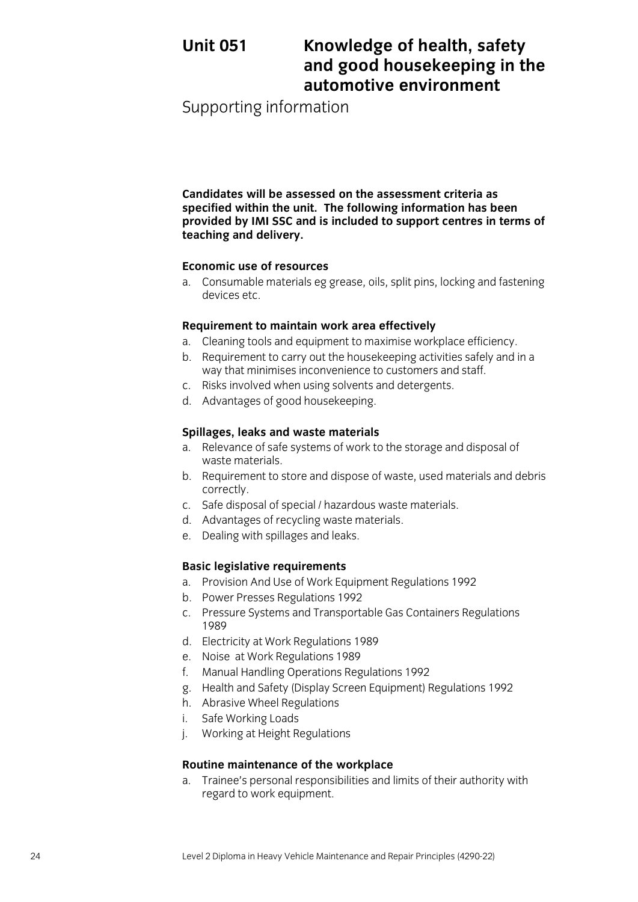# Unit 051 Knowledge of health, safety and good housekeeping in the automotive environment

## Supporting information

**Candidates will be assessed on the assessment criteria as specified within the unit. The following information has been provided by IMI SSC and is included to support centres in terms of teaching and delivery.**

### Economic use of resources

a. Consumable materials eg grease, oils, split pins, locking and fastening devices etc.

### Requirement to maintain work area effectively

a. Cleaning tools and equipment to maximise workplace efficiency.
b. Requirement to carry out the housekeeping activities safely and in a way that minimises inconvenience to customers and staff.
c. Risks involved when using solvents and detergents.
d. Advantages of good housekeeping.

### Spillages, leaks and waste materials

a. Relevance of safe systems of work to the storage and disposal of waste materials.
b. Requirement to store and dispose of waste, used materials and debris correctly.
c. Safe disposal of special / hazardous waste materials.
d. Advantages of recycling waste materials.
e. Dealing with spillages and leaks.

### Basic legislative requirements

a. Provision And Use of Work Equipment Regulations 1992
b. Power Presses Regulations 1992
c. Pressure Systems and Transportable Gas Containers Regulations 1989
d. Electricity at Work Regulations 1989
e. Noise at Work Regulations 1989
f. Manual Handling Operations Regulations 1992
g. Health and Safety (Display Screen Equipment) Regulations 1992
h. Abrasive Wheel Regulations
i. Safe Working Loads
j. Working at Height Regulations

### Routine maintenance of the workplace

a. Trainee's personal responsibilities and limits of their authority with regard to work equipment.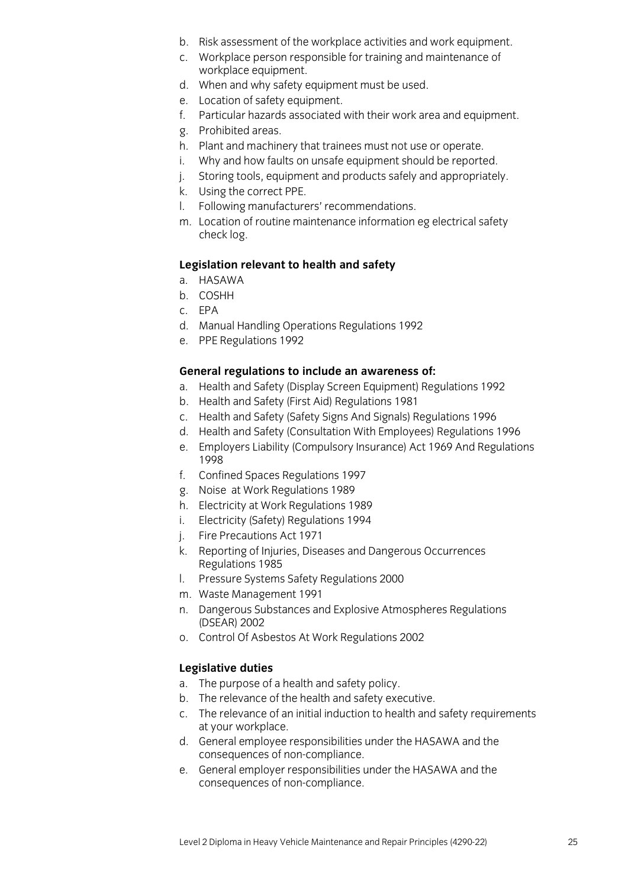b. Risk assessment of the workplace activities and work equipment.
c. Workplace person responsible for training and maintenance of workplace equipment.
d. When and why safety equipment must be used.
e. Location of safety equipment.
f. Particular hazards associated with their work area and equipment.
g. Prohibited areas.
h. Plant and machinery that trainees must not use or operate.
i. Why and how faults on unsafe equipment should be reported.
j. Storing tools, equipment and products safely and appropriately.
k. Using the correct PPE.
l. Following manufacturers' recommendations.
m. Location of routine maintenance information eg electrical safety check log.

**Legislation relevant to health and safety**

a. HASAWA
b. COSHH
c. EPA
d. Manual Handling Operations Regulations 1992
e. PPE Regulations 1992

**General regulations to include an awareness of:**

a. Health and Safety (Display Screen Equipment) Regulations 1992
b. Health and Safety (First Aid) Regulations 1981
c. Health and Safety (Safety Signs And Signals) Regulations 1996
d. Health and Safety (Consultation With Employees) Regulations 1996
e. Employers Liability (Compulsory Insurance) Act 1969 And Regulations 1998
f. Confined Spaces Regulations 1997
g. Noise at Work Regulations 1989
h. Electricity at Work Regulations 1989
i. Electricity (Safety) Regulations 1994
j. Fire Precautions Act 1971
k. Reporting of Injuries, Diseases and Dangerous Occurrences Regulations 1985
l. Pressure Systems Safety Regulations 2000
m. Waste Management 1991
n. Dangerous Substances and Explosive Atmospheres Regulations (DSEAR) 2002
o. Control Of Asbestos At Work Regulations 2002

**Legislative duties**

a. The purpose of a health and safety policy.
b. The relevance of the health and safety executive.
c. The relevance of an initial induction to health and safety requirements at your workplace.
d. General employee responsibilities under the HASAWA and the consequences of non-compliance.
e. General employer responsibilities under the HASAWA and the consequences of non-compliance.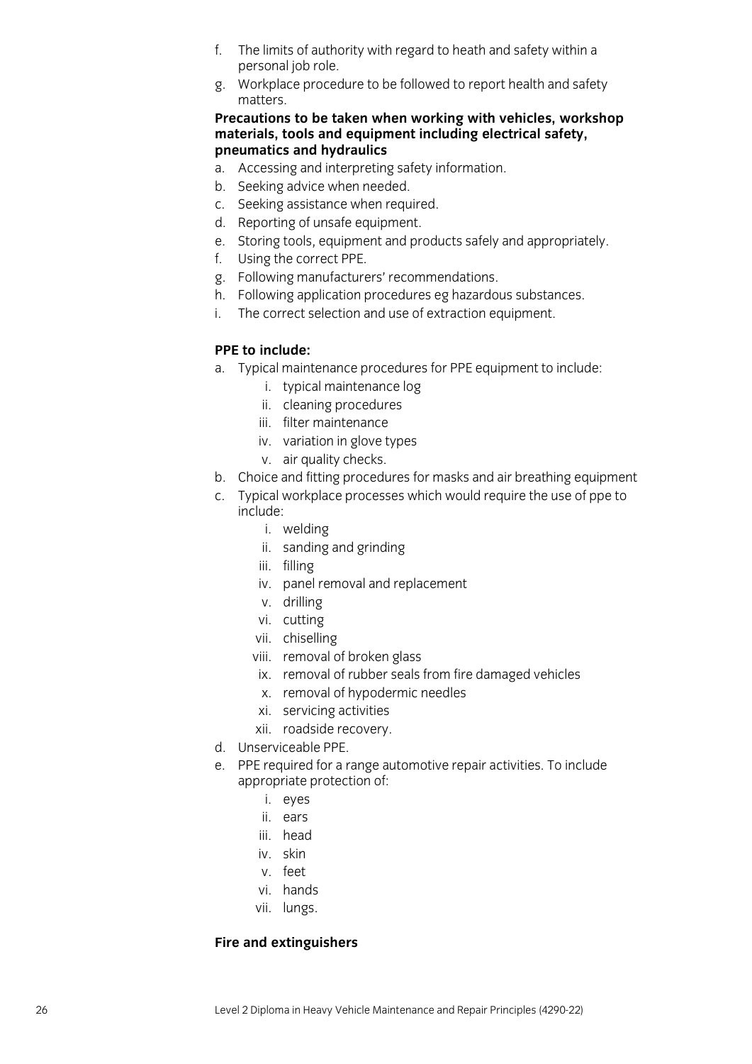f. The limits of authority with regard to heath and safety within a personal job role.
g. Workplace procedure to be followed to report health and safety matters.

**Precautions to be taken when working with vehicles, workshop materials, tools and equipment including electrical safety, pneumatics and hydraulics**

a. Accessing and interpreting safety information.
b. Seeking advice when needed.
c. Seeking assistance when required.
d. Reporting of unsafe equipment.
e. Storing tools, equipment and products safely and appropriately.
f. Using the correct PPE.
g. Following manufacturers' recommendations.
h. Following application procedures eg hazardous substances.
i. The correct selection and use of extraction equipment.

**PPE to include:**

a. Typical maintenance procedures for PPE equipment to include:
    i. typical maintenance log
    ii. cleaning procedures
    iii. filter maintenance
    iv. variation in glove types
    v. air quality checks.
b. Choice and fitting procedures for masks and air breathing equipment
c. Typical workplace processes which would require the use of ppe to include:
    i. welding
    ii. sanding and grinding
    iii. filling
    iv. panel removal and replacement
    v. drilling
    vi. cutting
    vii. chiselling
    viii. removal of broken glass
    ix. removal of rubber seals from fire damaged vehicles
    x. removal of hypodermic needles
    xi. servicing activities
    xii. roadside recovery.
d. Unserviceable PPE.
e. PPE required for a range automotive repair activities. To include appropriate protection of:
    i. eyes
    ii. ears
    iii. head
    iv. skin
    v. feet
    vi. hands
    vii. lungs.

**Fire and extinguishers**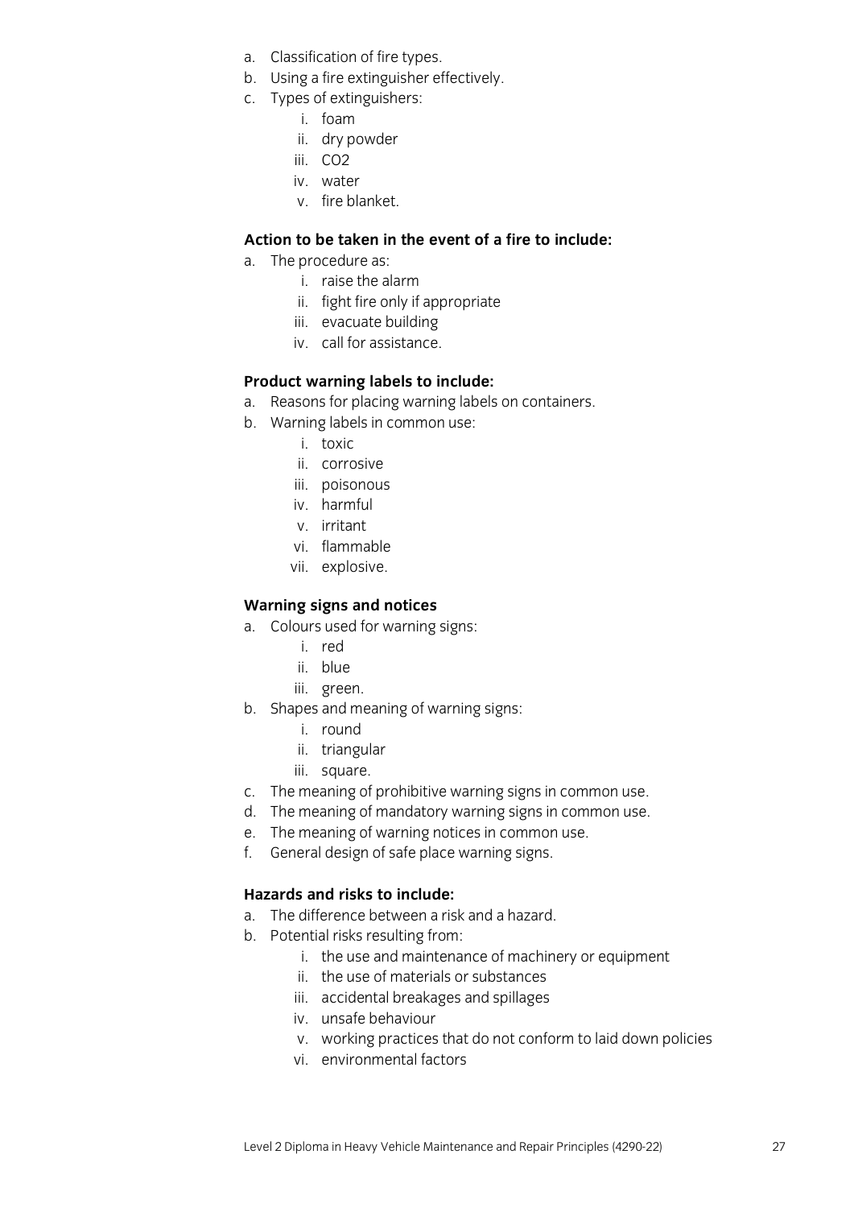a. Classification of fire types.
b. Using a fire extinguisher effectively.
c. Types of extinguishers:
    i. foam
    ii. dry powder
    iii. CO2
    iv. water
    v. fire blanket.

**Action to be taken in the event of a fire to include:**

a. The procedure as:
    i. raise the alarm
    ii. fight fire only if appropriate
    iii. evacuate building
    iv. call for assistance.

**Product warning labels to include:**

a. Reasons for placing warning labels on containers.
b. Warning labels in common use:
    i. toxic
    ii. corrosive
    iii. poisonous
    iv. harmful
    v. irritant
    vi. flammable
    vii. explosive.

**Warning signs and notices**

a. Colours used for warning signs:
    i. red
    ii. blue
    iii. green.
b. Shapes and meaning of warning signs:
    i. round
    ii. triangular
    iii. square.
c. The meaning of prohibitive warning signs in common use.
d. The meaning of mandatory warning signs in common use.
e. The meaning of warning notices in common use.
f. General design of safe place warning signs.

**Hazards and risks to include:**

a. The difference between a risk and a hazard.
b. Potential risks resulting from:
    i. the use and maintenance of machinery or equipment
    ii. the use of materials or substances
    iii. accidental breakages and spillages
    iv. unsafe behaviour
    v. working practices that do not conform to laid down policies
    vi. environmental factors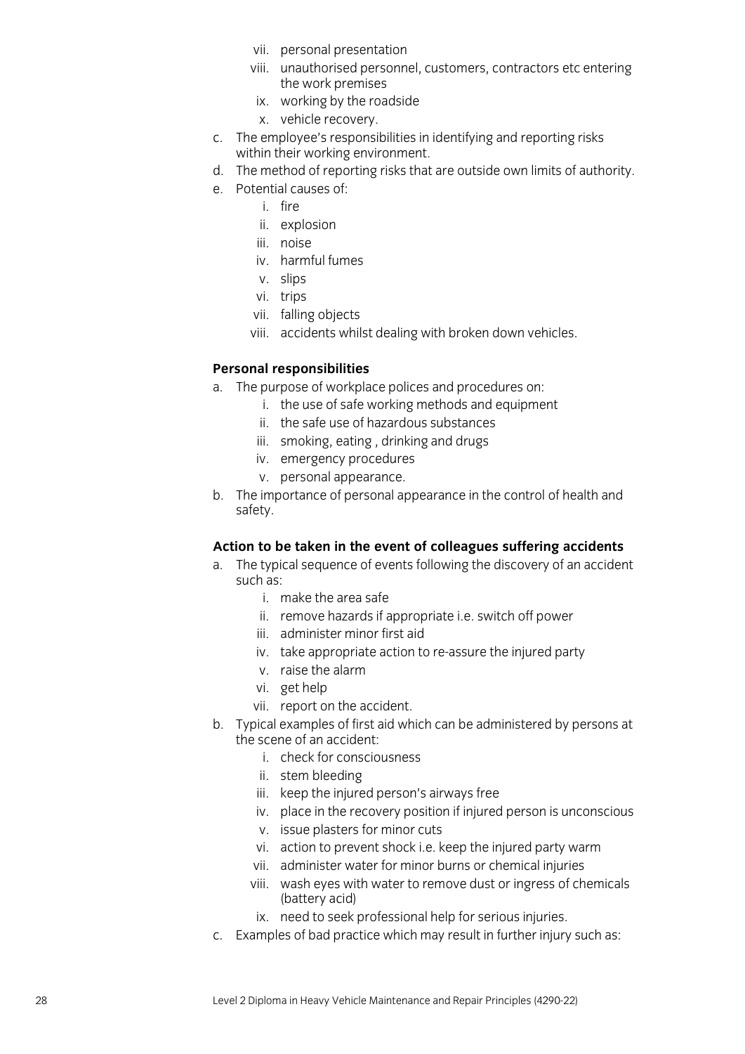vii. personal presentation
   viii. unauthorised personnel, customers, contractors etc entering the work premises
   ix. working by the roadside
   x. vehicle recovery.

c. The employee's responsibilities in identifying and reporting risks within their working environment.
d. The method of reporting risks that are outside own limits of authority.
e. Potential causes of:
   i. fire
   ii. explosion
   iii. noise
   iv. harmful fumes
   v. slips
   vi. trips
   vii. falling objects
   viii. accidents whilst dealing with broken down vehicles.

**Personal responsibilities**

a. The purpose of workplace polices and procedures on:
   i. the use of safe working methods and equipment
   ii. the safe use of hazardous substances
   iii. smoking, eating , drinking and drugs
   iv. emergency procedures
   v. personal appearance.
b. The importance of personal appearance in the control of health and safety.

**Action to be taken in the event of colleagues suffering accidents**

a. The typical sequence of events following the discovery of an accident such as:
   i. make the area safe
   ii. remove hazards if appropriate i.e. switch off power
   iii. administer minor first aid
   iv. take appropriate action to re-assure the injured party
   v. raise the alarm
   vi. get help
   vii. report on the accident.
b. Typical examples of first aid which can be administered by persons at the scene of an accident:
   i. check for consciousness
   ii. stem bleeding
   iii. keep the injured person's airways free
   iv. place in the recovery position if injured person is unconscious
   v. issue plasters for minor cuts
   vi. action to prevent shock i.e. keep the injured party warm
   vii. administer water for minor burns or chemical injuries
   viii. wash eyes with water to remove dust or ingress of chemicals (battery acid)
   ix. need to seek professional help for serious injuries.
c. Examples of bad practice which may result in further injury such as: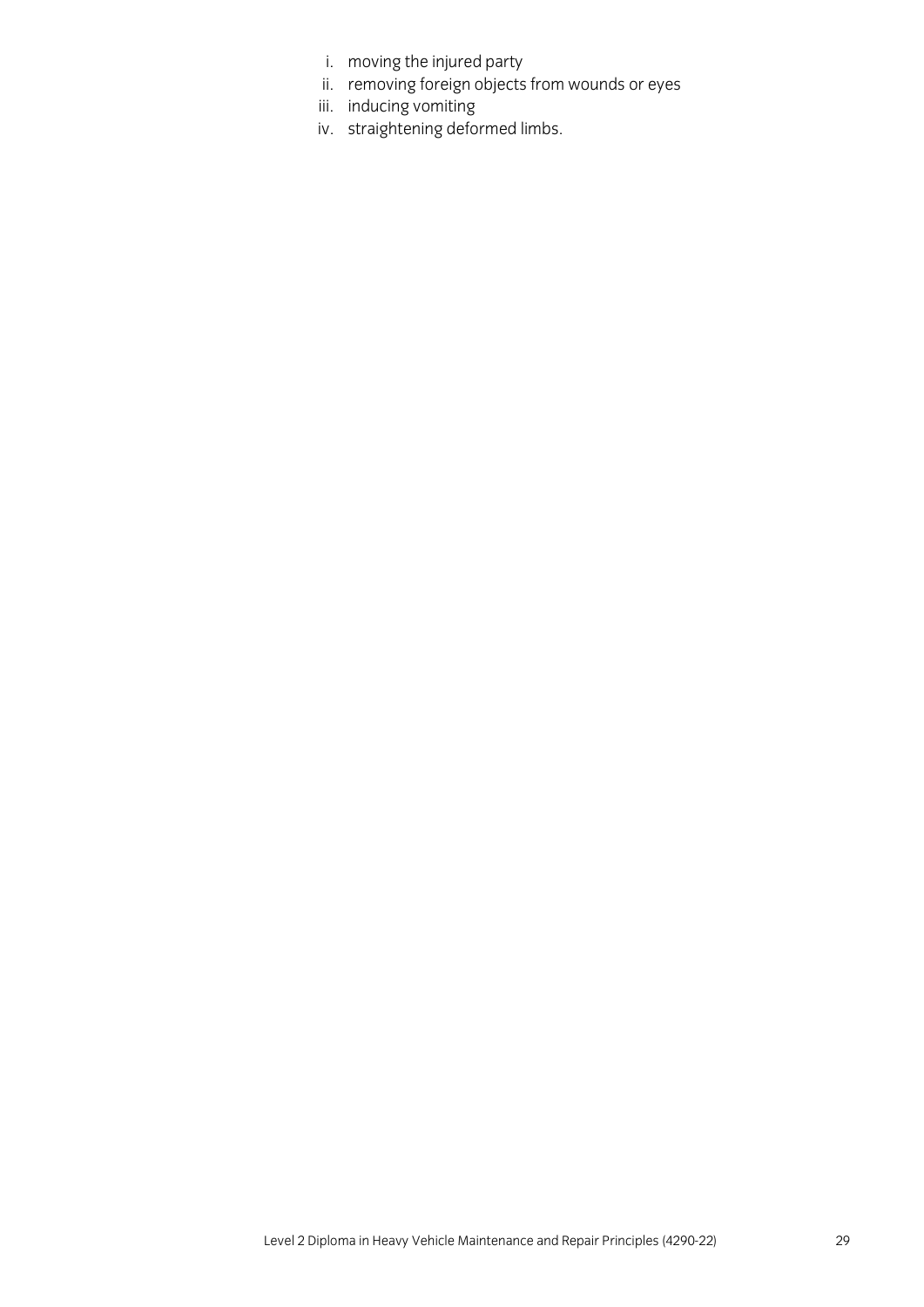i. moving the injured party
ii. removing foreign objects from wounds or eyes
iii. inducing vomiting
iv. straightening deformed limbs.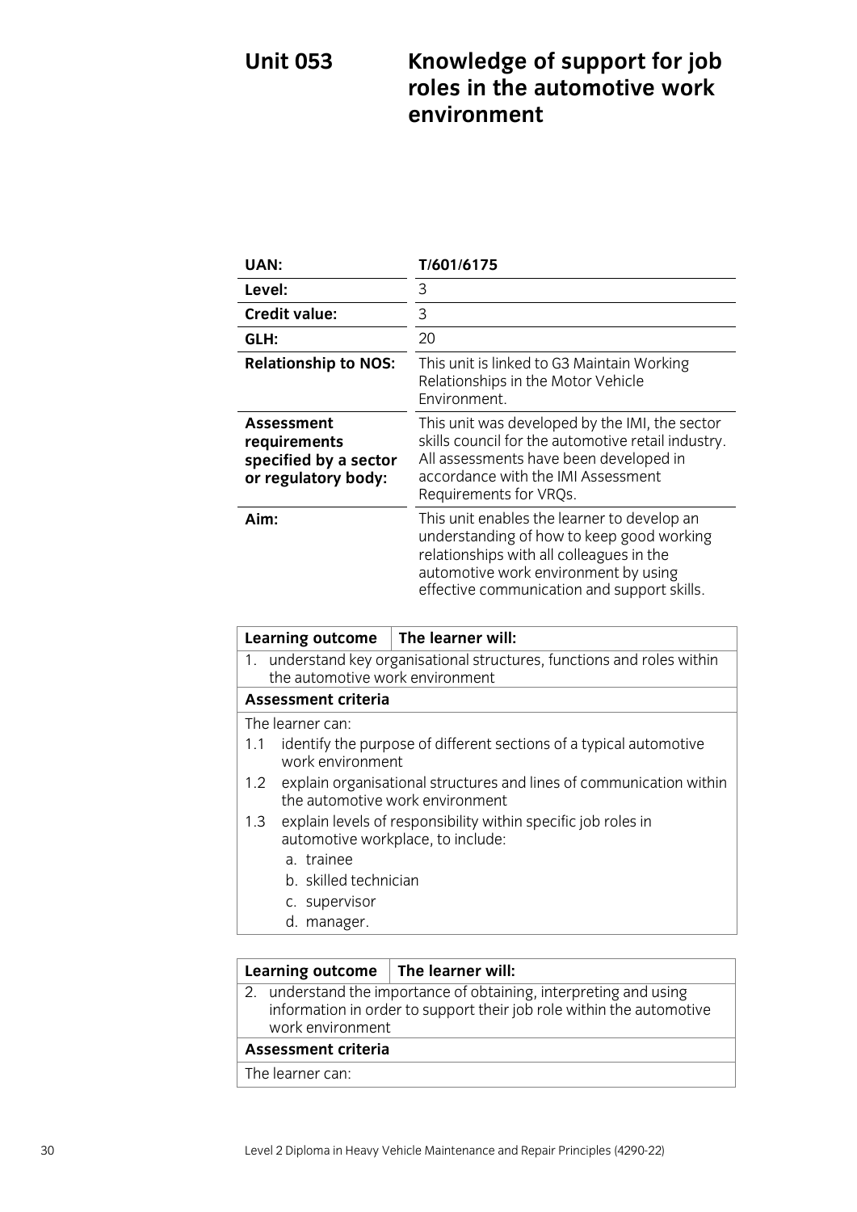# Unit 053 Knowledge of support for job roles in the automotive work environment

| | |
|---|---|
| **UAN:** | **T/601/6175** |
| **Level:** | 3 |
| **Credit value:** | 3 |
| **GLH:** | 20 |
| **Relationship to NOS:** | This unit is linked to G3 Maintain Working Relationships in the Motor Vehicle Environment. |
| **Assessment requirements specified by a sector or regulatory body:** | This unit was developed by the IMI, the sector skills council for the automotive retail industry. All assessments have been developed in accordance with the IMI Assessment Requirements for VRQs. |
| **Aim:** | This unit enables the learner to develop an understanding of how to keep good working relationships with all colleagues in the automotive work environment by using effective communication and support skills. |

| **Learning outcome** | **The learner will:** |
|---|---|
| 1. understand key organisational structures, functions and roles within the automotive work environment | |
| **Assessment criteria** | |
| The learner can:<br>1.1 identify the purpose of different sections of a typical automotive work environment<br>1.2 explain organisational structures and lines of communication within the automotive work environment<br>1.3 explain levels of responsibility within specific job roles in automotive workplace, to include:<br>a. trainee<br>b. skilled technician<br>c. supervisor<br>d. manager. | |

| **Learning outcome** | **The learner will:** |
|---|---|
| 2. understand the importance of obtaining, interpreting and using information in order to support their job role within the automotive work environment | |
| **Assessment criteria** | |
| The learner can: | |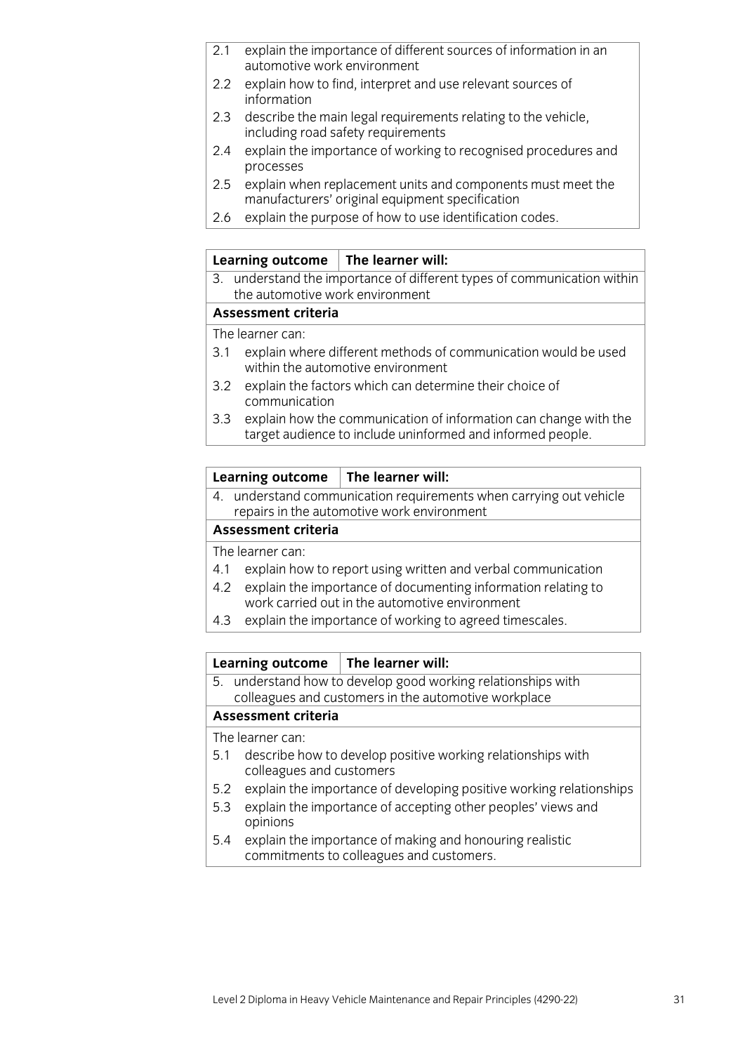2.1 explain the importance of different sources of information in an automotive work environment
2.2 explain how to find, interpret and use relevant sources of information
2.3 describe the main legal requirements relating to the vehicle, including road safety requirements
2.4 explain the importance of working to recognised procedures and processes
2.5 explain when replacement units and components must meet the manufacturers' original equipment specification
2.6 explain the purpose of how to use identification codes.

| Learning outcome | The learner will: |
|---|---|
| 3. understand the importance of different types of communication within the automotive work environment | |

**Assessment criteria**

The learner can:

3.1 explain where different methods of communication would be used within the automotive environment
3.2 explain the factors which can determine their choice of communication
3.3 explain how the communication of information can change with the target audience to include uninformed and informed people.

| Learning outcome | The learner will: |
|---|---|
| 4. understand communication requirements when carrying out vehicle repairs in the automotive work environment | |

**Assessment criteria**

The learner can:

4.1 explain how to report using written and verbal communication
4.2 explain the importance of documenting information relating to work carried out in the automotive environment
4.3 explain the importance of working to agreed timescales.

| Learning outcome | The learner will: |
|---|---|
| 5. understand how to develop good working relationships with colleagues and customers in the automotive workplace | |

**Assessment criteria**

The learner can:

5.1 describe how to develop positive working relationships with colleagues and customers
5.2 explain the importance of developing positive working relationships
5.3 explain the importance of accepting other peoples' views and opinions
5.4 explain the importance of making and honouring realistic commitments to colleagues and customers.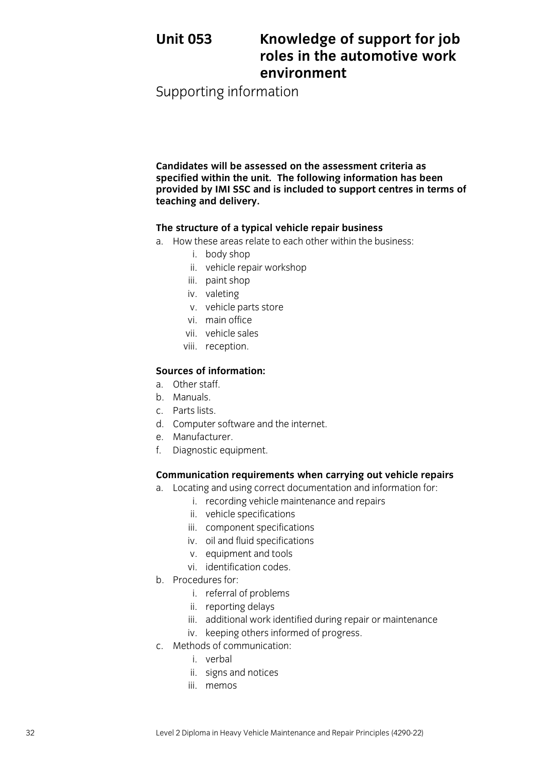# Unit 053 Knowledge of support for job roles in the automotive work environment

## Supporting information

**Candidates will be assessed on the assessment criteria as specified within the unit. The following information has been provided by IMI SSC and is included to support centres in terms of teaching and delivery.**

### The structure of a typical vehicle repair business

a. How these areas relate to each other within the business:
   i. body shop
   ii. vehicle repair workshop
   iii. paint shop
   iv. valeting
   v. vehicle parts store
   vi. main office
   vii. vehicle sales
   viii. reception.

### Sources of information:

a. Other staff.
b. Manuals.
c. Parts lists.
d. Computer software and the internet.
e. Manufacturer.
f. Diagnostic equipment.

### Communication requirements when carrying out vehicle repairs

a. Locating and using correct documentation and information for:
   i. recording vehicle maintenance and repairs
   ii. vehicle specifications
   iii. component specifications
   iv. oil and fluid specifications
   v. equipment and tools
   vi. identification codes.
b. Procedures for:
   i. referral of problems
   ii. reporting delays
   iii. additional work identified during repair or maintenance
   iv. keeping others informed of progress.
c. Methods of communication:
   i. verbal
   ii. signs and notices
   iii. memos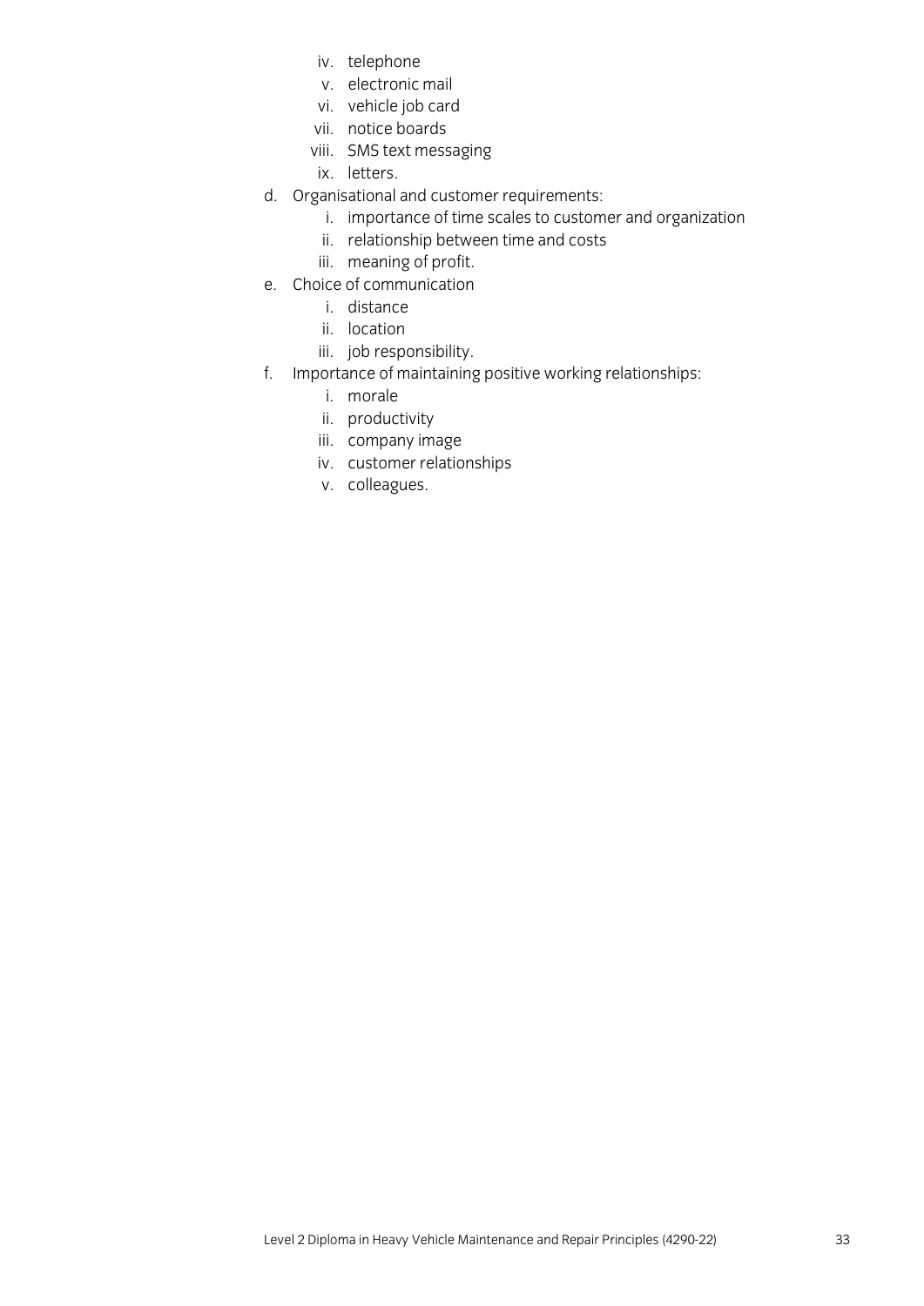- iv. telephone
- v. electronic mail
- vi. vehicle job card
- vii. notice boards
- viii. SMS text messaging
- ix. letters.

d. Organisational and customer requirements:
- i. importance of time scales to customer and organization
- ii. relationship between time and costs
- iii. meaning of profit.

e. Choice of communication
- i. distance
- ii. location
- iii. job responsibility.

f. Importance of maintaining positive working relationships:
- i. morale
- ii. productivity
- iii. company image
- iv. customer relationships
- v. colleagues.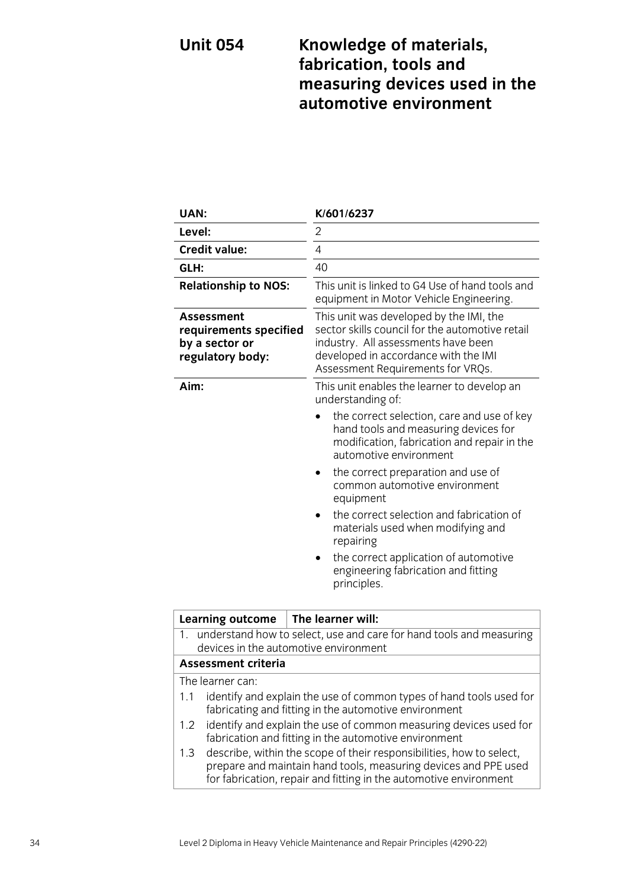# Unit 054 Knowledge of materials, fabrication, tools and measuring devices used in the automotive environment

| | |
|---|---|
| **UAN:** | **K/601/6237** |
| **Level:** | 2 |
| **Credit value:** | 4 |
| **GLH:** | 40 |
| **Relationship to NOS:** | This unit is linked to G4 Use of hand tools and equipment in Motor Vehicle Engineering. |
| **Assessment requirements specified by a sector or regulatory body:** | This unit was developed by the IMI, the sector skills council for the automotive retail industry. All assessments have been developed in accordance with the IMI Assessment Requirements for VRQs. |
| **Aim:** | This unit enables the learner to develop an understanding of: <br>• the correct selection, care and use of key hand tools and measuring devices for modification, fabrication and repair in the automotive environment <br>• the correct preparation and use of common automotive environment equipment <br>• the correct selection and fabrication of materials used when modifying and repairing <br>• the correct application of automotive engineering fabrication and fitting principles. |

| **Learning outcome** | **The learner will:** |
|---|---|
| 1. understand how to select, use and care for hand tools and measuring devices in the automotive environment | |
| **Assessment criteria** | |
| The learner can: | |
| 1.1 identify and explain the use of common types of hand tools used for fabricating and fitting in the automotive environment | |
| 1.2 identify and explain the use of common measuring devices used for fabrication and fitting in the automotive environment | |
| 1.3 describe, within the scope of their responsibilities, how to select, prepare and maintain hand tools, measuring devices and PPE used for fabrication, repair and fitting in the automotive environment | |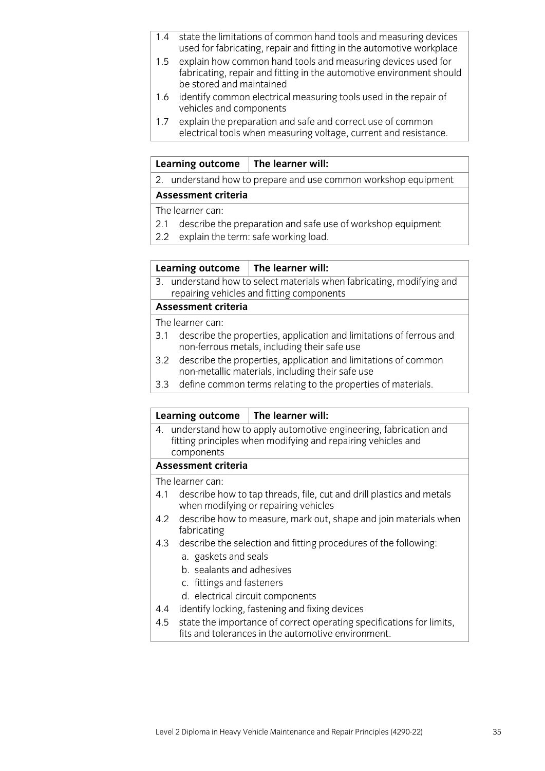1.4 state the limitations of common hand tools and measuring devices used for fabricating, repair and fitting in the automotive workplace
1.5 explain how common hand tools and measuring devices used for fabricating, repair and fitting in the automotive environment should be stored and maintained
1.6 identify common electrical measuring tools used in the repair of vehicles and components
1.7 explain the preparation and safe and correct use of common electrical tools when measuring voltage, current and resistance.

| **Learning outcome** | **The learner will:** |
|---|---|
| 2. understand how to prepare and use common workshop equipment | |
| **Assessment criteria** | |
| The learner can:<br>2.1 describe the preparation and safe use of workshop equipment<br>2.2 explain the term: safe working load. | |

| **Learning outcome** | **The learner will:** |
|---|---|
| 3. understand how to select materials when fabricating, modifying and repairing vehicles and fitting components | |
| **Assessment criteria** | |
| The learner can:<br>3.1 describe the properties, application and limitations of ferrous and non-ferrous metals, including their safe use<br>3.2 describe the properties, application and limitations of common non-metallic materials, including their safe use<br>3.3 define common terms relating to the properties of materials. | |

| **Learning outcome** | **The learner will:** |
|---|---|
| 4. understand how to apply automotive engineering, fabrication and fitting principles when modifying and repairing vehicles and components | |
| **Assessment criteria** | |
| The learner can:<br>4.1 describe how to tap threads, file, cut and drill plastics and metals when modifying or repairing vehicles<br>4.2 describe how to measure, mark out, shape and join materials when fabricating<br>4.3 describe the selection and fitting procedures of the following:<br>a. gaskets and seals<br>b. sealants and adhesives<br>c. fittings and fasteners<br>d. electrical circuit components<br>4.4 identify locking, fastening and fixing devices<br>4.5 state the importance of correct operating specifications for limits, fits and tolerances in the automotive environment. | |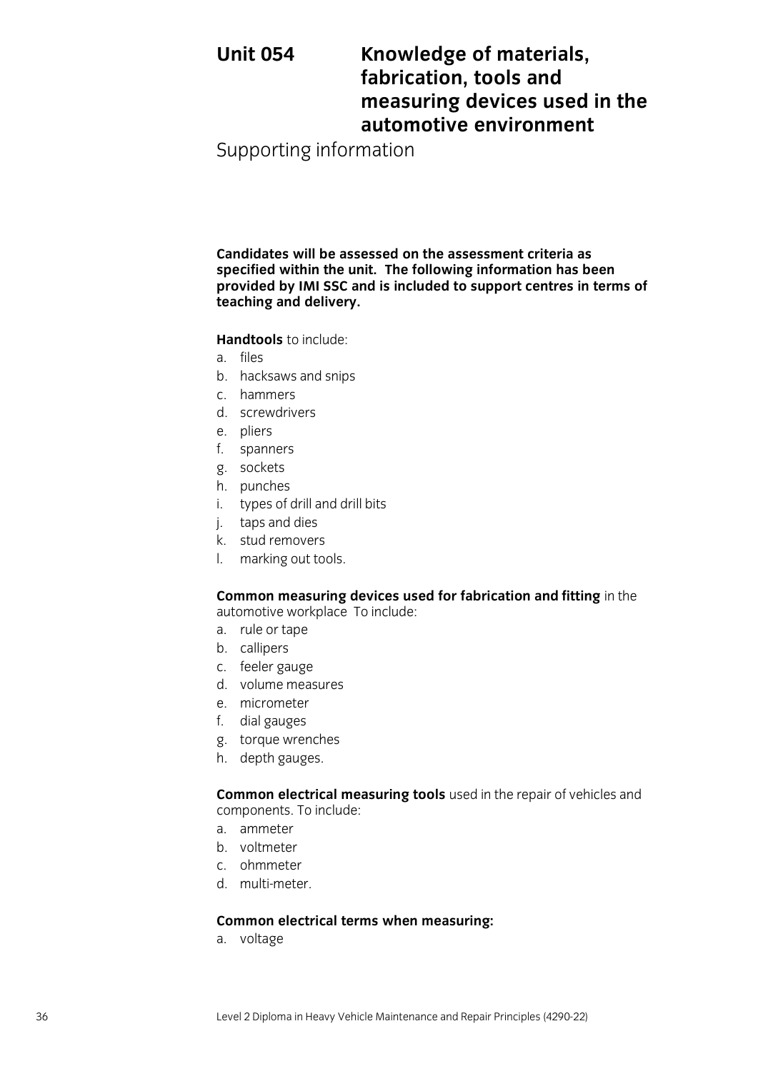# Unit 054 Knowledge of materials, fabrication, tools and measuring devices used in the automotive environment

## Supporting information

**Candidates will be assessed on the assessment criteria as specified within the unit. The following information has been provided by IMI SSC and is included to support centres in terms of teaching and delivery.**

**Handtools** to include:

a. files
b. hacksaws and snips
c. hammers
d. screwdrivers
e. pliers
f. spanners
g. sockets
h. punches
i. types of drill and drill bits
j. taps and dies
k. stud removers
l. marking out tools.

**Common measuring devices used for fabrication and fitting** in the automotive workplace To include:

a. rule or tape
b. callipers
c. feeler gauge
d. volume measures
e. micrometer
f. dial gauges
g. torque wrenches
h. depth gauges.

**Common electrical measuring tools** used in the repair of vehicles and components. To include:

a. ammeter
b. voltmeter
c. ohmmeter
d. multi-meter.

**Common electrical terms when measuring:**

a. voltage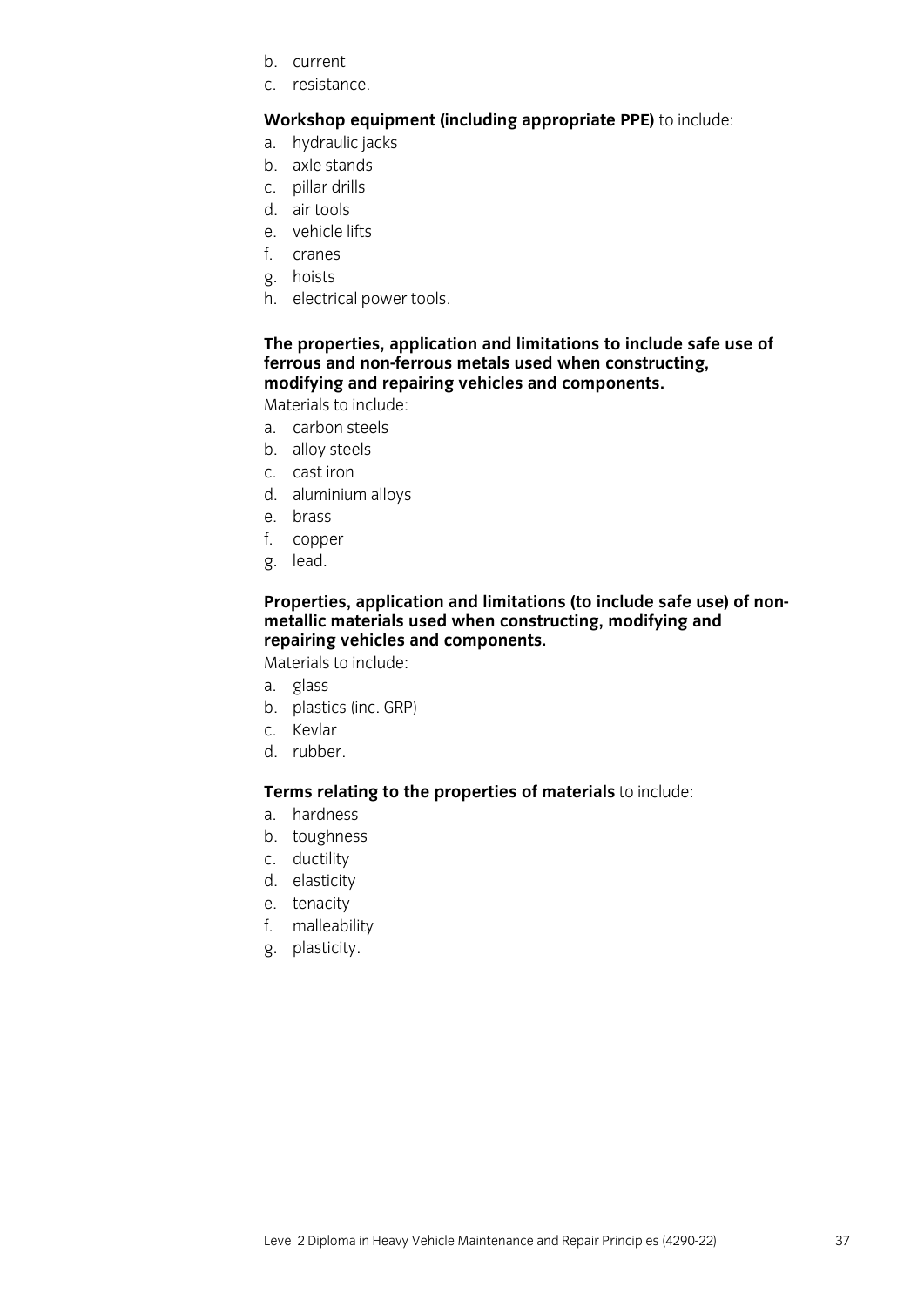b. current
c. resistance.

**Workshop equipment (including appropriate PPE)** to include:

a. hydraulic jacks
b. axle stands
c. pillar drills
d. air tools
e. vehicle lifts
f. cranes
g. hoists
h. electrical power tools.

**The properties, application and limitations to include safe use of ferrous and non-ferrous metals used when constructing, modifying and repairing vehicles and components.**

Materials to include:

a. carbon steels
b. alloy steels
c. cast iron
d. aluminium alloys
e. brass
f. copper
g. lead.

**Properties, application and limitations (to include safe use) of non-metallic materials used when constructing, modifying and repairing vehicles and components.**

Materials to include:

a. glass
b. plastics (inc. GRP)
c. Kevlar
d. rubber.

**Terms relating to the properties of materials** to include:

a. hardness
b. toughness
c. ductility
d. elasticity
e. tenacity
f. malleability
g. plasticity.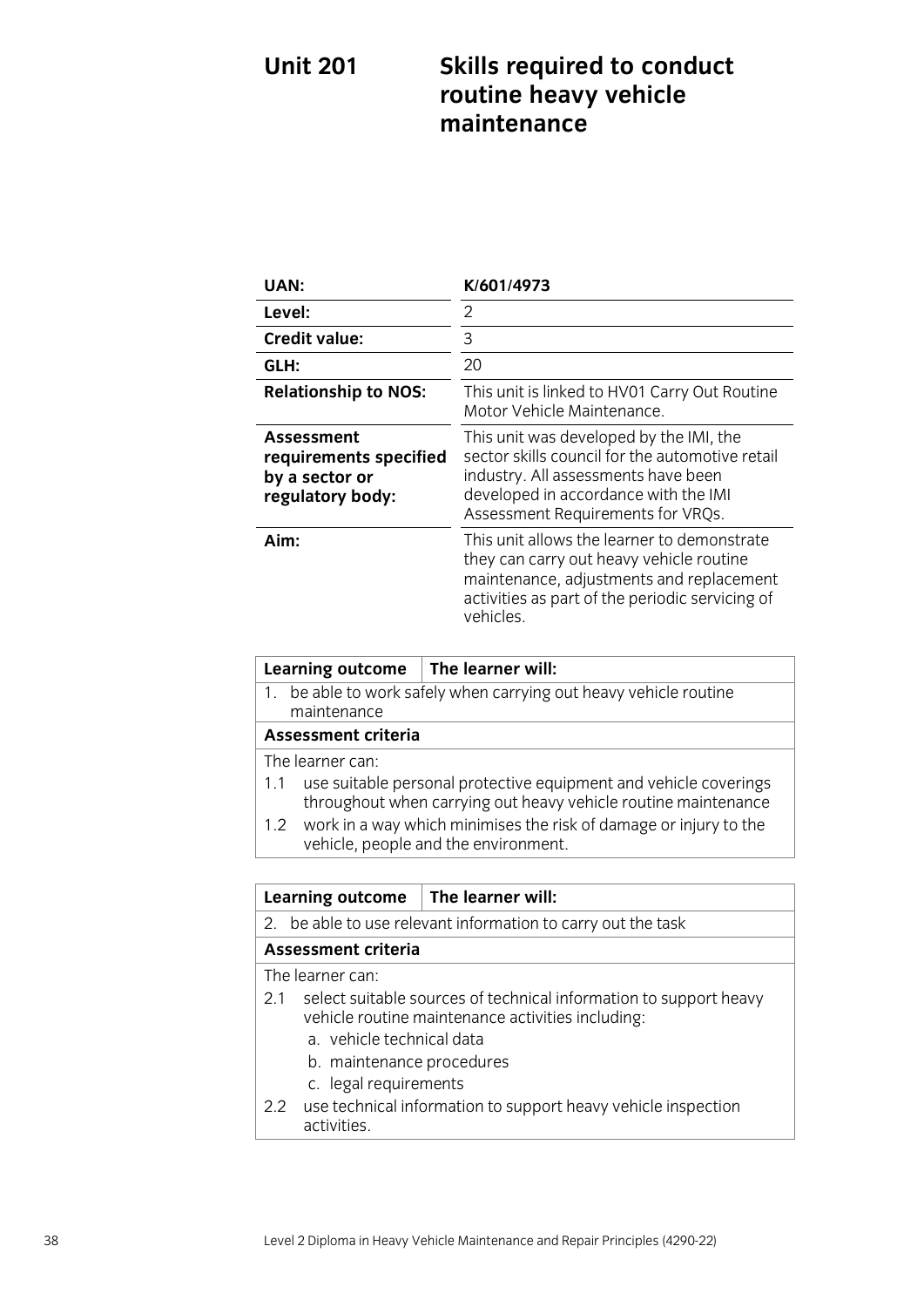# Unit 201 Skills required to conduct routine heavy vehicle maintenance

| | |
|---|---|
| **UAN:** | **K/601/4973** |
| **Level:** | 2 |
| **Credit value:** | 3 |
| **GLH:** | 20 |
| **Relationship to NOS:** | This unit is linked to HV01 Carry Out Routine Motor Vehicle Maintenance. |
| **Assessment requirements specified by a sector or regulatory body:** | This unit was developed by the IMI, the sector skills council for the automotive retail industry. All assessments have been developed in accordance with the IMI Assessment Requirements for VRQs. |
| **Aim:** | This unit allows the learner to demonstrate they can carry out heavy vehicle routine maintenance, adjustments and replacement activities as part of the periodic servicing of vehicles. |

| **Learning outcome** | **The learner will:** |
|---|---|
| 1. be able to work safely when carrying out heavy vehicle routine maintenance | |
| **Assessment criteria** | |
| The learner can: | |
| 1.1 use suitable personal protective equipment and vehicle coverings throughout when carrying out heavy vehicle routine maintenance | |
| 1.2 work in a way which minimises the risk of damage or injury to the vehicle, people and the environment. | |

| **Learning outcome** | **The learner will:** |
|---|---|
| 2. be able to use relevant information to carry out the task | |
| **Assessment criteria** | |
| The learner can: | |
| 2.1 select suitable sources of technical information to support heavy vehicle routine maintenance activities including:<br>a. vehicle technical data<br>b. maintenance procedures<br>c. legal requirements | |
| 2.2 use technical information to support heavy vehicle inspection activities. | |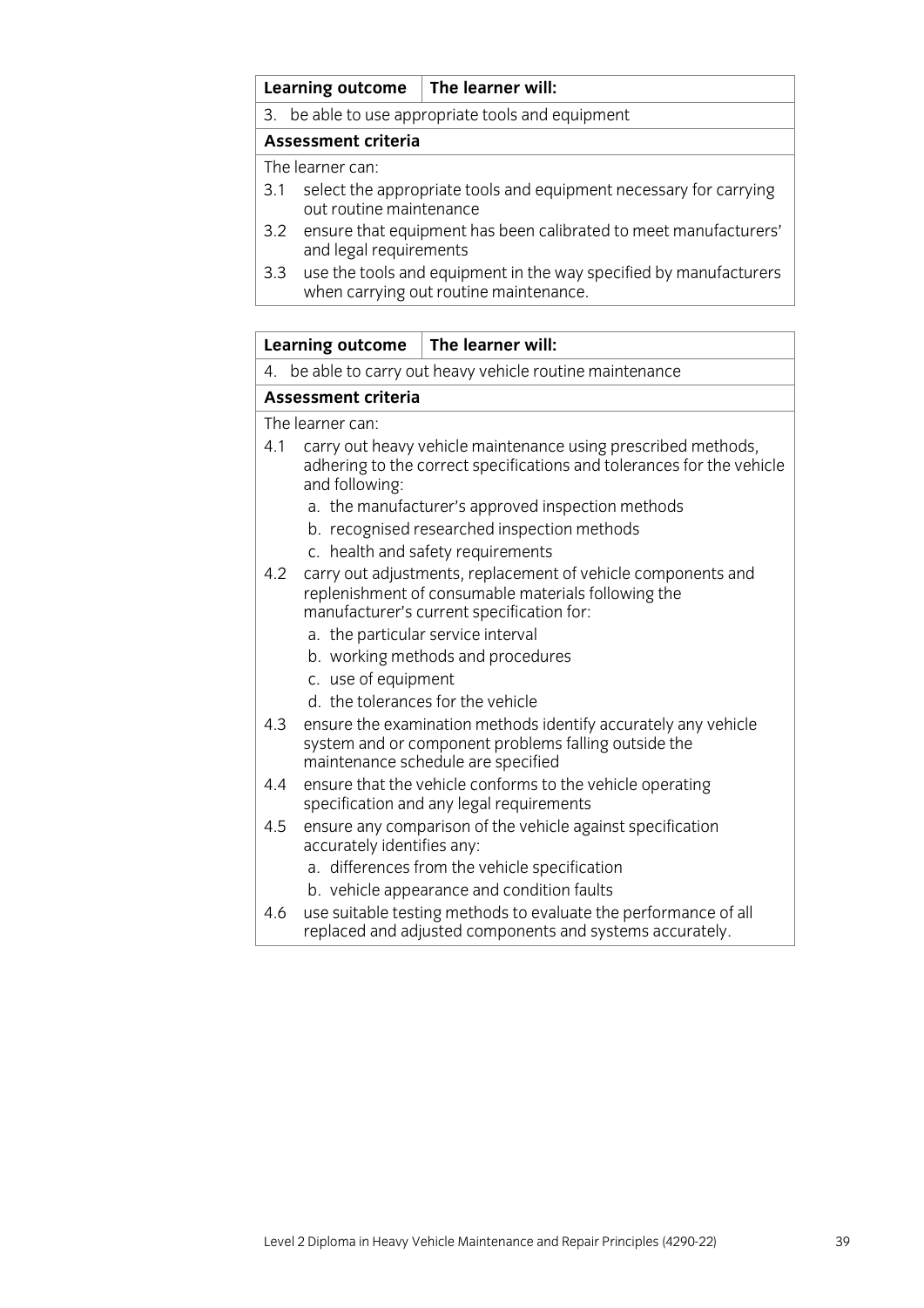| Learning outcome | The learner will: |
|---|---|
| 3. be able to use appropriate tools and equipment | |

**Assessment criteria**

The learner can:

3.1 select the appropriate tools and equipment necessary for carrying out routine maintenance
3.2 ensure that equipment has been calibrated to meet manufacturers' and legal requirements
3.3 use the tools and equipment in the way specified by manufacturers when carrying out routine maintenance.

| Learning outcome | The learner will: |
|---|---|
| 4. be able to carry out heavy vehicle routine maintenance | |

**Assessment criteria**

The learner can:

4.1 carry out heavy vehicle maintenance using prescribed methods, adhering to the correct specifications and tolerances for the vehicle and following:
   a. the manufacturer's approved inspection methods
   b. recognised researched inspection methods
   c. health and safety requirements
4.2 carry out adjustments, replacement of vehicle components and replenishment of consumable materials following the manufacturer's current specification for:
   a. the particular service interval
   b. working methods and procedures
   c. use of equipment
   d. the tolerances for the vehicle
4.3 ensure the examination methods identify accurately any vehicle system and or component problems falling outside the maintenance schedule are specified
4.4 ensure that the vehicle conforms to the vehicle operating specification and any legal requirements
4.5 ensure any comparison of the vehicle against specification accurately identifies any:
   a. differences from the vehicle specification
   b. vehicle appearance and condition faults
4.6 use suitable testing methods to evaluate the performance of all replaced and adjusted components and systems accurately.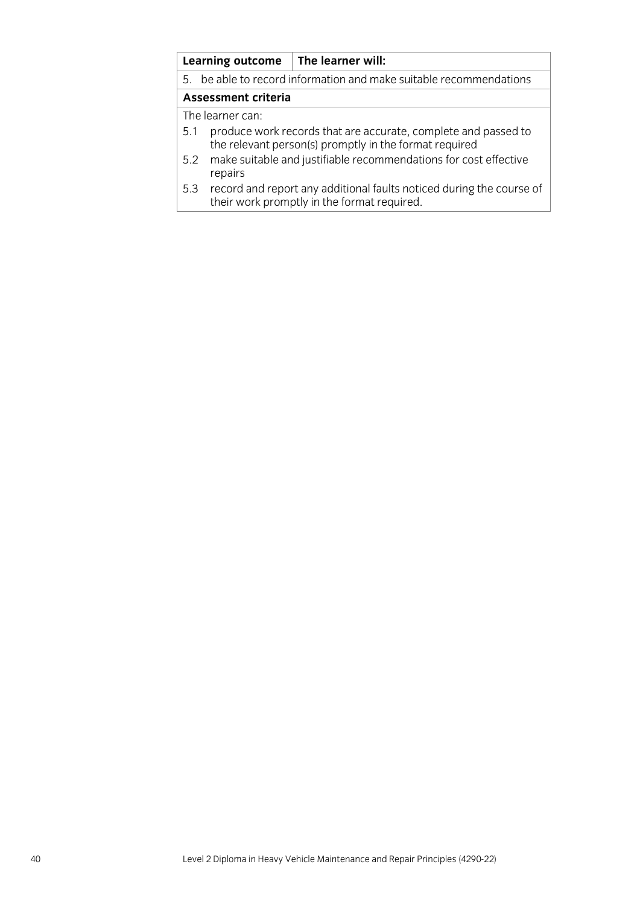| Learning outcome | The learner will: |
|---|---|
| 5. be able to record information and make suitable recommendations | |
| **Assessment criteria** | |
| The learner can:<br>5.1 produce work records that are accurate, complete and passed to the relevant person(s) promptly in the format required<br>5.2 make suitable and justifiable recommendations for cost effective repairs<br>5.3 record and report any additional faults noticed during the course of their work promptly in the format required. | |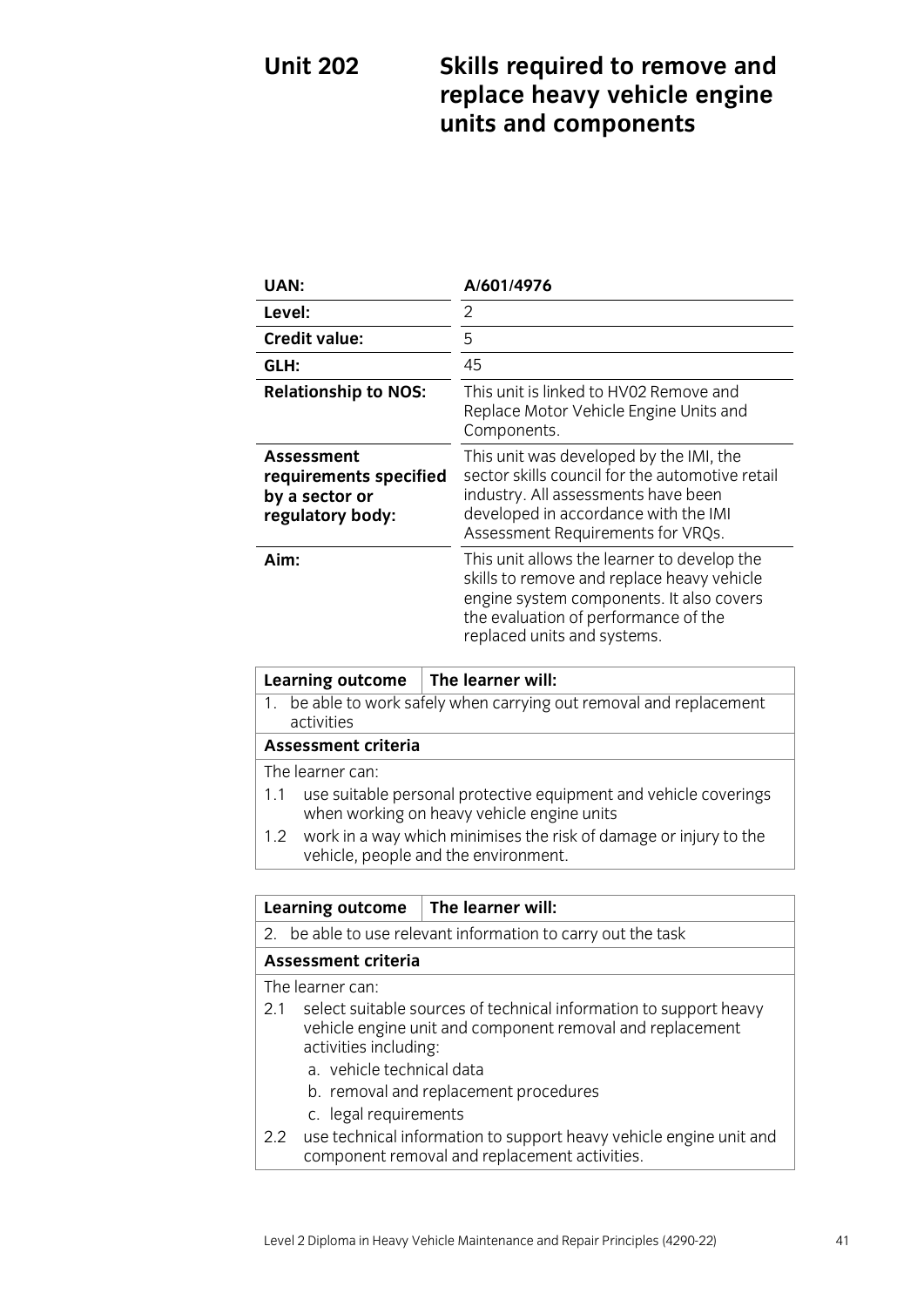# Unit 202 Skills required to remove and replace heavy vehicle engine units and components

| | |
|---|---|
| **UAN:** | **A/601/4976** |
| **Level:** | 2 |
| **Credit value:** | 5 |
| **GLH:** | 45 |
| **Relationship to NOS:** | This unit is linked to HV02 Remove and Replace Motor Vehicle Engine Units and Components. |
| **Assessment requirements specified by a sector or regulatory body:** | This unit was developed by the IMI, the sector skills council for the automotive retail industry. All assessments have been developed in accordance with the IMI Assessment Requirements for VRQs. |
| **Aim:** | This unit allows the learner to develop the skills to remove and replace heavy vehicle engine system components. It also covers the evaluation of performance of the replaced units and systems. |

| **Learning outcome** | **The learner will:** |
|---|---|
| 1. be able to work safely when carrying out removal and replacement activities | |
| **Assessment criteria** | |
| The learner can: | |
| 1.1 use suitable personal protective equipment and vehicle coverings when working on heavy vehicle engine units | |
| 1.2 work in a way which minimises the risk of damage or injury to the vehicle, people and the environment. | |

| **Learning outcome** | **The learner will:** |
|---|---|
| 2. be able to use relevant information to carry out the task | |
| **Assessment criteria** | |
| The learner can: | |
| 2.1 select suitable sources of technical information to support heavy vehicle engine unit and component removal and replacement activities including:<br>a. vehicle technical data<br>b. removal and replacement procedures<br>c. legal requirements | |
| 2.2 use technical information to support heavy vehicle engine unit and component removal and replacement activities. | |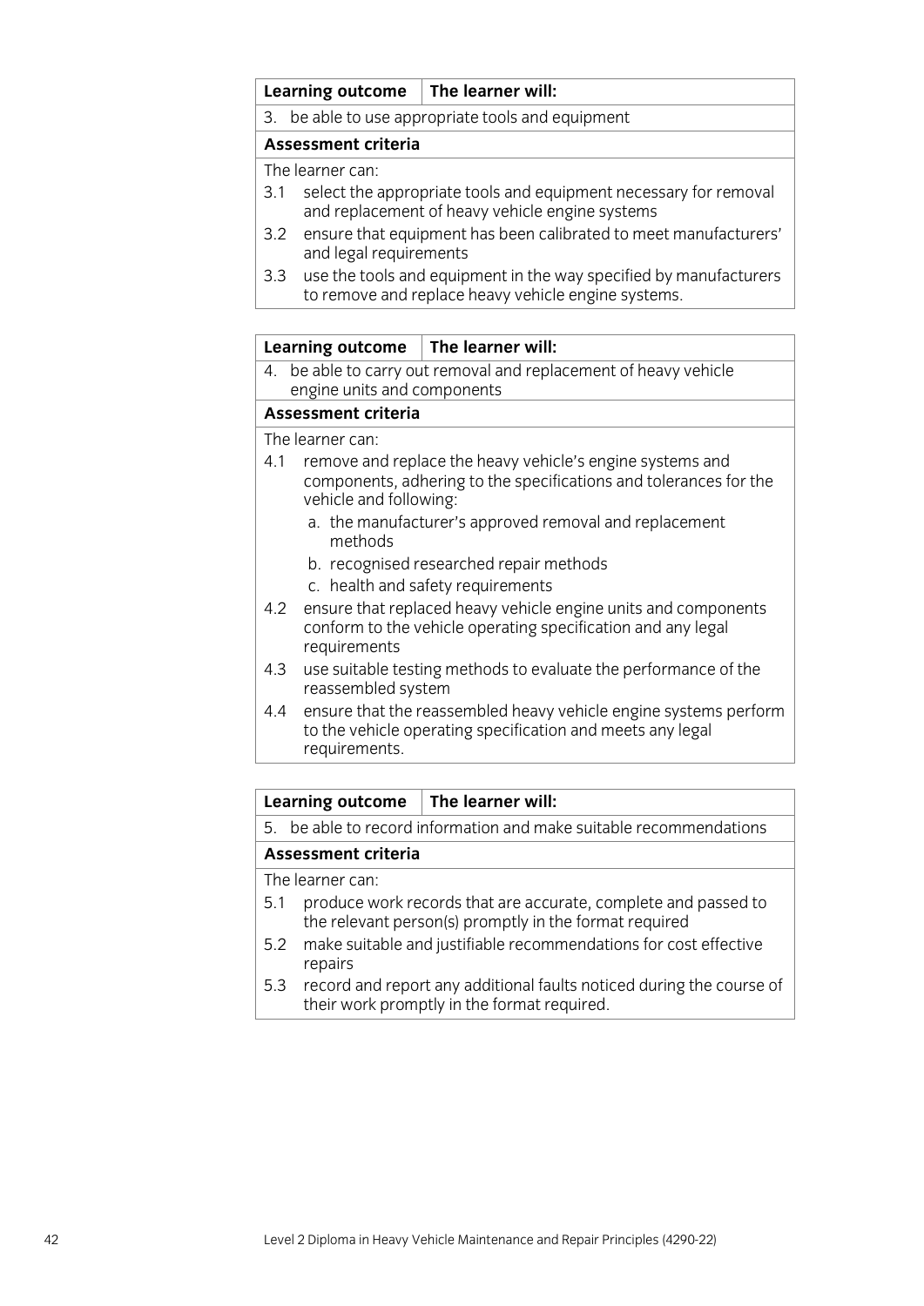| Learning outcome | The learner will: |
|---|---|
| 3. be able to use appropriate tools and equipment | |

**Assessment criteria**

The learner can:

3.1 select the appropriate tools and equipment necessary for removal and replacement of heavy vehicle engine systems

3.2 ensure that equipment has been calibrated to meet manufacturers' and legal requirements

3.3 use the tools and equipment in the way specified by manufacturers to remove and replace heavy vehicle engine systems.

| Learning outcome | The learner will: |
|---|---|
| 4. be able to carry out removal and replacement of heavy vehicle engine units and components | |

**Assessment criteria**

The learner can:

4.1 remove and replace the heavy vehicle's engine systems and components, adhering to the specifications and tolerances for the vehicle and following:

   a. the manufacturer's approved removal and replacement methods
   b. recognised researched repair methods
   c. health and safety requirements

4.2 ensure that replaced heavy vehicle engine units and components conform to the vehicle operating specification and any legal requirements

4.3 use suitable testing methods to evaluate the performance of the reassembled system

4.4 ensure that the reassembled heavy vehicle engine systems perform to the vehicle operating specification and meets any legal requirements.

| Learning outcome | The learner will: |
|---|---|
| 5. be able to record information and make suitable recommendations | |

**Assessment criteria**

The learner can:

5.1 produce work records that are accurate, complete and passed to the relevant person(s) promptly in the format required

5.2 make suitable and justifiable recommendations for cost effective repairs

5.3 record and report any additional faults noticed during the course of their work promptly in the format required.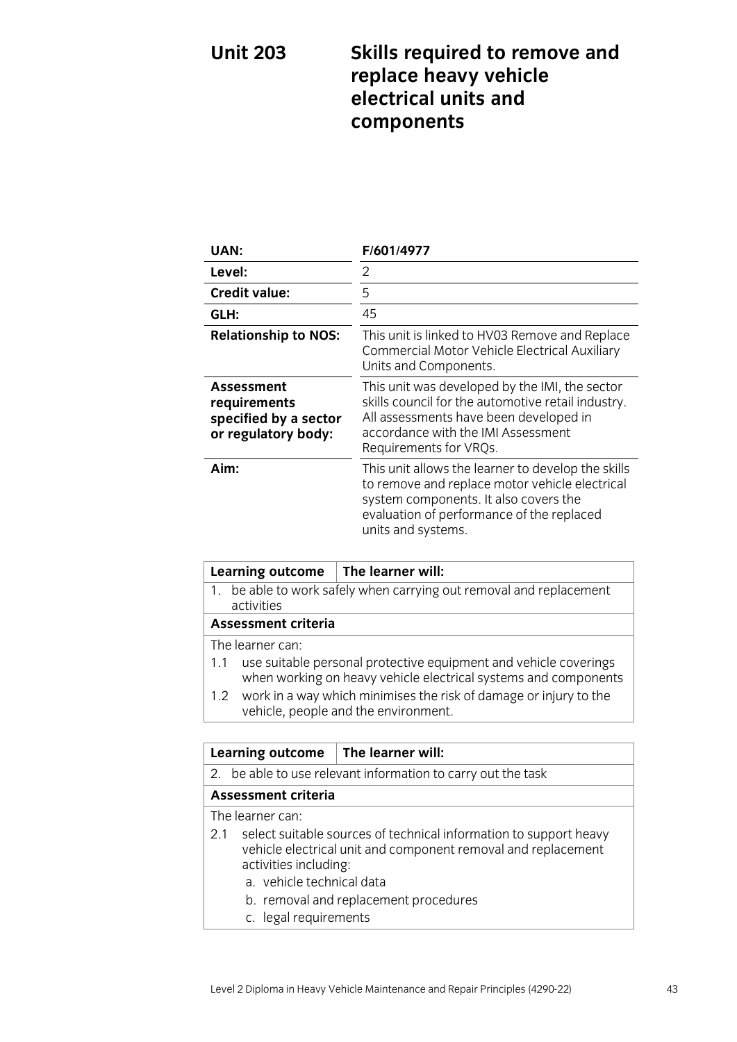# Unit 203 Skills required to remove and replace heavy vehicle electrical units and components

| | |
|---|---|
| **UAN:** | **F/601/4977** |
| **Level:** | 2 |
| **Credit value:** | 5 |
| **GLH:** | 45 |
| **Relationship to NOS:** | This unit is linked to HV03 Remove and Replace Commercial Motor Vehicle Electrical Auxiliary Units and Components. |
| **Assessment requirements specified by a sector or regulatory body:** | This unit was developed by the IMI, the sector skills council for the automotive retail industry. All assessments have been developed in accordance with the IMI Assessment Requirements for VRQs. |
| **Aim:** | This unit allows the learner to develop the skills to remove and replace motor vehicle electrical system components. It also covers the evaluation of performance of the replaced units and systems. |

| **Learning outcome** | **The learner will:** |
|---|---|
| 1. be able to work safely when carrying out removal and replacement activities | |
| **Assessment criteria** | |
| The learner can:<br>1.1 use suitable personal protective equipment and vehicle coverings when working on heavy vehicle electrical systems and components<br>1.2 work in a way which minimises the risk of damage or injury to the vehicle, people and the environment. | |

| **Learning outcome** | **The learner will:** |
|---|---|
| 2. be able to use relevant information to carry out the task | |
| **Assessment criteria** | |
| The learner can:<br>2.1 select suitable sources of technical information to support heavy vehicle electrical unit and component removal and replacement activities including:<br>a. vehicle technical data<br>b. removal and replacement procedures<br>c. legal requirements | |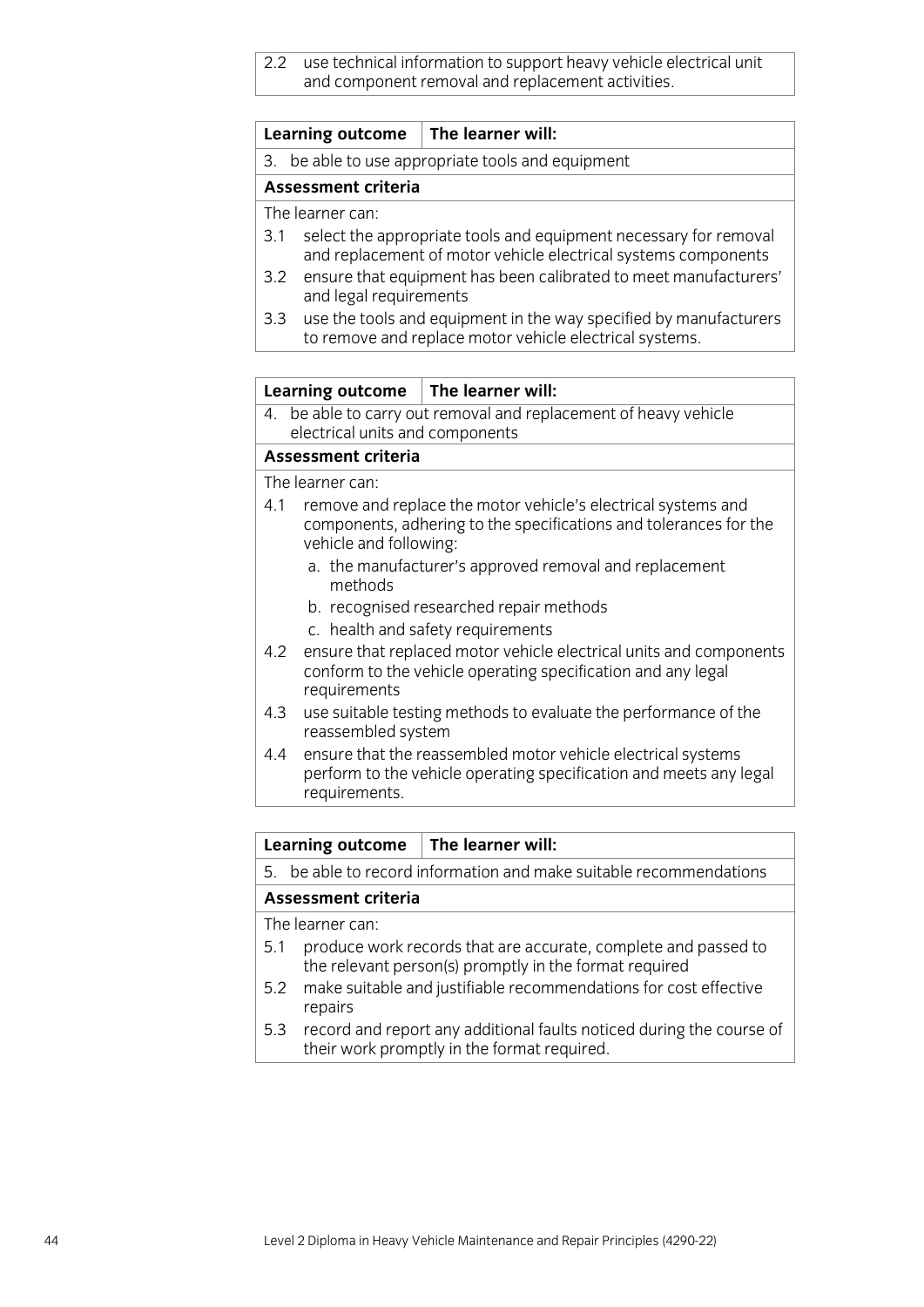2.2 use technical information to support heavy vehicle electrical unit and component removal and replacement activities.

| Learning outcome | The learner will: |
|---|---|

3. be able to use appropriate tools and equipment

**Assessment criteria**

The learner can:

3.1 select the appropriate tools and equipment necessary for removal and replacement of motor vehicle electrical systems components

3.2 ensure that equipment has been calibrated to meet manufacturers' and legal requirements

3.3 use the tools and equipment in the way specified by manufacturers to remove and replace motor vehicle electrical systems.

| Learning outcome | The learner will: |
|---|---|

4. be able to carry out removal and replacement of heavy vehicle electrical units and components

**Assessment criteria**

The learner can:

4.1 remove and replace the motor vehicle's electrical systems and components, adhering to the specifications and tolerances for the vehicle and following:
   a. the manufacturer's approved removal and replacement methods
   b. recognised researched repair methods
   c. health and safety requirements

4.2 ensure that replaced motor vehicle electrical units and components conform to the vehicle operating specification and any legal requirements

4.3 use suitable testing methods to evaluate the performance of the reassembled system

4.4 ensure that the reassembled motor vehicle electrical systems perform to the vehicle operating specification and meets any legal requirements.

| Learning outcome | The learner will: |
|---|---|

5. be able to record information and make suitable recommendations

**Assessment criteria**

The learner can:

5.1 produce work records that are accurate, complete and passed to the relevant person(s) promptly in the format required

5.2 make suitable and justifiable recommendations for cost effective repairs

5.3 record and report any additional faults noticed during the course of their work promptly in the format required.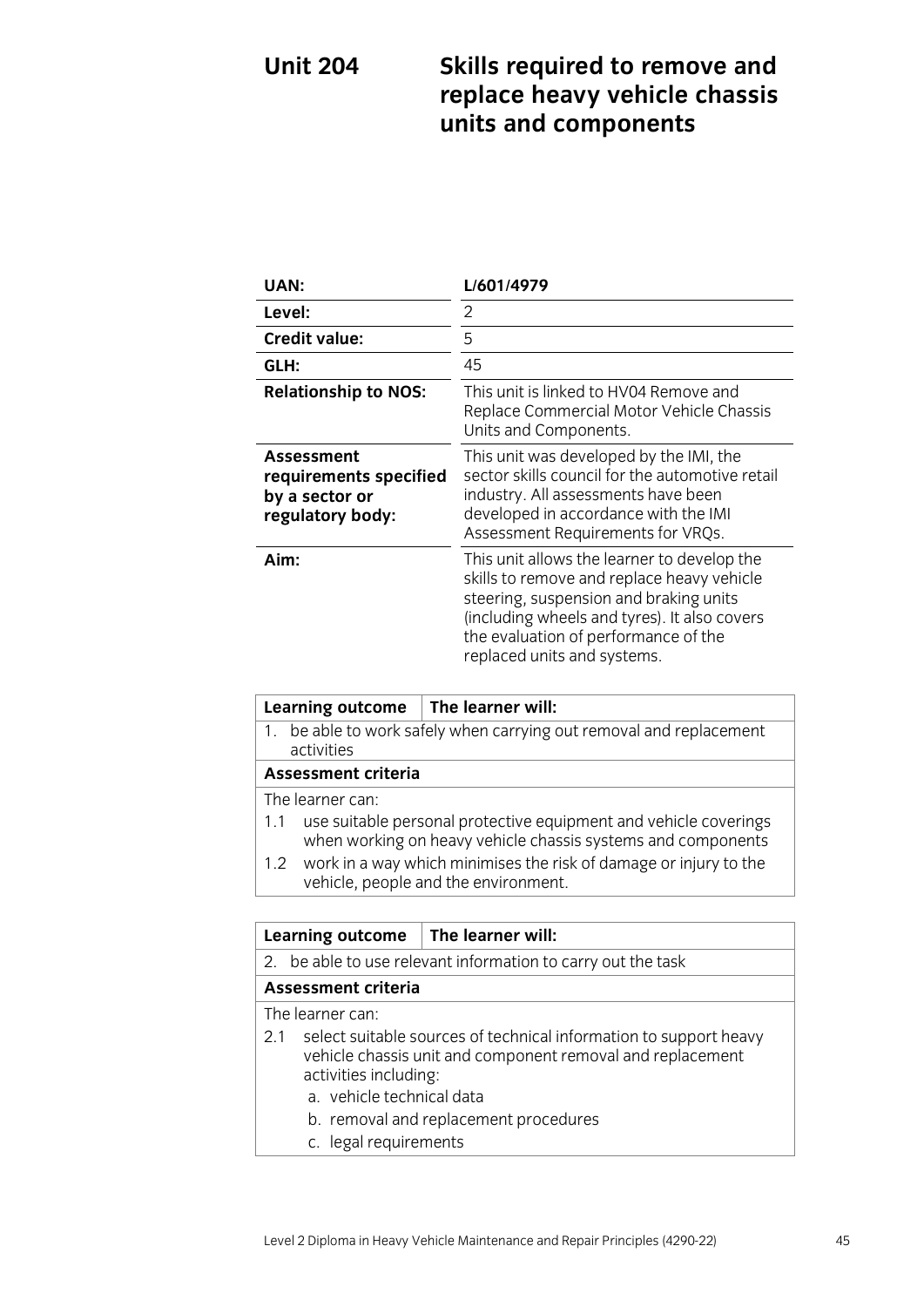# Unit 204 Skills required to remove and replace heavy vehicle chassis units and components

| | |
|---|---|
| **UAN:** | **L/601/4979** |
| **Level:** | 2 |
| **Credit value:** | 5 |
| **GLH:** | 45 |
| **Relationship to NOS:** | This unit is linked to HV04 Remove and Replace Commercial Motor Vehicle Chassis Units and Components. |
| **Assessment requirements specified by a sector or regulatory body:** | This unit was developed by the IMI, the sector skills council for the automotive retail industry. All assessments have been developed in accordance with the IMI Assessment Requirements for VRQs. |
| **Aim:** | This unit allows the learner to develop the skills to remove and replace heavy vehicle steering, suspension and braking units (including wheels and tyres). It also covers the evaluation of performance of the replaced units and systems. |

| **Learning outcome** | **The learner will:** |
|---|---|
| 1. be able to work safely when carrying out removal and replacement activities | |
| **Assessment criteria** | |
| The learner can:<br>1.1 use suitable personal protective equipment and vehicle coverings when working on heavy vehicle chassis systems and components<br>1.2 work in a way which minimises the risk of damage or injury to the vehicle, people and the environment. | |

| **Learning outcome** | **The learner will:** |
|---|---|
| 2. be able to use relevant information to carry out the task | |
| **Assessment criteria** | |
| The learner can:<br>2.1 select suitable sources of technical information to support heavy vehicle chassis unit and component removal and replacement activities including:<br>a. vehicle technical data<br>b. removal and replacement procedures<br>c. legal requirements | |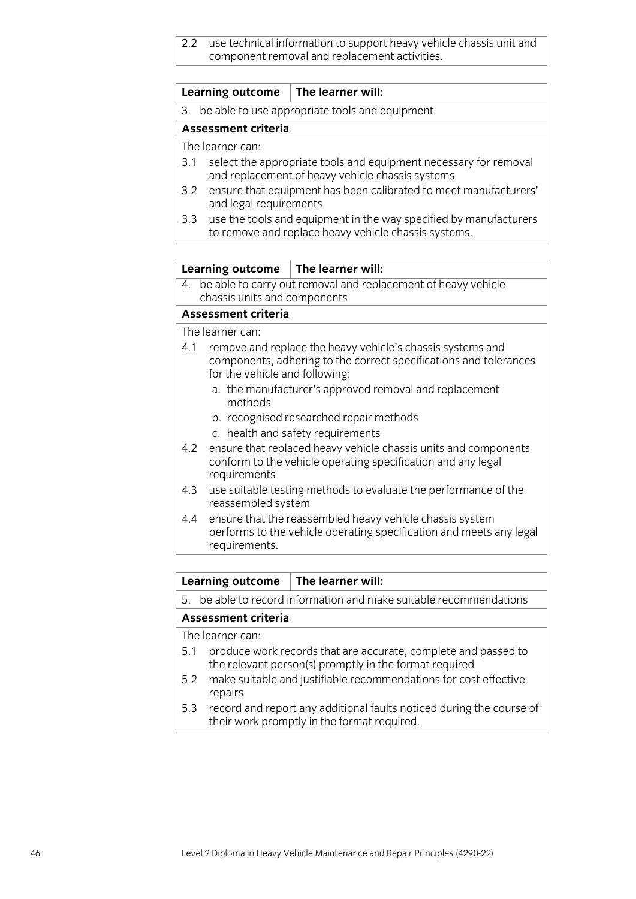2.2 use technical information to support heavy vehicle chassis unit and component removal and replacement activities.

| Learning outcome | The learner will: |
| --- | --- |

3. be able to use appropriate tools and equipment

**Assessment criteria**

The learner can:

3.1 select the appropriate tools and equipment necessary for removal and replacement of heavy vehicle chassis systems

3.2 ensure that equipment has been calibrated to meet manufacturers' and legal requirements

3.3 use the tools and equipment in the way specified by manufacturers to remove and replace heavy vehicle chassis systems.

| Learning outcome | The learner will: |
| --- | --- |

4. be able to carry out removal and replacement of heavy vehicle chassis units and components

**Assessment criteria**

The learner can:

4.1 remove and replace the heavy vehicle's chassis systems and components, adhering to the correct specifications and tolerances for the vehicle and following:
   - a. the manufacturer's approved removal and replacement methods
   - b. recognised researched repair methods
   - c. health and safety requirements

4.2 ensure that replaced heavy vehicle chassis units and components conform to the vehicle operating specification and any legal requirements

4.3 use suitable testing methods to evaluate the performance of the reassembled system

4.4 ensure that the reassembled heavy vehicle chassis system performs to the vehicle operating specification and meets any legal requirements.

| Learning outcome | The learner will: |
| --- | --- |

5. be able to record information and make suitable recommendations

**Assessment criteria**

The learner can:

5.1 produce work records that are accurate, complete and passed to the relevant person(s) promptly in the format required

5.2 make suitable and justifiable recommendations for cost effective repairs

5.3 record and report any additional faults noticed during the course of their work promptly in the format required.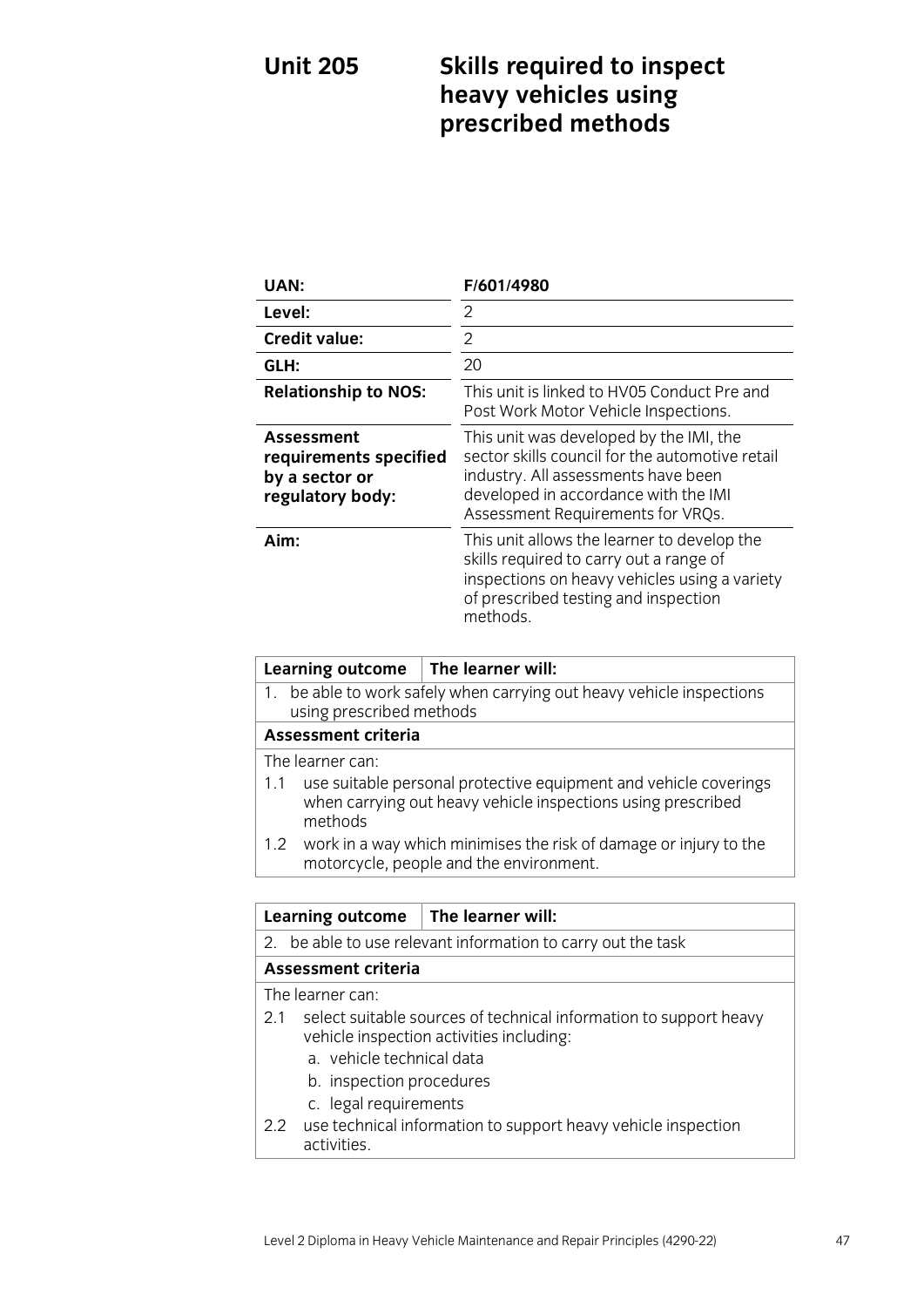# Unit 205 Skills required to inspect heavy vehicles using prescribed methods

| | |
|---|---|
| **UAN:** | **F/601/4980** |
| **Level:** | 2 |
| **Credit value:** | 2 |
| **GLH:** | 20 |
| **Relationship to NOS:** | This unit is linked to HV05 Conduct Pre and Post Work Motor Vehicle Inspections. |
| **Assessment requirements specified by a sector or regulatory body:** | This unit was developed by the IMI, the sector skills council for the automotive retail industry. All assessments have been developed in accordance with the IMI Assessment Requirements for VRQs. |
| **Aim:** | This unit allows the learner to develop the skills required to carry out a range of inspections on heavy vehicles using a variety of prescribed testing and inspection methods. |

| **Learning outcome** | **The learner will:** |
|---|---|
| 1. be able to work safely when carrying out heavy vehicle inspections using prescribed methods | |
| **Assessment criteria** | |
| The learner can:<br>1.1 use suitable personal protective equipment and vehicle coverings when carrying out heavy vehicle inspections using prescribed methods<br>1.2 work in a way which minimises the risk of damage or injury to the motorcycle, people and the environment. | |

| **Learning outcome** | **The learner will:** |
|---|---|
| 2. be able to use relevant information to carry out the task | |
| **Assessment criteria** | |
| The learner can:<br>2.1 select suitable sources of technical information to support heavy vehicle inspection activities including:<br>a. vehicle technical data<br>b. inspection procedures<br>c. legal requirements<br>2.2 use technical information to support heavy vehicle inspection activities. | |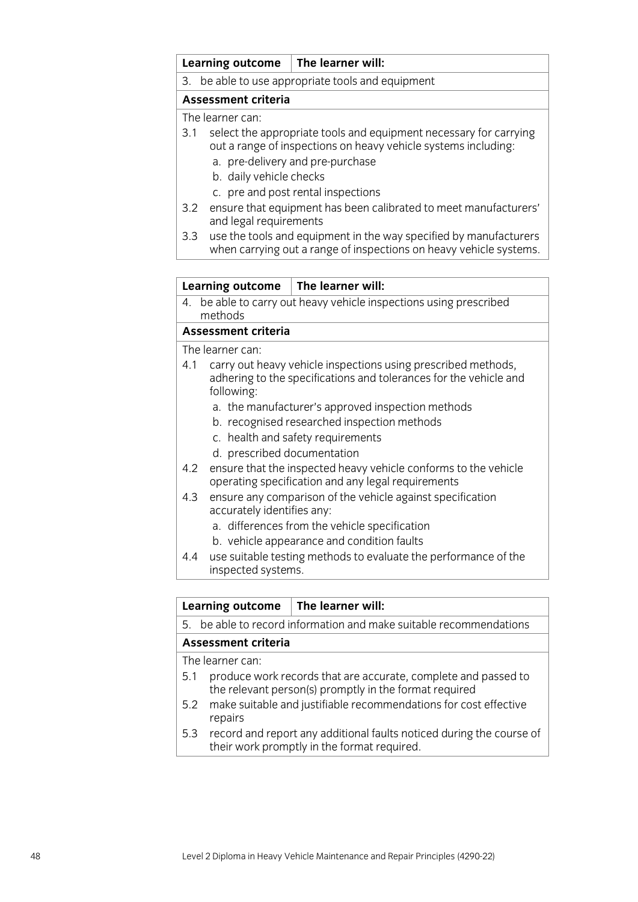| Learning outcome | The learner will: |
|---|---|
| 3. be able to use appropriate tools and equipment | |

**Assessment criteria**

The learner can:

3.1 select the appropriate tools and equipment necessary for carrying out a range of inspections on heavy vehicle systems including:
   a. pre-delivery and pre-purchase
   b. daily vehicle checks
   c. pre and post rental inspections

3.2 ensure that equipment has been calibrated to meet manufacturers' and legal requirements

3.3 use the tools and equipment in the way specified by manufacturers when carrying out a range of inspections on heavy vehicle systems.

| Learning outcome | The learner will: |
|---|---|
| 4. be able to carry out heavy vehicle inspections using prescribed methods | |

**Assessment criteria**

The learner can:

4.1 carry out heavy vehicle inspections using prescribed methods, adhering to the specifications and tolerances for the vehicle and following:
   a. the manufacturer's approved inspection methods
   b. recognised researched inspection methods
   c. health and safety requirements
   d. prescribed documentation

4.2 ensure that the inspected heavy vehicle conforms to the vehicle operating specification and any legal requirements

4.3 ensure any comparison of the vehicle against specification accurately identifies any:
   a. differences from the vehicle specification
   b. vehicle appearance and condition faults

4.4 use suitable testing methods to evaluate the performance of the inspected systems.

| Learning outcome | The learner will: |
|---|---|
| 5. be able to record information and make suitable recommendations | |

**Assessment criteria**

The learner can:

5.1 produce work records that are accurate, complete and passed to the relevant person(s) promptly in the format required

5.2 make suitable and justifiable recommendations for cost effective repairs

5.3 record and report any additional faults noticed during the course of their work promptly in the format required.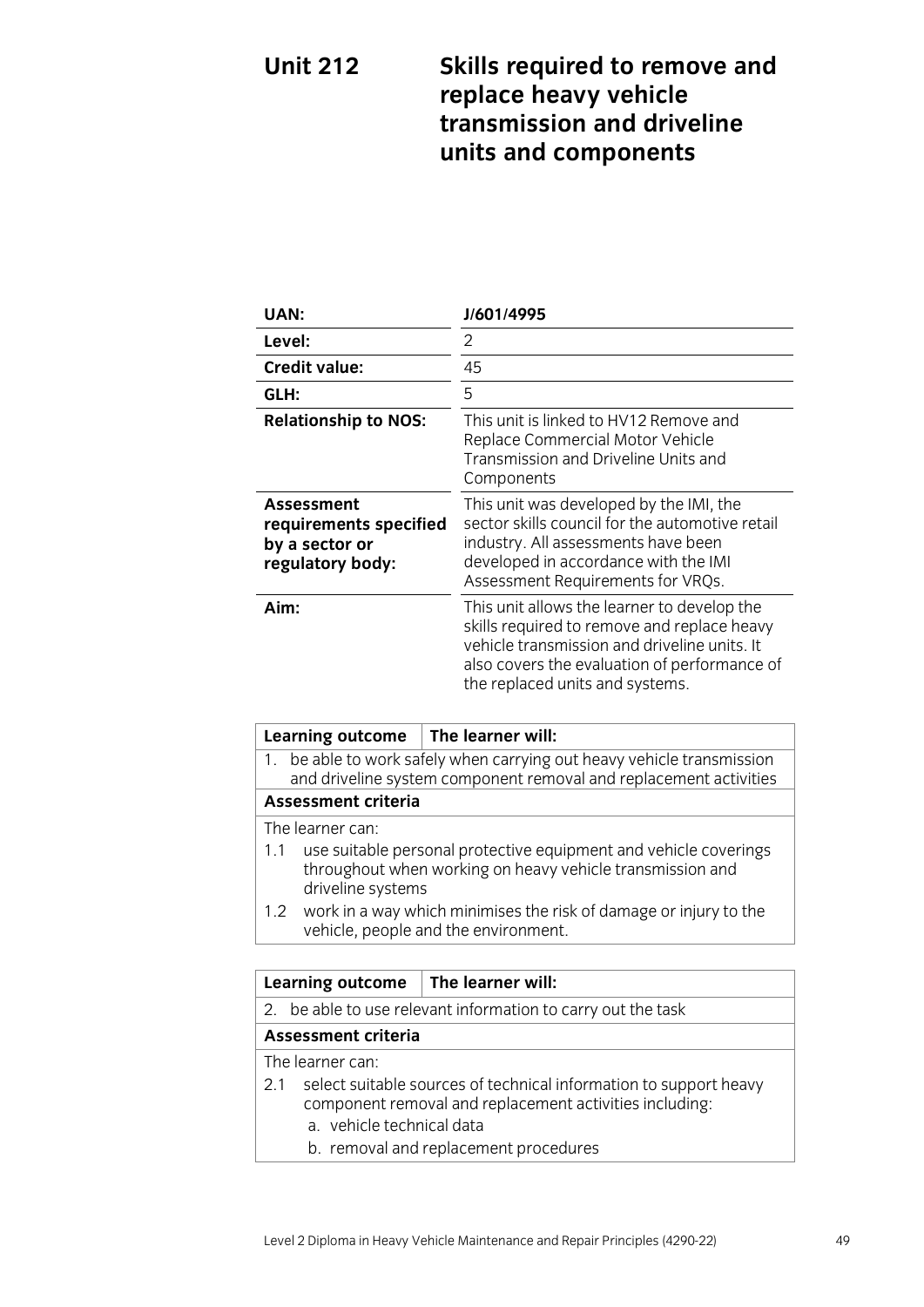# Unit 212 Skills required to remove and replace heavy vehicle transmission and driveline units and components

| | |
|---|---|
| **UAN:** | **J/601/4995** |
| **Level:** | 2 |
| **Credit value:** | 45 |
| **GLH:** | 5 |
| **Relationship to NOS:** | This unit is linked to HV12 Remove and Replace Commercial Motor Vehicle Transmission and Driveline Units and Components |
| **Assessment requirements specified by a sector or regulatory body:** | This unit was developed by the IMI, the sector skills council for the automotive retail industry. All assessments have been developed in accordance with the IMI Assessment Requirements for VRQs. |
| **Aim:** | This unit allows the learner to develop the skills required to remove and replace heavy vehicle transmission and driveline units. It also covers the evaluation of performance of the replaced units and systems. |

| **Learning outcome** | **The learner will:** |
|---|---|
| 1. be able to work safely when carrying out heavy vehicle transmission and driveline system component removal and replacement activities | |

**Assessment criteria**

The learner can:

1.1 use suitable personal protective equipment and vehicle coverings throughout when working on heavy vehicle transmission and driveline systems

1.2 work in a way which minimises the risk of damage or injury to the vehicle, people and the environment.

| **Learning outcome** | **The learner will:** |
|---|---|
| 2. be able to use relevant information to carry out the task | |

**Assessment criteria**

The learner can:

2.1 select suitable sources of technical information to support heavy component removal and replacement activities including:
   a. vehicle technical data
   b. removal and replacement procedures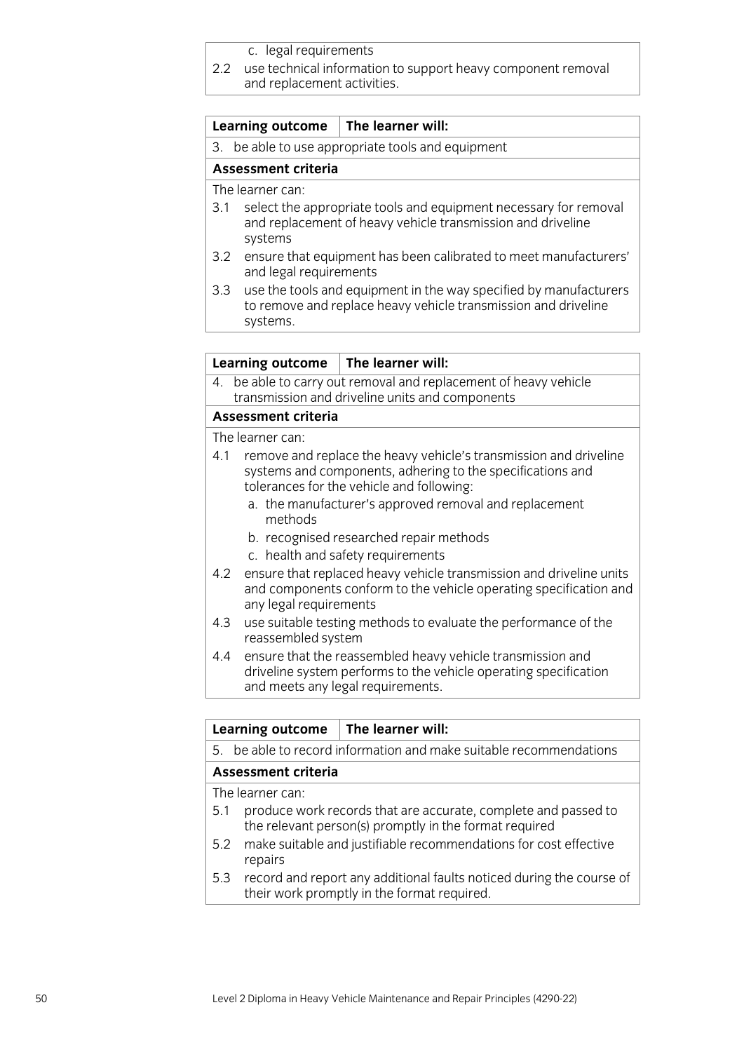c. legal requirements

2.2 use technical information to support heavy component removal and replacement activities.

| Learning outcome | The learner will: |
|---|---|
| 3. be able to use appropriate tools and equipment | |

**Assessment criteria**

The learner can:

3.1 select the appropriate tools and equipment necessary for removal and replacement of heavy vehicle transmission and driveline systems

3.2 ensure that equipment has been calibrated to meet manufacturers' and legal requirements

3.3 use the tools and equipment in the way specified by manufacturers to remove and replace heavy vehicle transmission and driveline systems.

| Learning outcome | The learner will: |
|---|---|
| 4. be able to carry out removal and replacement of heavy vehicle transmission and driveline units and components | |

**Assessment criteria**

The learner can:

4.1 remove and replace the heavy vehicle's transmission and driveline systems and components, adhering to the specifications and tolerances for the vehicle and following:
   - a. the manufacturer's approved removal and replacement methods
   - b. recognised researched repair methods
   - c. health and safety requirements

4.2 ensure that replaced heavy vehicle transmission and driveline units and components conform to the vehicle operating specification and any legal requirements

4.3 use suitable testing methods to evaluate the performance of the reassembled system

4.4 ensure that the reassembled heavy vehicle transmission and driveline system performs to the vehicle operating specification and meets any legal requirements.

| Learning outcome | The learner will: |
|---|---|
| 5. be able to record information and make suitable recommendations | |

**Assessment criteria**

The learner can:

5.1 produce work records that are accurate, complete and passed to the relevant person(s) promptly in the format required

5.2 make suitable and justifiable recommendations for cost effective repairs

5.3 record and report any additional faults noticed during the course of their work promptly in the format required.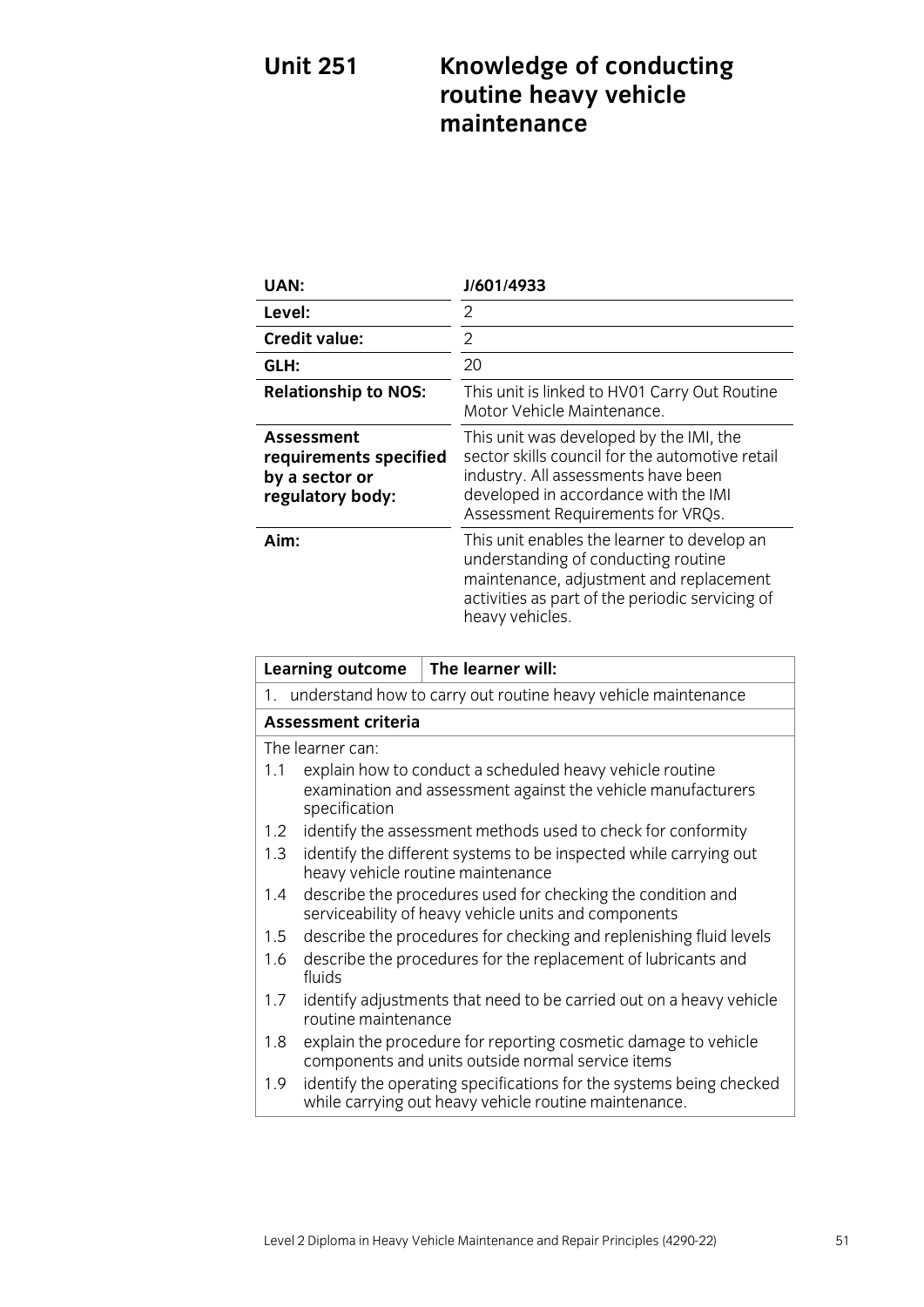# Unit 251 Knowledge of conducting routine heavy vehicle maintenance

| | |
|---|---|
| **UAN:** | **J/601/4933** |
| **Level:** | 2 |
| **Credit value:** | 2 |
| **GLH:** | 20 |
| **Relationship to NOS:** | This unit is linked to HV01 Carry Out Routine Motor Vehicle Maintenance. |
| **Assessment requirements specified by a sector or regulatory body:** | This unit was developed by the IMI, the sector skills council for the automotive retail industry. All assessments have been developed in accordance with the IMI Assessment Requirements for VRQs. |
| **Aim:** | This unit enables the learner to develop an understanding of conducting routine maintenance, adjustment and replacement activities as part of the periodic servicing of heavy vehicles. |

| **Learning outcome** | **The learner will:** |
|---|---|
| 1. understand how to carry out routine heavy vehicle maintenance | |
| **Assessment criteria** | |

The learner can:

1.1 explain how to conduct a scheduled heavy vehicle routine examination and assessment against the vehicle manufacturers specification

1.2 identify the assessment methods used to check for conformity

1.3 identify the different systems to be inspected while carrying out heavy vehicle routine maintenance

1.4 describe the procedures used for checking the condition and serviceability of heavy vehicle units and components

1.5 describe the procedures for checking and replenishing fluid levels

1.6 describe the procedures for the replacement of lubricants and fluids

1.7 identify adjustments that need to be carried out on a heavy vehicle routine maintenance

1.8 explain the procedure for reporting cosmetic damage to vehicle components and units outside normal service items

1.9 identify the operating specifications for the systems being checked while carrying out heavy vehicle routine maintenance.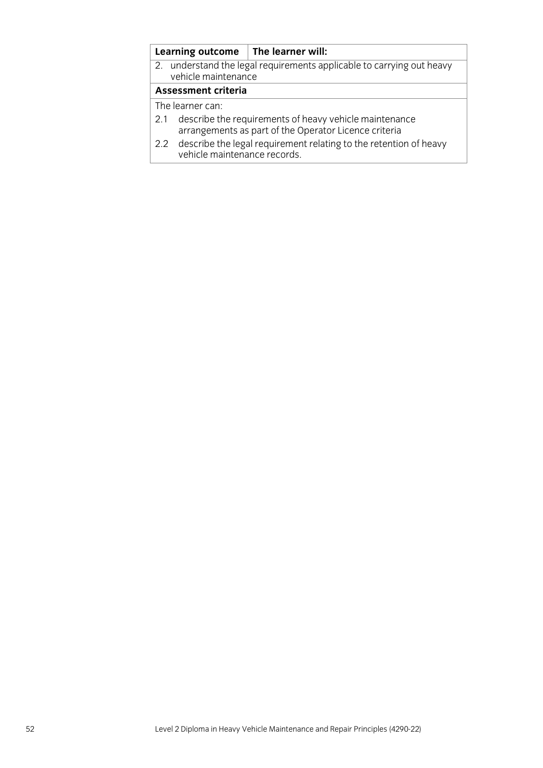| Learning outcome | The learner will: |
| --- | --- |
| 2. understand the legal requirements applicable to carrying out heavy vehicle maintenance | |
| **Assessment criteria** | |
| The learner can:<br>2.1 describe the requirements of heavy vehicle maintenance arrangements as part of the Operator Licence criteria<br>2.2 describe the legal requirement relating to the retention of heavy vehicle maintenance records. | |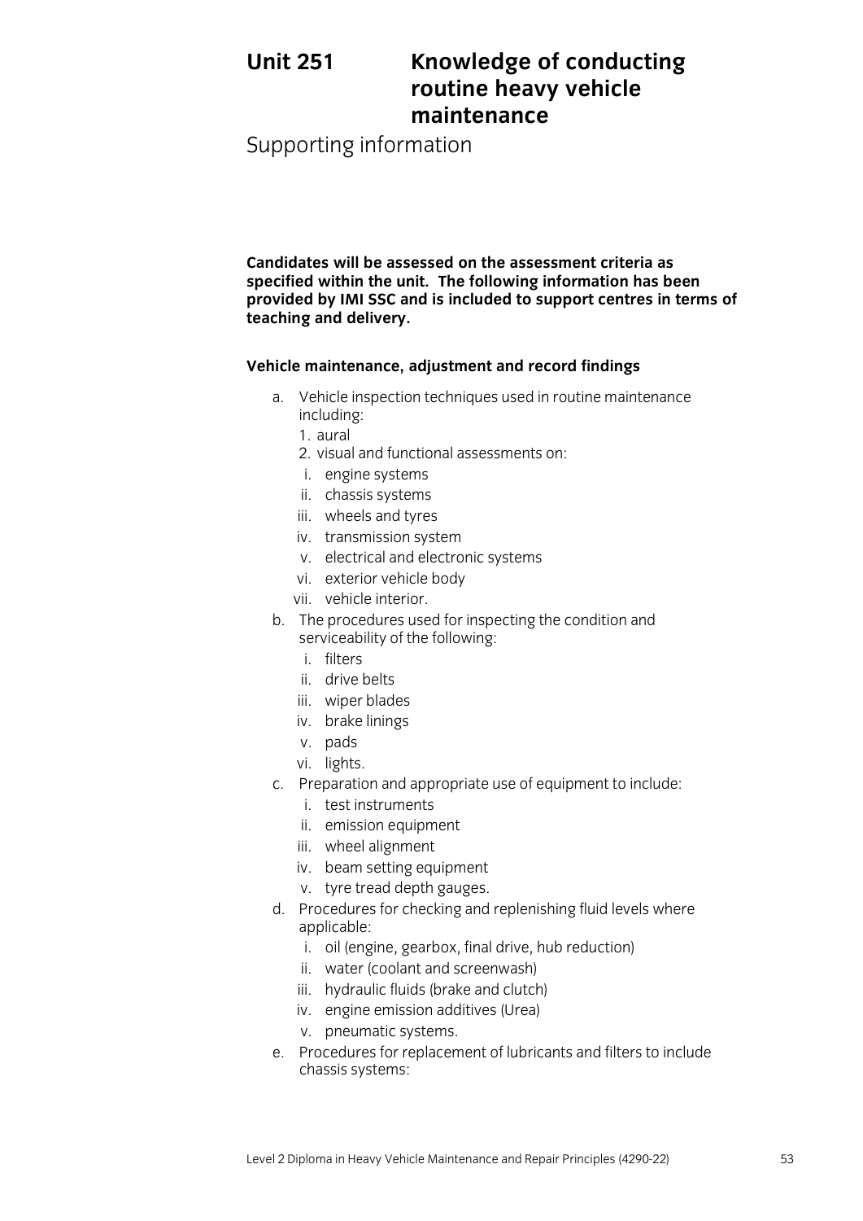# Unit 251 Knowledge of conducting routine heavy vehicle maintenance

## Supporting information

**Candidates will be assessed on the assessment criteria as specified within the unit. The following information has been provided by IMI SSC and is included to support centres in terms of teaching and delivery.**

### Vehicle maintenance, adjustment and record findings

a. Vehicle inspection techniques used in routine maintenance including:
   1. aural
   2. visual and functional assessments on:
      i. engine systems
      ii. chassis systems
      iii. wheels and tyres
      iv. transmission system
      v. electrical and electronic systems
      vi. exterior vehicle body
      vii. vehicle interior.

b. The procedures used for inspecting the condition and serviceability of the following:
   i. filters
   ii. drive belts
   iii. wiper blades
   iv. brake linings
   v. pads
   vi. lights.

c. Preparation and appropriate use of equipment to include:
   i. test instruments
   ii. emission equipment
   iii. wheel alignment
   iv. beam setting equipment
   v. tyre tread depth gauges.

d. Procedures for checking and replenishing fluid levels where applicable:
   i. oil (engine, gearbox, final drive, hub reduction)
   ii. water (coolant and screenwash)
   iii. hydraulic fluids (brake and clutch)
   iv. engine emission additives (Urea)
   v. pneumatic systems.

e. Procedures for replacement of lubricants and filters to include chassis systems: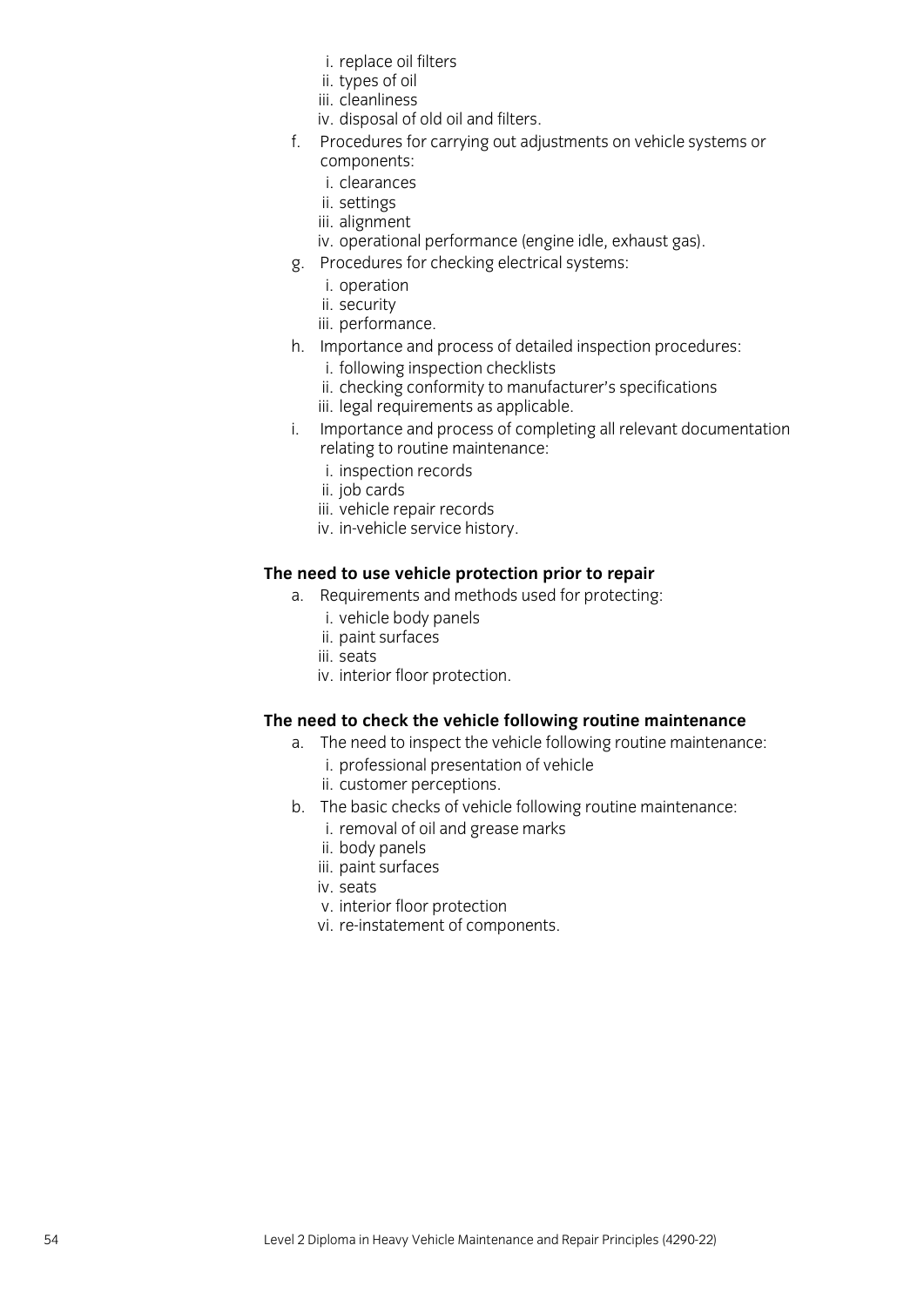i. replace oil filters
ii. types of oil
iii. cleanliness
iv. disposal of old oil and filters.

f. Procedures for carrying out adjustments on vehicle systems or components:
   i. clearances
   ii. settings
   iii. alignment
   iv. operational performance (engine idle, exhaust gas).
g. Procedures for checking electrical systems:
   i. operation
   ii. security
   iii. performance.
h. Importance and process of detailed inspection procedures:
   i. following inspection checklists
   ii. checking conformity to manufacturer's specifications
   iii. legal requirements as applicable.
i. Importance and process of completing all relevant documentation relating to routine maintenance:
   i. inspection records
   ii. job cards
   iii. vehicle repair records
   iv. in-vehicle service history.

**The need to use vehicle protection prior to repair**

a. Requirements and methods used for protecting:
   i. vehicle body panels
   ii. paint surfaces
   iii. seats
   iv. interior floor protection.

**The need to check the vehicle following routine maintenance**

a. The need to inspect the vehicle following routine maintenance:
   i. professional presentation of vehicle
   ii. customer perceptions.
b. The basic checks of vehicle following routine maintenance:
   i. removal of oil and grease marks
   ii. body panels
   iii. paint surfaces
   iv. seats
   v. interior floor protection
   vi. re-instatement of components.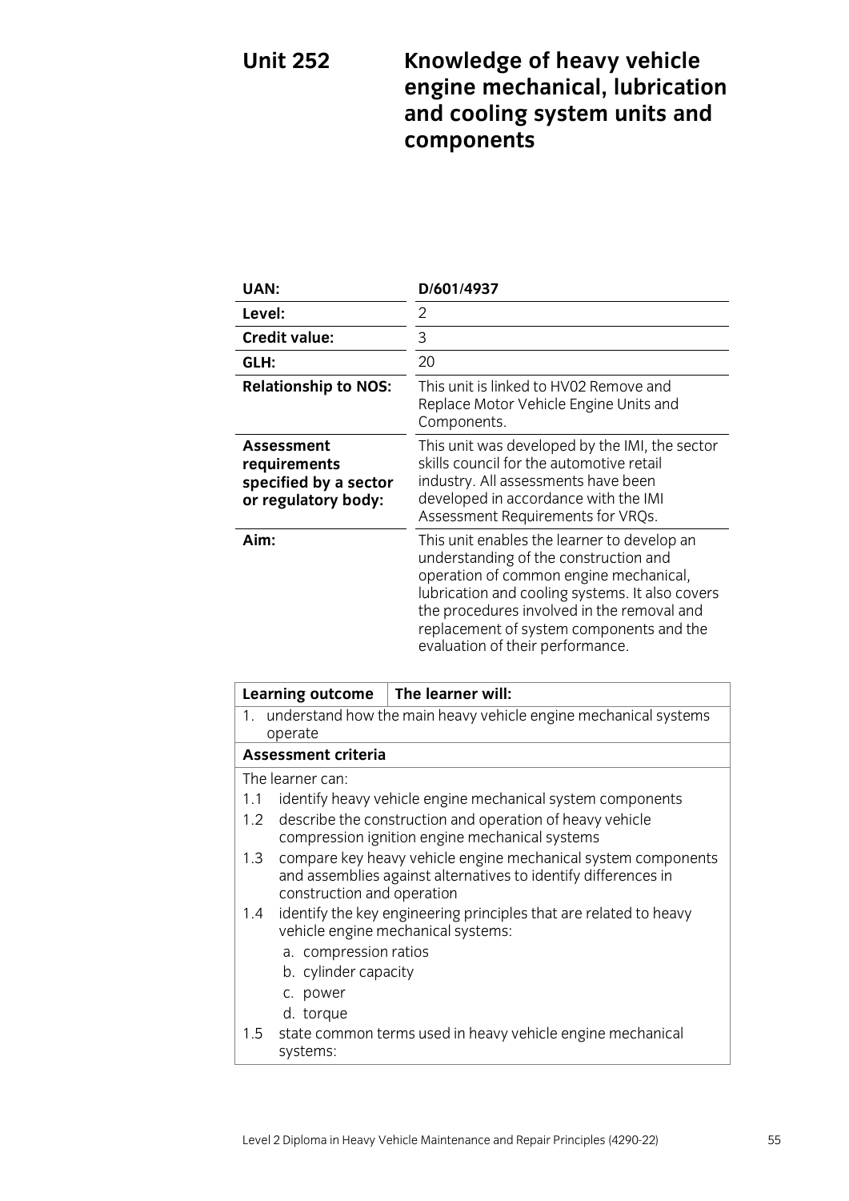# Unit 252 Knowledge of heavy vehicle engine mechanical, lubrication and cooling system units and components

| | |
|---|---|
| **UAN:** | **D/601/4937** |
| **Level:** | 2 |
| **Credit value:** | 3 |
| **GLH:** | 20 |
| **Relationship to NOS:** | This unit is linked to HV02 Remove and Replace Motor Vehicle Engine Units and Components. |
| **Assessment requirements specified by a sector or regulatory body:** | This unit was developed by the IMI, the sector skills council for the automotive retail industry. All assessments have been developed in accordance with the IMI Assessment Requirements for VRQs. |
| **Aim:** | This unit enables the learner to develop an understanding of the construction and operation of common engine mechanical, lubrication and cooling systems. It also covers the procedures involved in the removal and replacement of system components and the evaluation of their performance. |

| **Learning outcome** | **The learner will:** |
|---|---|
| 1. understand how the main heavy vehicle engine mechanical systems operate | |

**Assessment criteria**

The learner can:

1.1 identify heavy vehicle engine mechanical system components

1.2 describe the construction and operation of heavy vehicle compression ignition engine mechanical systems

1.3 compare key heavy vehicle engine mechanical system components and assemblies against alternatives to identify differences in construction and operation

1.4 identify the key engineering principles that are related to heavy vehicle engine mechanical systems:

- a. compression ratios
- b. cylinder capacity
- c. power
- d. torque

1.5 state common terms used in heavy vehicle engine mechanical systems: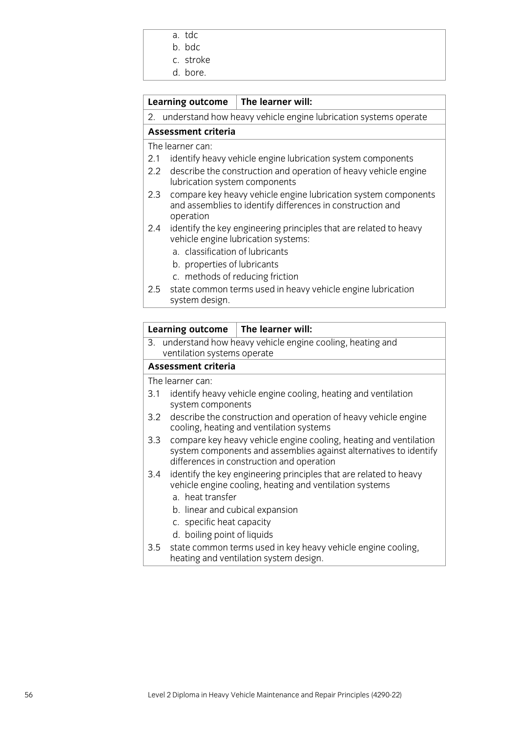a. tdc
b. bdc
c. stroke
d. bore.

| Learning outcome | The learner will: |
| --- | --- |
| 2. understand how heavy vehicle engine lubrication systems operate | |

**Assessment criteria**

The learner can:

2.1 identify heavy vehicle engine lubrication system components

2.2 describe the construction and operation of heavy vehicle engine lubrication system components

2.3 compare key heavy vehicle engine lubrication system components and assemblies to identify differences in construction and operation

2.4 identify the key engineering principles that are related to heavy vehicle engine lubrication systems:
   a. classification of lubricants
   b. properties of lubricants
   c. methods of reducing friction

2.5 state common terms used in heavy vehicle engine lubrication system design.

| Learning outcome | The learner will: |
| --- | --- |
| 3. understand how heavy vehicle engine cooling, heating and ventilation systems operate | |

**Assessment criteria**

The learner can:

3.1 identify heavy vehicle engine cooling, heating and ventilation system components

3.2 describe the construction and operation of heavy vehicle engine cooling, heating and ventilation systems

3.3 compare key heavy vehicle engine cooling, heating and ventilation system components and assemblies against alternatives to identify differences in construction and operation

3.4 identify the key engineering principles that are related to heavy vehicle engine cooling, heating and ventilation systems
   a. heat transfer
   b. linear and cubical expansion
   c. specific heat capacity
   d. boiling point of liquids

3.5 state common terms used in key heavy vehicle engine cooling, heating and ventilation system design.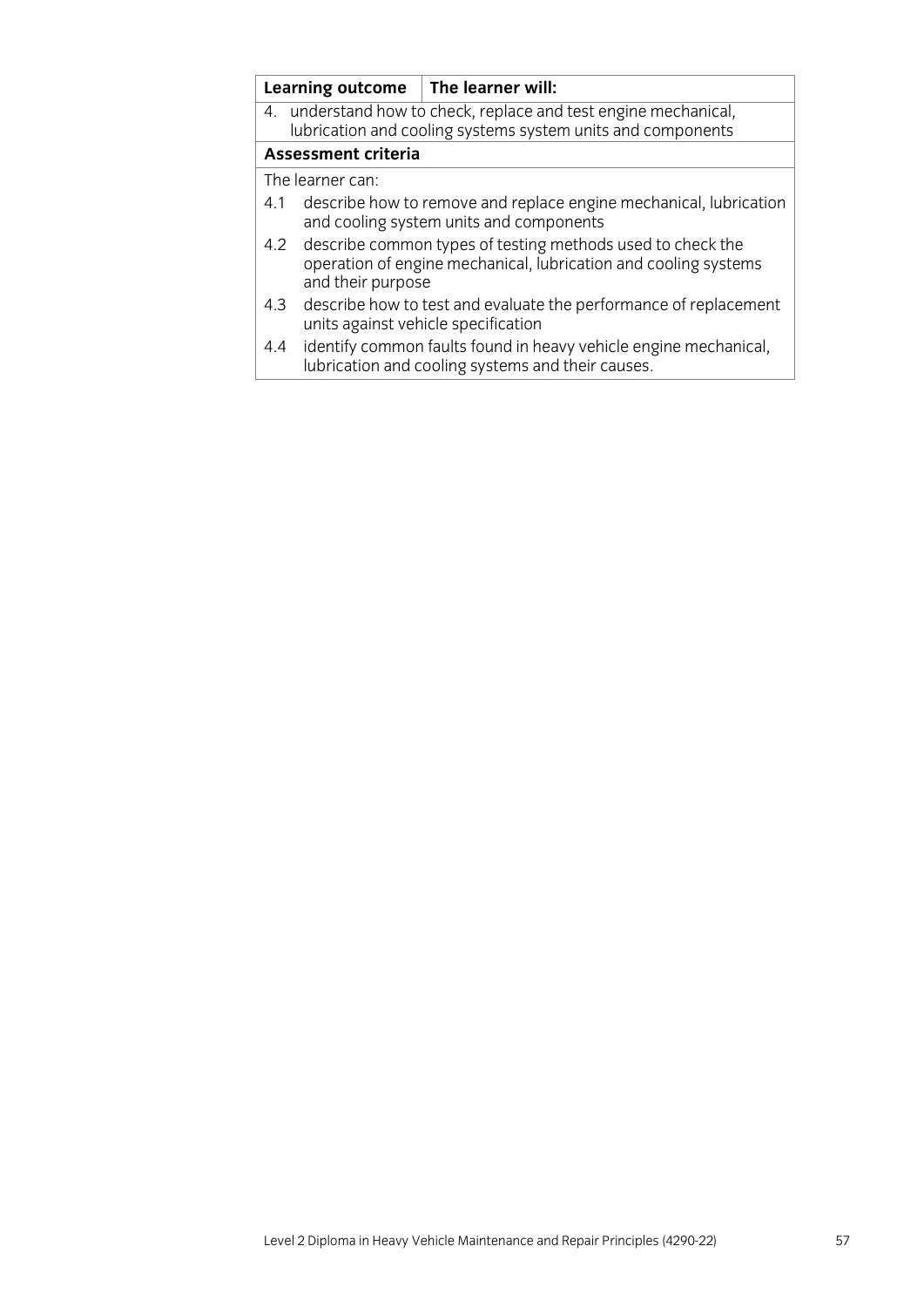| Learning outcome | The learner will: |
|---|---|
| 4. understand how to check, replace and test engine mechanical, lubrication and cooling systems system units and components | |

**Assessment criteria**

The learner can:

4.1 describe how to remove and replace engine mechanical, lubrication and cooling system units and components

4.2 describe common types of testing methods used to check the operation of engine mechanical, lubrication and cooling systems and their purpose

4.3 describe how to test and evaluate the performance of replacement units against vehicle specification

4.4 identify common faults found in heavy vehicle engine mechanical, lubrication and cooling systems and their causes.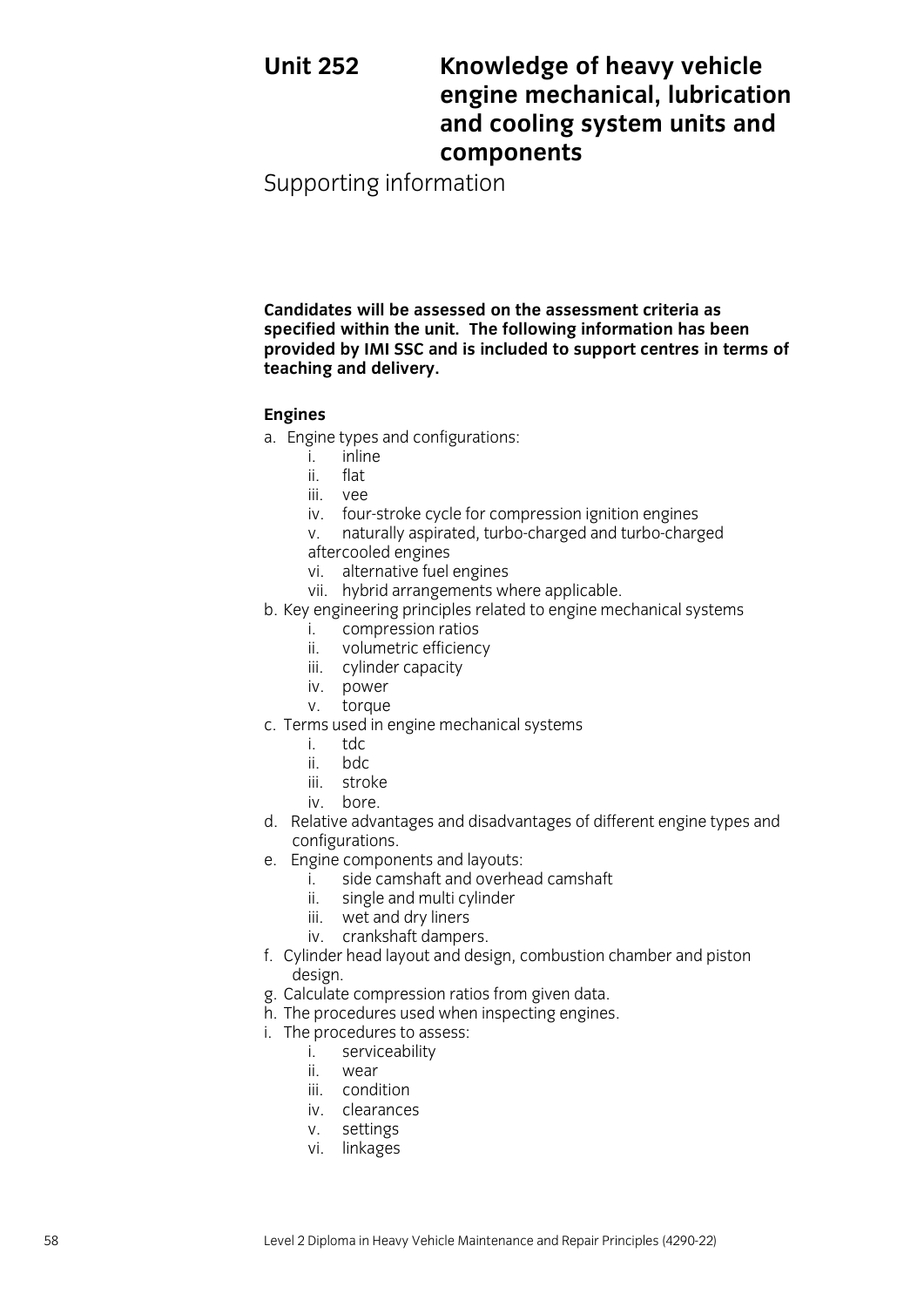# Unit 252 Knowledge of heavy vehicle engine mechanical, lubrication and cooling system units and components

## Supporting information

**Candidates will be assessed on the assessment criteria as specified within the unit. The following information has been provided by IMI SSC and is included to support centres in terms of teaching and delivery.**

### Engines

a. Engine types and configurations:
   - i. inline
   - ii. flat
   - iii. vee
   - iv. four-stroke cycle for compression ignition engines
   - v. naturally aspirated, turbo-charged and turbo-charged aftercooled engines
   - vi. alternative fuel engines
   - vii. hybrid arrangements where applicable.

b. Key engineering principles related to engine mechanical systems
   - i. compression ratios
   - ii. volumetric efficiency
   - iii. cylinder capacity
   - iv. power
   - v. torque

c. Terms used in engine mechanical systems
   - i. tdc
   - ii. bdc
   - iii. stroke
   - iv. bore.

d. Relative advantages and disadvantages of different engine types and configurations.

e. Engine components and layouts:
   - i. side camshaft and overhead camshaft
   - ii. single and multi cylinder
   - iii. wet and dry liners
   - iv. crankshaft dampers.

f. Cylinder head layout and design, combustion chamber and piston design.

g. Calculate compression ratios from given data.

h. The procedures used when inspecting engines.

i. The procedures to assess:
   - i. serviceability
   - ii. wear
   - iii. condition
   - iv. clearances
   - v. settings
   - vi. linkages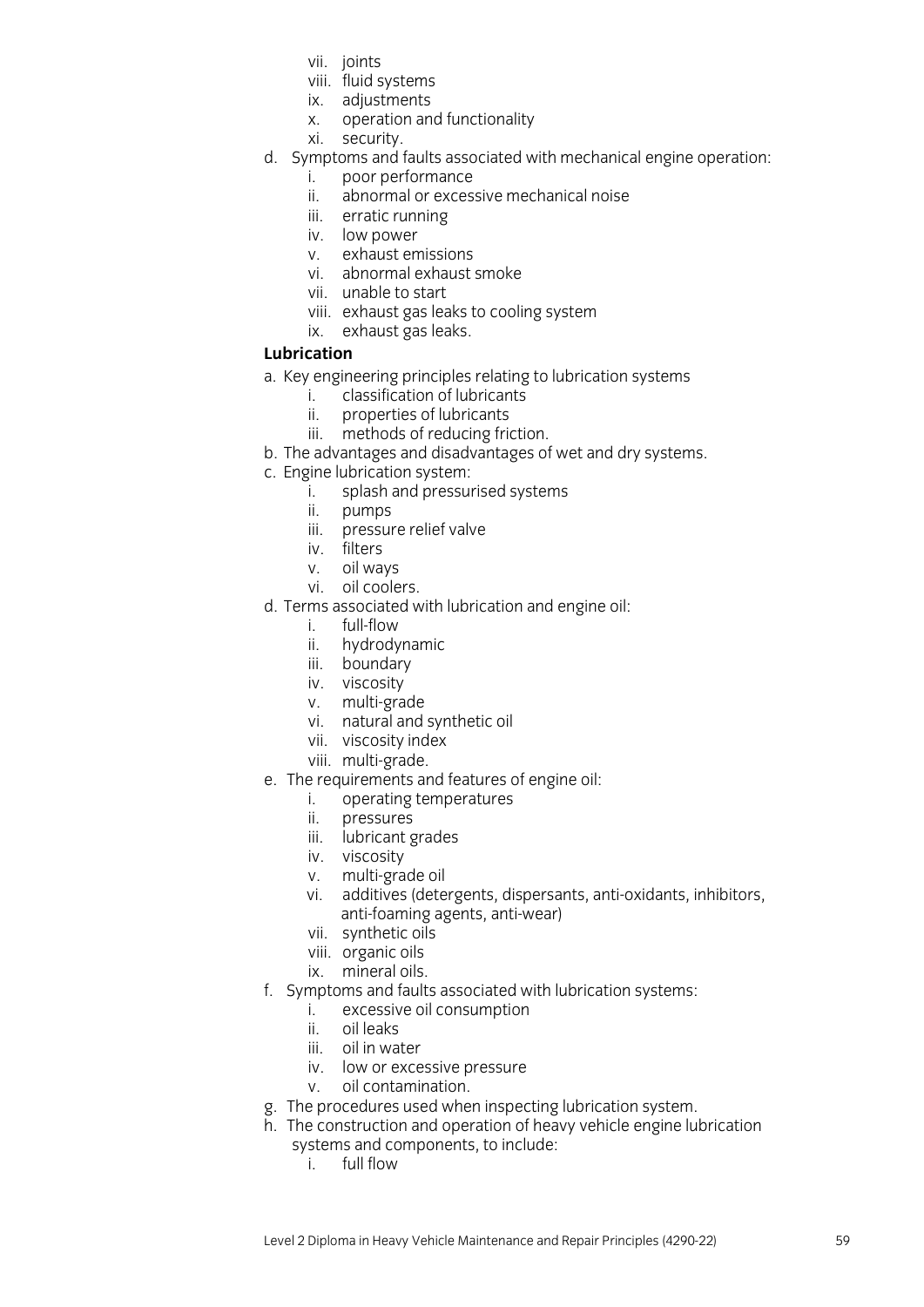vii. joints
   viii. fluid systems
   ix. adjustments
   x. operation and functionality
   xi. security.

d. Symptoms and faults associated with mechanical engine operation:
   i. poor performance
   ii. abnormal or excessive mechanical noise
   iii. erratic running
   iv. low power
   v. exhaust emissions
   vi. abnormal exhaust smoke
   vii. unable to start
   viii. exhaust gas leaks to cooling system
   ix. exhaust gas leaks.

**Lubrication**

a. Key engineering principles relating to lubrication systems
   i. classification of lubricants
   ii. properties of lubricants
   iii. methods of reducing friction.

b. The advantages and disadvantages of wet and dry systems.

c. Engine lubrication system:
   i. splash and pressurised systems
   ii. pumps
   iii. pressure relief valve
   iv. filters
   v. oil ways
   vi. oil coolers.

d. Terms associated with lubrication and engine oil:
   i. full-flow
   ii. hydrodynamic
   iii. boundary
   iv. viscosity
   v. multi-grade
   vi. natural and synthetic oil
   vii. viscosity index
   viii. multi-grade.

e. The requirements and features of engine oil:
   i. operating temperatures
   ii. pressures
   iii. lubricant grades
   iv. viscosity
   v. multi-grade oil
   vi. additives (detergents, dispersants, anti-oxidants, inhibitors, anti-foaming agents, anti-wear)
   vii. synthetic oils
   viii. organic oils
   ix. mineral oils.

f. Symptoms and faults associated with lubrication systems:
   i. excessive oil consumption
   ii. oil leaks
   iii. oil in water
   iv. low or excessive pressure
   v. oil contamination.

g. The procedures used when inspecting lubrication system.

h. The construction and operation of heavy vehicle engine lubrication systems and components, to include:
   i. full flow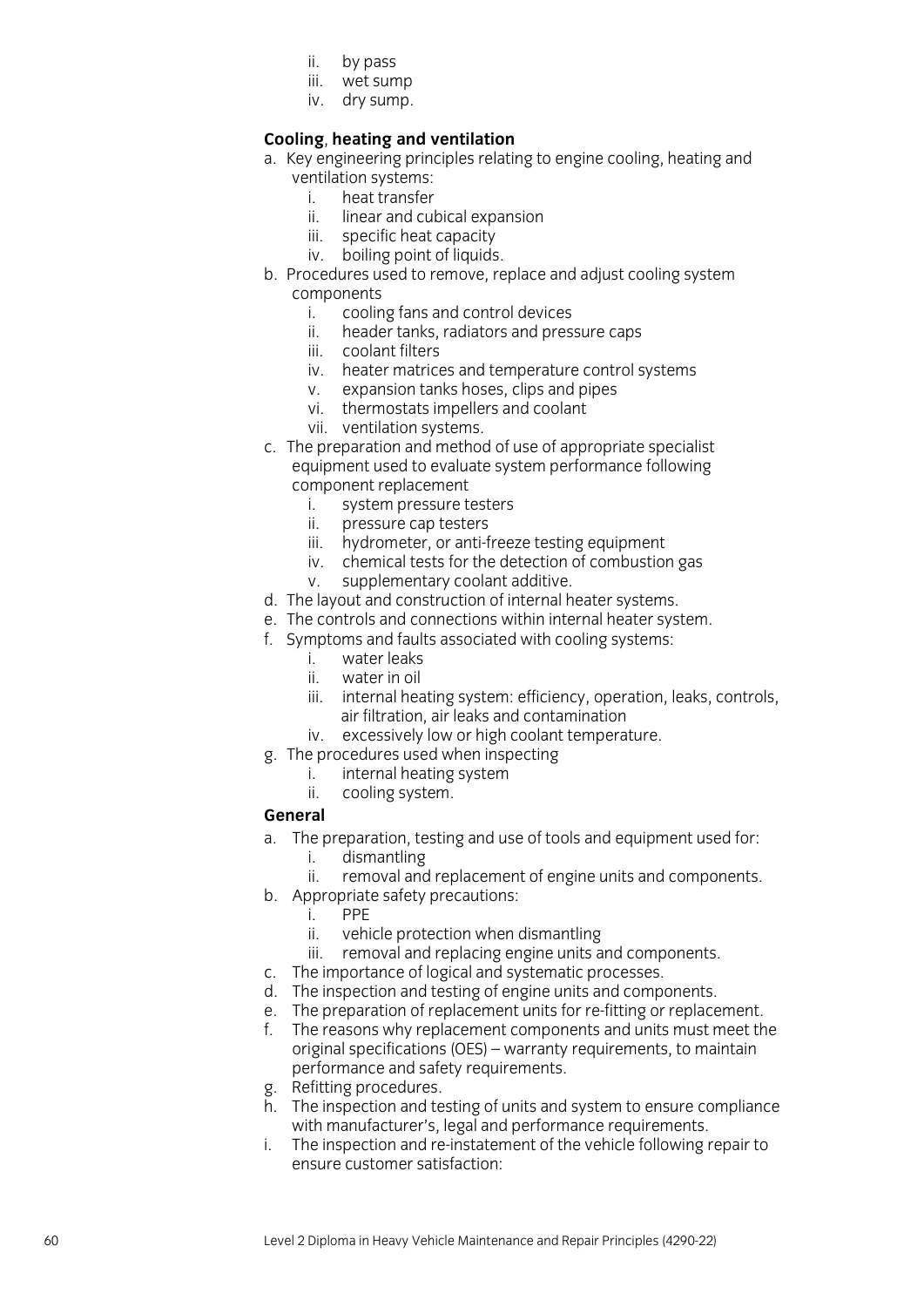ii. by pass
iii. wet sump
iv. dry sump.

**Cooling, heating and ventilation**

a. Key engineering principles relating to engine cooling, heating and ventilation systems:
    i. heat transfer
    ii. linear and cubical expansion
    iii. specific heat capacity
    iv. boiling point of liquids.
b. Procedures used to remove, replace and adjust cooling system components
    i. cooling fans and control devices
    ii. header tanks, radiators and pressure caps
    iii. coolant filters
    iv. heater matrices and temperature control systems
    v. expansion tanks hoses, clips and pipes
    vi. thermostats impellers and coolant
    vii. ventilation systems.
c. The preparation and method of use of appropriate specialist equipment used to evaluate system performance following component replacement
    i. system pressure testers
    ii. pressure cap testers
    iii. hydrometer, or anti-freeze testing equipment
    iv. chemical tests for the detection of combustion gas
    v. supplementary coolant additive.
d. The layout and construction of internal heater systems.
e. The controls and connections within internal heater system.
f. Symptoms and faults associated with cooling systems:
    i. water leaks
    ii. water in oil
    iii. internal heating system: efficiency, operation, leaks, controls, air filtration, air leaks and contamination
    iv. excessively low or high coolant temperature.
g. The procedures used when inspecting
    i. internal heating system
    ii. cooling system.

**General**

a. The preparation, testing and use of tools and equipment used for:
    i. dismantling
    ii. removal and replacement of engine units and components.
b. Appropriate safety precautions:
    i. PPE
    ii. vehicle protection when dismantling
    iii. removal and replacing engine units and components.
c. The importance of logical and systematic processes.
d. The inspection and testing of engine units and components.
e. The preparation of replacement units for re-fitting or replacement.
f. The reasons why replacement components and units must meet the original specifications (OES) – warranty requirements, to maintain performance and safety requirements.
g. Refitting procedures.
h. The inspection and testing of units and system to ensure compliance with manufacturer's, legal and performance requirements.
i. The inspection and re-instatement of the vehicle following repair to ensure customer satisfaction: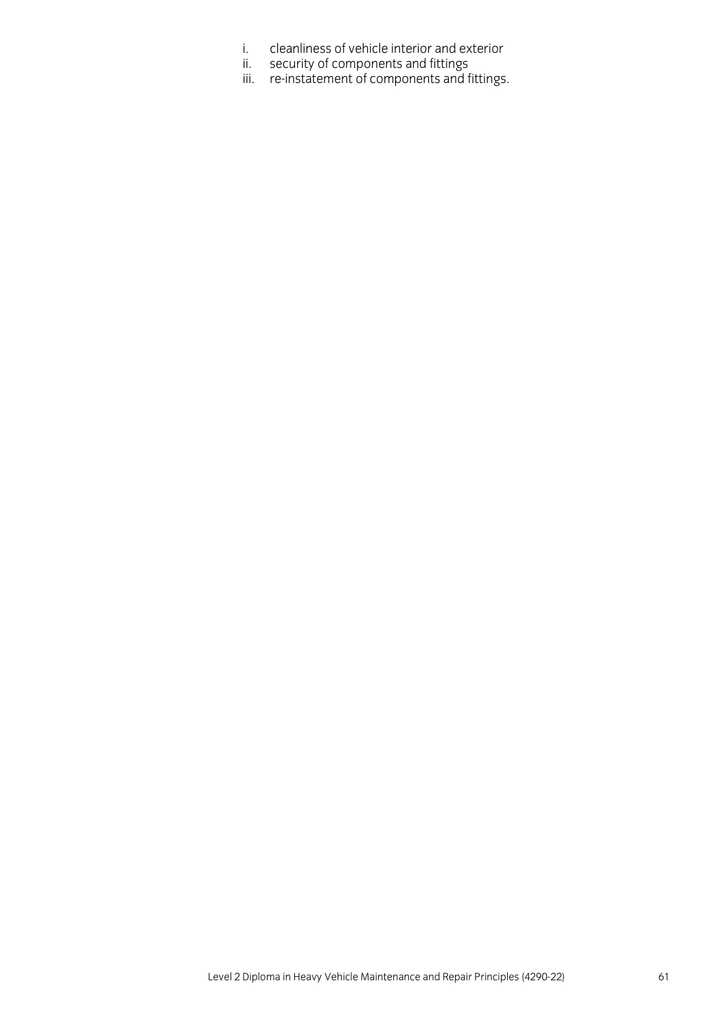i. cleanliness of vehicle interior and exterior
ii. security of components and fittings
iii. re-instatement of components and fittings.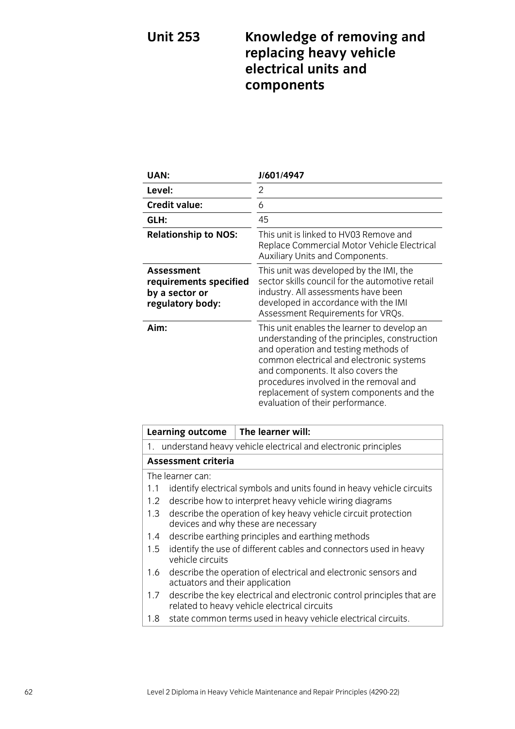# Unit 253 Knowledge of removing and replacing heavy vehicle electrical units and components

| | |
|---|---|
| **UAN:** | **J/601/4947** |
| **Level:** | 2 |
| **Credit value:** | 6 |
| **GLH:** | 45 |
| **Relationship to NOS:** | This unit is linked to HV03 Remove and Replace Commercial Motor Vehicle Electrical Auxiliary Units and Components. |
| **Assessment requirements specified by a sector or regulatory body:** | This unit was developed by the IMI, the sector skills council for the automotive retail industry. All assessments have been developed in accordance with the IMI Assessment Requirements for VRQs. |
| **Aim:** | This unit enables the learner to develop an understanding of the principles, construction and operation and testing methods of common electrical and electronic systems and components. It also covers the procedures involved in the removal and replacement of system components and the evaluation of their performance. |

| **Learning outcome** | **The learner will:** |
|---|---|
| 1. understand heavy vehicle electrical and electronic principles | |
| **Assessment criteria** | |

The learner can:

1.1 identify electrical symbols and units found in heavy vehicle circuits
1.2 describe how to interpret heavy vehicle wiring diagrams
1.3 describe the operation of key heavy vehicle circuit protection devices and why these are necessary
1.4 describe earthing principles and earthing methods
1.5 identify the use of different cables and connectors used in heavy vehicle circuits
1.6 describe the operation of electrical and electronic sensors and actuators and their application
1.7 describe the key electrical and electronic control principles that are related to heavy vehicle electrical circuits
1.8 state common terms used in heavy vehicle electrical circuits.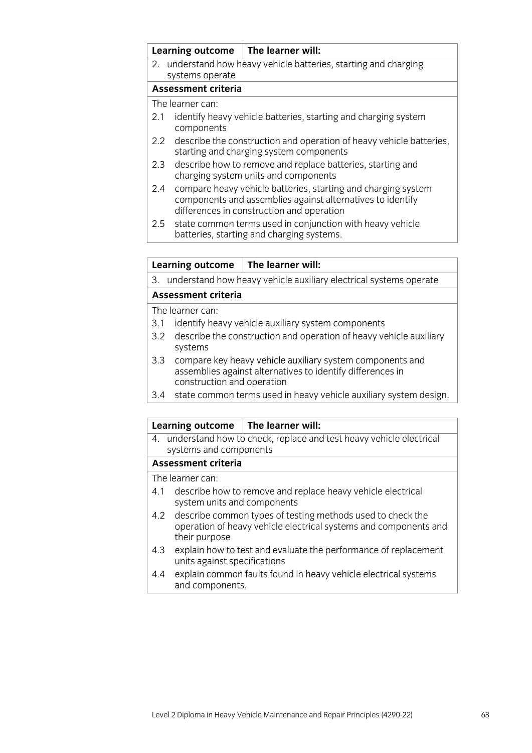| Learning outcome | The learner will: |
|---|---|
| 2. understand how heavy vehicle batteries, starting and charging systems operate | |
| **Assessment criteria** | |
| The learner can: | |
| 2.1 identify heavy vehicle batteries, starting and charging system components | |
| 2.2 describe the construction and operation of heavy vehicle batteries, starting and charging system components | |
| 2.3 describe how to remove and replace batteries, starting and charging system units and components | |
| 2.4 compare heavy vehicle batteries, starting and charging system components and assemblies against alternatives to identify differences in construction and operation | |
| 2.5 state common terms used in conjunction with heavy vehicle batteries, starting and charging systems. | |

| Learning outcome | The learner will: |
|---|---|
| 3. understand how heavy vehicle auxiliary electrical systems operate | |
| **Assessment criteria** | |
| The learner can: | |
| 3.1 identify heavy vehicle auxiliary system components | |
| 3.2 describe the construction and operation of heavy vehicle auxiliary systems | |
| 3.3 compare key heavy vehicle auxiliary system components and assemblies against alternatives to identify differences in construction and operation | |
| 3.4 state common terms used in heavy vehicle auxiliary system design. | |

| Learning outcome | The learner will: |
|---|---|
| 4. understand how to check, replace and test heavy vehicle electrical systems and components | |
| **Assessment criteria** | |
| The learner can: | |
| 4.1 describe how to remove and replace heavy vehicle electrical system units and components | |
| 4.2 describe common types of testing methods used to check the operation of heavy vehicle electrical systems and components and their purpose | |
| 4.3 explain how to test and evaluate the performance of replacement units against specifications | |
| 4.4 explain common faults found in heavy vehicle electrical systems and components. | |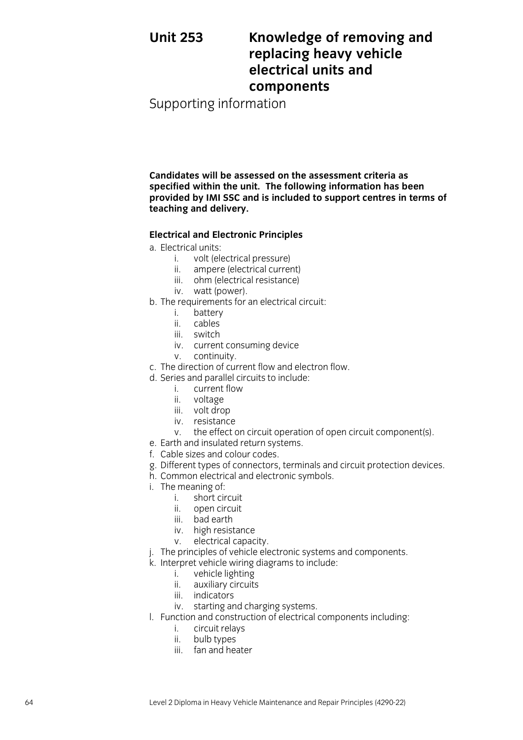# Unit 253 Knowledge of removing and replacing heavy vehicle electrical units and components

## Supporting information

**Candidates will be assessed on the assessment criteria as specified within the unit. The following information has been provided by IMI SSC and is included to support centres in terms of teaching and delivery.**

### Electrical and Electronic Principles

a. Electrical units:
   i. volt (electrical pressure)
   ii. ampere (electrical current)
   iii. ohm (electrical resistance)
   iv. watt (power).

b. The requirements for an electrical circuit:
   i. battery
   ii. cables
   iii. switch
   iv. current consuming device
   v. continuity.

c. The direction of current flow and electron flow.

d. Series and parallel circuits to include:
   i. current flow
   ii. voltage
   iii. volt drop
   iv. resistance
   v. the effect on circuit operation of open circuit component(s).

e. Earth and insulated return systems.

f. Cable sizes and colour codes.

g. Different types of connectors, terminals and circuit protection devices.

h. Common electrical and electronic symbols.

i. The meaning of:
   i. short circuit
   ii. open circuit
   iii. bad earth
   iv. high resistance
   v. electrical capacity.

j. The principles of vehicle electronic systems and components.

k. Interpret vehicle wiring diagrams to include:
   i. vehicle lighting
   ii. auxiliary circuits
   iii. indicators
   iv. starting and charging systems.

l. Function and construction of electrical components including:
   i. circuit relays
   ii. bulb types
   iii. fan and heater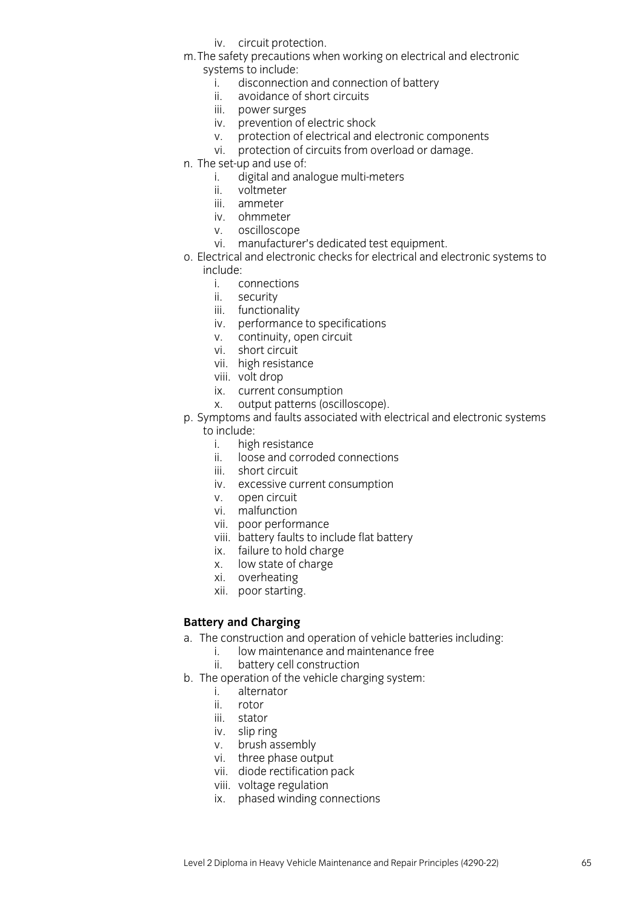iv. circuit protection.

m. The safety precautions when working on electrical and electronic systems to include:
   i. disconnection and connection of battery
   ii. avoidance of short circuits
   iii. power surges
   iv. prevention of electric shock
   v. protection of electrical and electronic components
   vi. protection of circuits from overload or damage.

n. The set-up and use of:
   i. digital and analogue multi-meters
   ii. voltmeter
   iii. ammeter
   iv. ohmmeter
   v. oscilloscope
   vi. manufacturer's dedicated test equipment.

o. Electrical and electronic checks for electrical and electronic systems to include:
   i. connections
   ii. security
   iii. functionality
   iv. performance to specifications
   v. continuity, open circuit
   vi. short circuit
   vii. high resistance
   viii. volt drop
   ix. current consumption
   x. output patterns (oscilloscope).

p. Symptoms and faults associated with electrical and electronic systems to include:
   i. high resistance
   ii. loose and corroded connections
   iii. short circuit
   iv. excessive current consumption
   v. open circuit
   vi. malfunction
   vii. poor performance
   viii. battery faults to include flat battery
   ix. failure to hold charge
   x. low state of charge
   xi. overheating
   xii. poor starting.

**Battery and Charging**

a. The construction and operation of vehicle batteries including:
   i. low maintenance and maintenance free
   ii. battery cell construction

b. The operation of the vehicle charging system:
   i. alternator
   ii. rotor
   iii. stator
   iv. slip ring
   v. brush assembly
   vi. three phase output
   vii. diode rectification pack
   viii. voltage regulation
   ix. phased winding connections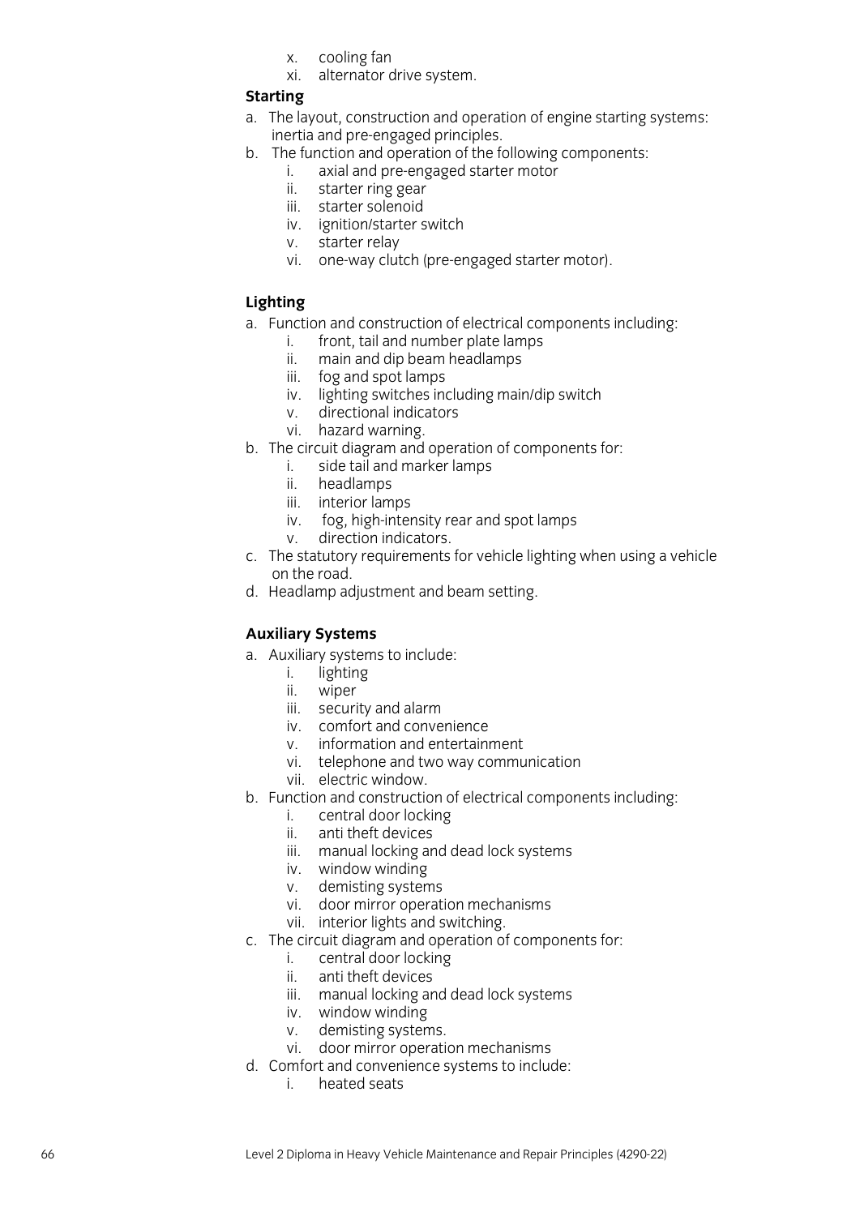x. cooling fan
xi. alternator drive system.

**Starting**

a. The layout, construction and operation of engine starting systems: inertia and pre-engaged principles.
b. The function and operation of the following components:
    i. axial and pre-engaged starter motor
    ii. starter ring gear
    iii. starter solenoid
    iv. ignition/starter switch
    v. starter relay
    vi. one-way clutch (pre-engaged starter motor).

**Lighting**

a. Function and construction of electrical components including:
    i. front, tail and number plate lamps
    ii. main and dip beam headlamps
    iii. fog and spot lamps
    iv. lighting switches including main/dip switch
    v. directional indicators
    vi. hazard warning.
b. The circuit diagram and operation of components for:
    i. side tail and marker lamps
    ii. headlamps
    iii. interior lamps
    iv. fog, high-intensity rear and spot lamps
    v. direction indicators.
c. The statutory requirements for vehicle lighting when using a vehicle on the road.
d. Headlamp adjustment and beam setting.

**Auxiliary Systems**

a. Auxiliary systems to include:
    i. lighting
    ii. wiper
    iii. security and alarm
    iv. comfort and convenience
    v. information and entertainment
    vi. telephone and two way communication
    vii. electric window.
b. Function and construction of electrical components including:
    i. central door locking
    ii. anti theft devices
    iii. manual locking and dead lock systems
    iv. window winding
    v. demisting systems
    vi. door mirror operation mechanisms
    vii. interior lights and switching.
c. The circuit diagram and operation of components for:
    i. central door locking
    ii. anti theft devices
    iii. manual locking and dead lock systems
    iv. window winding
    v. demisting systems.
    vi. door mirror operation mechanisms
d. Comfort and convenience systems to include:
    i. heated seats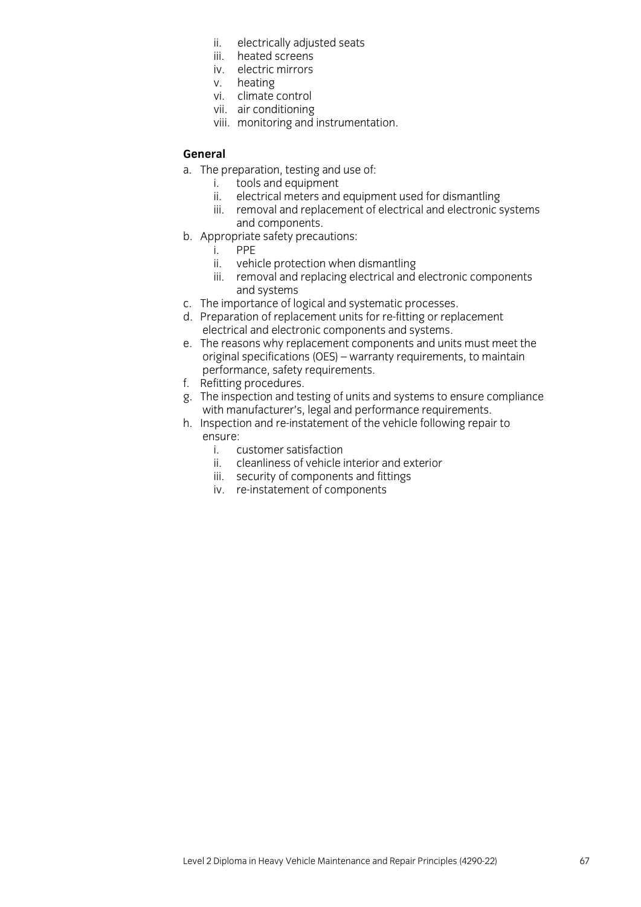ii. electrically adjusted seats
iii. heated screens
iv. electric mirrors
v. heating
vi. climate control
vii. air conditioning
viii. monitoring and instrumentation.

**General**

a. The preparation, testing and use of:
   i. tools and equipment
   ii. electrical meters and equipment used for dismantling
   iii. removal and replacement of electrical and electronic systems and components.
b. Appropriate safety precautions:
   i. PPE
   ii. vehicle protection when dismantling
   iii. removal and replacing electrical and electronic components and systems
c. The importance of logical and systematic processes.
d. Preparation of replacement units for re-fitting or replacement electrical and electronic components and systems.
e. The reasons why replacement components and units must meet the original specifications (OES) – warranty requirements, to maintain performance, safety requirements.
f. Refitting procedures.
g. The inspection and testing of units and systems to ensure compliance with manufacturer's, legal and performance requirements.
h. Inspection and re-instatement of the vehicle following repair to ensure:
   i. customer satisfaction
   ii. cleanliness of vehicle interior and exterior
   iii. security of components and fittings
   iv. re-instatement of components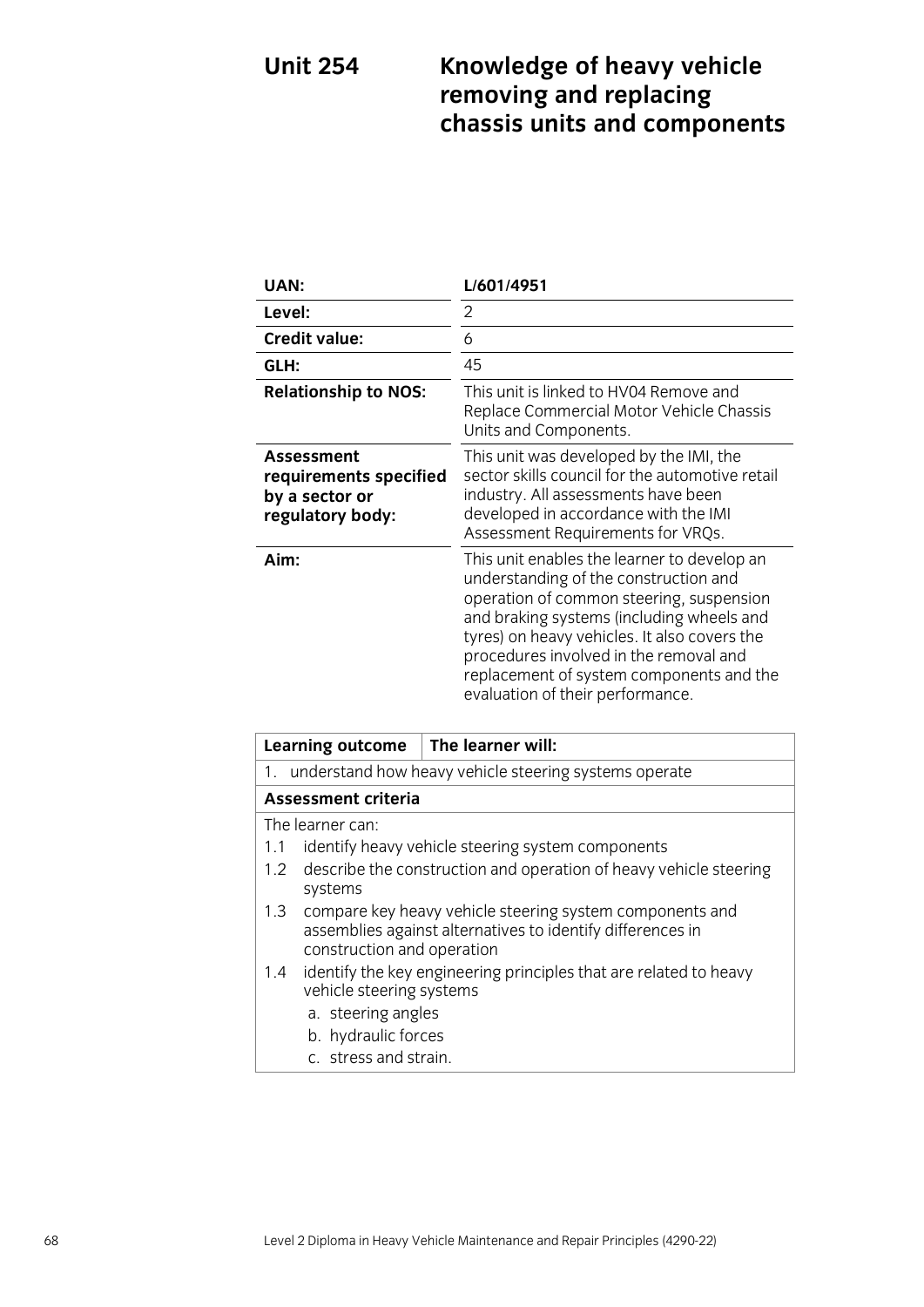# Unit 254 Knowledge of heavy vehicle removing and replacing chassis units and components

| | |
|---|---|
| **UAN:** | **L/601/4951** |
| **Level:** | 2 |
| **Credit value:** | 6 |
| **GLH:** | 45 |
| **Relationship to NOS:** | This unit is linked to HV04 Remove and Replace Commercial Motor Vehicle Chassis Units and Components. |
| **Assessment requirements specified by a sector or regulatory body:** | This unit was developed by the IMI, the sector skills council for the automotive retail industry. All assessments have been developed in accordance with the IMI Assessment Requirements for VRQs. |
| **Aim:** | This unit enables the learner to develop an understanding of the construction and operation of common steering, suspension and braking systems (including wheels and tyres) on heavy vehicles. It also covers the procedures involved in the removal and replacement of system components and the evaluation of their performance. |

| **Learning outcome** | **The learner will:** |
|---|---|
| 1. understand how heavy vehicle steering systems operate | |
| **Assessment criteria** | |

The learner can:

1.1 identify heavy vehicle steering system components

1.2 describe the construction and operation of heavy vehicle steering systems

1.3 compare key heavy vehicle steering system components and assemblies against alternatives to identify differences in construction and operation

1.4 identify the key engineering principles that are related to heavy vehicle steering systems

- a. steering angles
- b. hydraulic forces
- c. stress and strain.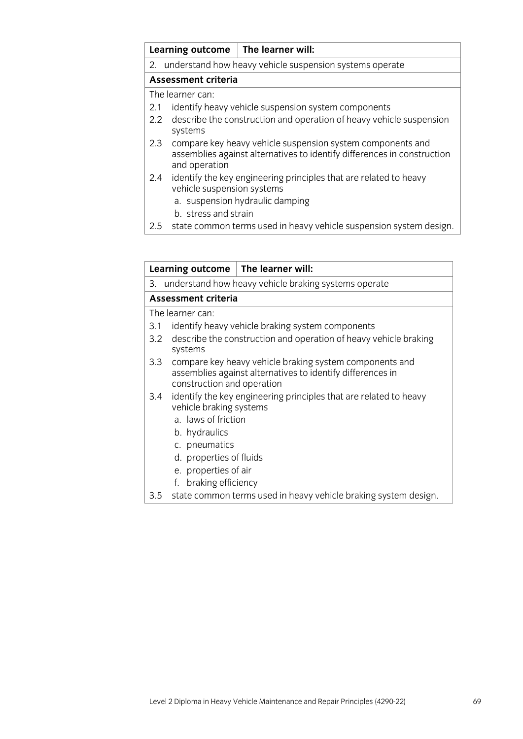| **Learning outcome** | **The learner will:** |
| --- | --- |
| 2. understand how heavy vehicle suspension systems operate | |

**Assessment criteria**

The learner can:

2.1 identify heavy vehicle suspension system components

2.2 describe the construction and operation of heavy vehicle suspension systems

2.3 compare key heavy vehicle suspension system components and assemblies against alternatives to identify differences in construction and operation

2.4 identify the key engineering principles that are related to heavy vehicle suspension systems
   a. suspension hydraulic damping
   b. stress and strain

2.5 state common terms used in heavy vehicle suspension system design.

| **Learning outcome** | **The learner will:** |
| --- | --- |
| 3. understand how heavy vehicle braking systems operate | |

**Assessment criteria**

The learner can:

3.1 identify heavy vehicle braking system components

3.2 describe the construction and operation of heavy vehicle braking systems

3.3 compare key heavy vehicle braking system components and assemblies against alternatives to identify differences in construction and operation

3.4 identify the key engineering principles that are related to heavy vehicle braking systems
   a. laws of friction
   b. hydraulics
   c. pneumatics
   d. properties of fluids
   e. properties of air
   f. braking efficiency

3.5 state common terms used in heavy vehicle braking system design.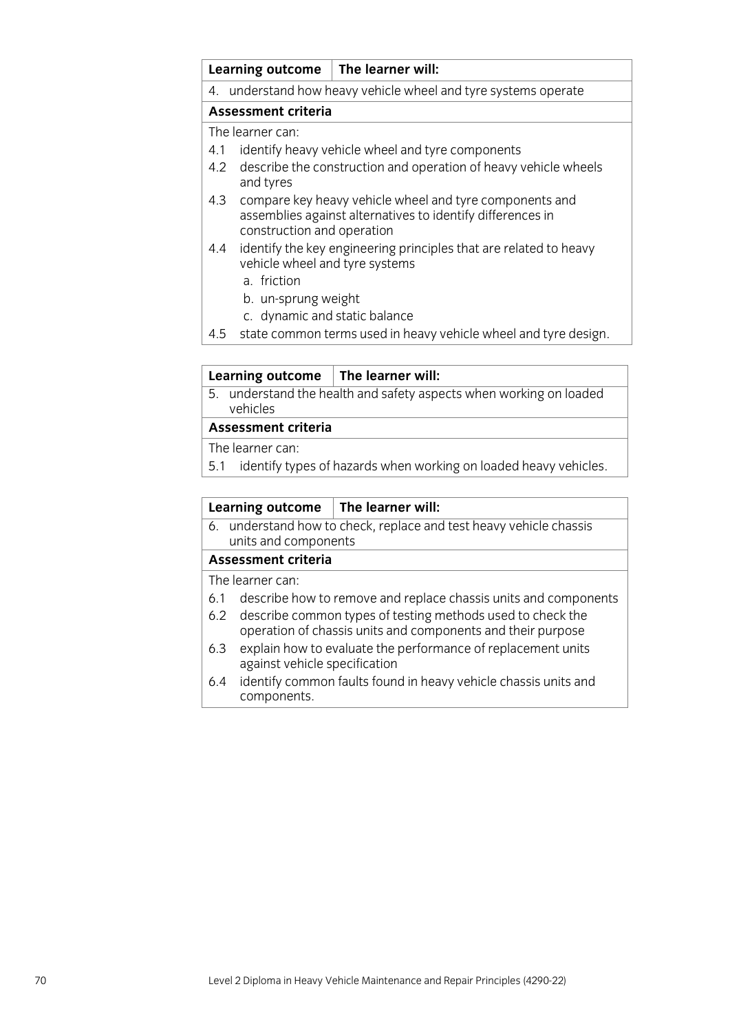| **Learning outcome** | **The learner will:** |
|---|---|
| 4. understand how heavy vehicle wheel and tyre systems operate | |
| **Assessment criteria** | |
| The learner can:<br>4.1 identify heavy vehicle wheel and tyre components<br>4.2 describe the construction and operation of heavy vehicle wheels and tyres<br>4.3 compare key heavy vehicle wheel and tyre components and assemblies against alternatives to identify differences in construction and operation<br>4.4 identify the key engineering principles that are related to heavy vehicle wheel and tyre systems<br>a. friction<br>b. un-sprung weight<br>c. dynamic and static balance<br>4.5 state common terms used in heavy vehicle wheel and tyre design. | |

| **Learning outcome** | **The learner will:** |
|---|---|
| 5. understand the health and safety aspects when working on loaded vehicles | |
| **Assessment criteria** | |
| The learner can:<br>5.1 identify types of hazards when working on loaded heavy vehicles. | |

| **Learning outcome** | **The learner will:** |
|---|---|
| 6. understand how to check, replace and test heavy vehicle chassis units and components | |
| **Assessment criteria** | |
| The learner can:<br>6.1 describe how to remove and replace chassis units and components<br>6.2 describe common types of testing methods used to check the operation of chassis units and components and their purpose<br>6.3 explain how to evaluate the performance of replacement units against vehicle specification<br>6.4 identify common faults found in heavy vehicle chassis units and components. | |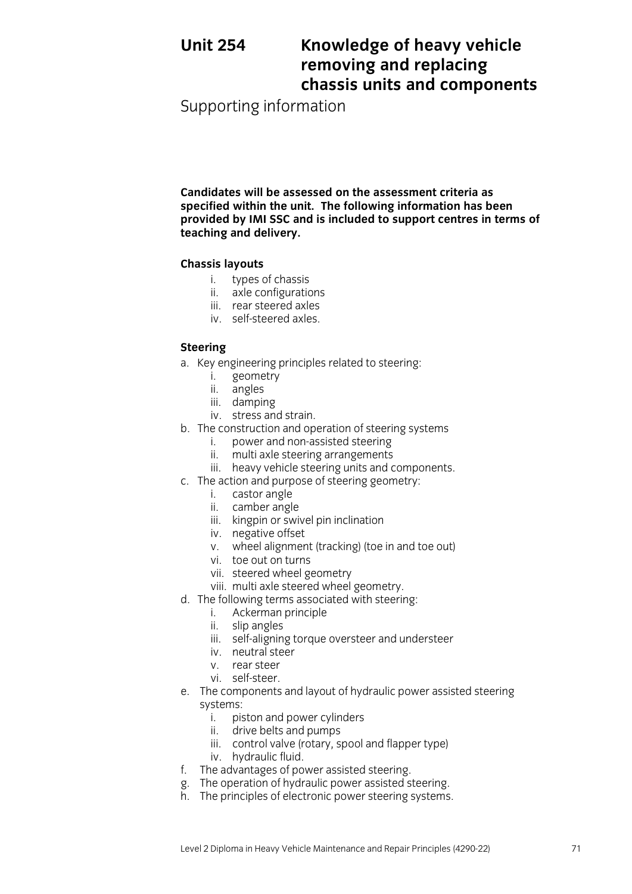# Unit 254 Knowledge of heavy vehicle removing and replacing chassis units and components

## Supporting information

**Candidates will be assessed on the assessment criteria as specified within the unit. The following information has been provided by IMI SSC and is included to support centres in terms of teaching and delivery.**

**Chassis layouts**

- i. types of chassis
- ii. axle configurations
- iii. rear steered axles
- iv. self-steered axles.

**Steering**

a. Key engineering principles related to steering:
   - i. geometry
   - ii. angles
   - iii. damping
   - iv. stress and strain.

b. The construction and operation of steering systems
   - i. power and non-assisted steering
   - ii. multi axle steering arrangements
   - iii. heavy vehicle steering units and components.

c. The action and purpose of steering geometry:
   - i. castor angle
   - ii. camber angle
   - iii. kingpin or swivel pin inclination
   - iv. negative offset
   - v. wheel alignment (tracking) (toe in and toe out)
   - vi. toe out on turns
   - vii. steered wheel geometry
   - viii. multi axle steered wheel geometry.

d. The following terms associated with steering:
   - i. Ackerman principle
   - ii. slip angles
   - iii. self-aligning torque oversteer and understeer
   - iv. neutral steer
   - v. rear steer
   - vi. self-steer.

e. The components and layout of hydraulic power assisted steering systems:
   - i. piston and power cylinders
   - ii. drive belts and pumps
   - iii. control valve (rotary, spool and flapper type)
   - iv. hydraulic fluid.

f. The advantages of power assisted steering.

g. The operation of hydraulic power assisted steering.

h. The principles of electronic power steering systems.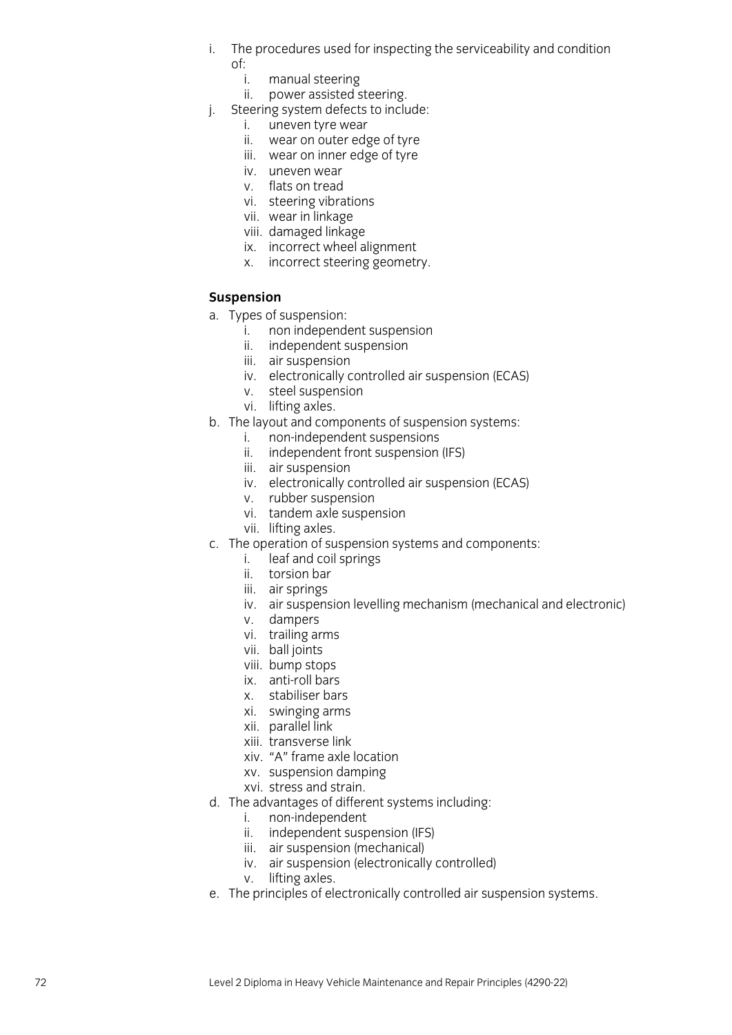i. The procedures used for inspecting the serviceability and condition of:
   i. manual steering
   ii. power assisted steering.
j. Steering system defects to include:
   i. uneven tyre wear
   ii. wear on outer edge of tyre
   iii. wear on inner edge of tyre
   iv. uneven wear
   v. flats on tread
   vi. steering vibrations
   vii. wear in linkage
   viii. damaged linkage
   ix. incorrect wheel alignment
   x. incorrect steering geometry.

**Suspension**

a. Types of suspension:
   i. non independent suspension
   ii. independent suspension
   iii. air suspension
   iv. electronically controlled air suspension (ECAS)
   v. steel suspension
   vi. lifting axles.
b. The layout and components of suspension systems:
   i. non-independent suspensions
   ii. independent front suspension (IFS)
   iii. air suspension
   iv. electronically controlled air suspension (ECAS)
   v. rubber suspension
   vi. tandem axle suspension
   vii. lifting axles.
c. The operation of suspension systems and components:
   i. leaf and coil springs
   ii. torsion bar
   iii. air springs
   iv. air suspension levelling mechanism (mechanical and electronic)
   v. dampers
   vi. trailing arms
   vii. ball joints
   viii. bump stops
   ix. anti-roll bars
   x. stabiliser bars
   xi. swinging arms
   xii. parallel link
   xiii. transverse link
   xiv. "A" frame axle location
   xv. suspension damping
   xvi. stress and strain.
d. The advantages of different systems including:
   i. non-independent
   ii. independent suspension (IFS)
   iii. air suspension (mechanical)
   iv. air suspension (electronically controlled)
   v. lifting axles.
e. The principles of electronically controlled air suspension systems.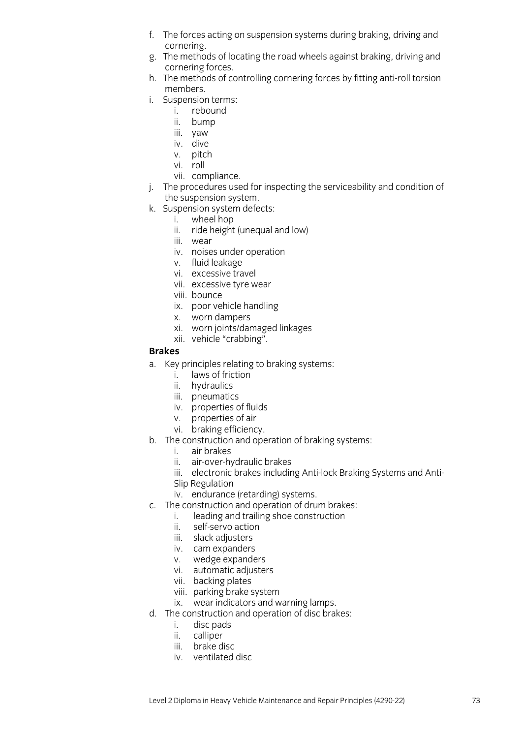f. The forces acting on suspension systems during braking, driving and cornering.
g. The methods of locating the road wheels against braking, driving and cornering forces.
h. The methods of controlling cornering forces by fitting anti-roll torsion members.
i. Suspension terms:
    i. rebound
    ii. bump
    iii. yaw
    iv. dive
    v. pitch
    vi. roll
    vii. compliance.
j. The procedures used for inspecting the serviceability and condition of the suspension system.
k. Suspension system defects:
    i. wheel hop
    ii. ride height (unequal and low)
    iii. wear
    iv. noises under operation
    v. fluid leakage
    vi. excessive travel
    vii. excessive tyre wear
    viii. bounce
    ix. poor vehicle handling
    x. worn dampers
    xi. worn joints/damaged linkages
    xii. vehicle "crabbing".

**Brakes**

a. Key principles relating to braking systems:
    i. laws of friction
    ii. hydraulics
    iii. pneumatics
    iv. properties of fluids
    v. properties of air
    vi. braking efficiency.
b. The construction and operation of braking systems:
    i. air brakes
    ii. air-over-hydraulic brakes
    iii. electronic brakes including Anti-lock Braking Systems and Anti-Slip Regulation
    iv. endurance (retarding) systems.
c. The construction and operation of drum brakes:
    i. leading and trailing shoe construction
    ii. self-servo action
    iii. slack adjusters
    iv. cam expanders
    v. wedge expanders
    vi. automatic adjusters
    vii. backing plates
    viii. parking brake system
    ix. wear indicators and warning lamps.
d. The construction and operation of disc brakes:
    i. disc pads
    ii. calliper
    iii. brake disc
    iv. ventilated disc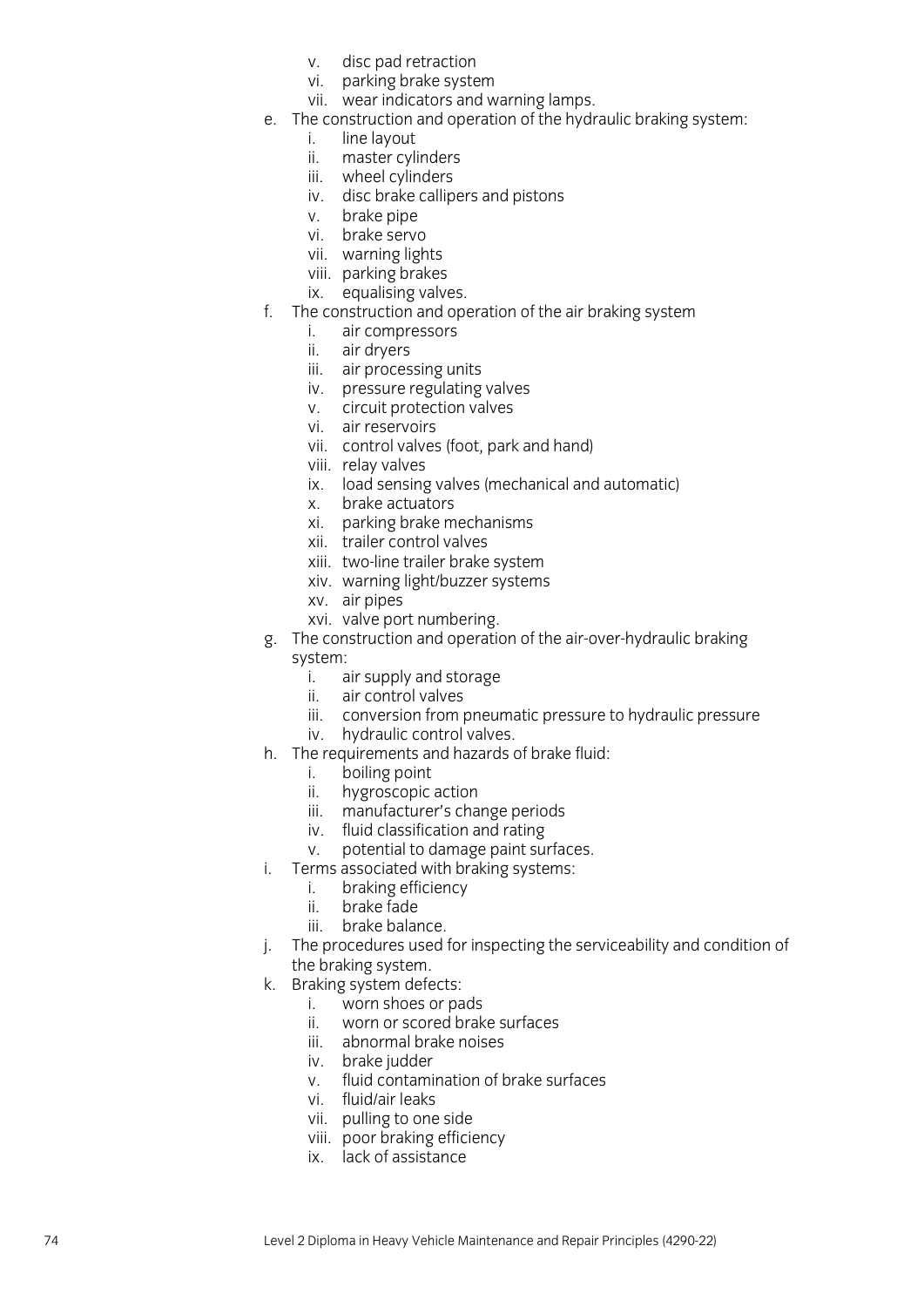v. disc pad retraction
   vi. parking brake system
   vii. wear indicators and warning lamps.

e. The construction and operation of the hydraulic braking system:
   i. line layout
   ii. master cylinders
   iii. wheel cylinders
   iv. disc brake callipers and pistons
   v. brake pipe
   vi. brake servo
   vii. warning lights
   viii. parking brakes
   ix. equalising valves.

f. The construction and operation of the air braking system
   i. air compressors
   ii. air dryers
   iii. air processing units
   iv. pressure regulating valves
   v. circuit protection valves
   vi. air reservoirs
   vii. control valves (foot, park and hand)
   viii. relay valves
   ix. load sensing valves (mechanical and automatic)
   x. brake actuators
   xi. parking brake mechanisms
   xii. trailer control valves
   xiii. two-line trailer brake system
   xiv. warning light/buzzer systems
   xv. air pipes
   xvi. valve port numbering.

g. The construction and operation of the air-over-hydraulic braking system:
   i. air supply and storage
   ii. air control valves
   iii. conversion from pneumatic pressure to hydraulic pressure
   iv. hydraulic control valves.

h. The requirements and hazards of brake fluid:
   i. boiling point
   ii. hygroscopic action
   iii. manufacturer's change periods
   iv. fluid classification and rating
   v. potential to damage paint surfaces.

i. Terms associated with braking systems:
   i. braking efficiency
   ii. brake fade
   iii. brake balance.

j. The procedures used for inspecting the serviceability and condition of the braking system.

k. Braking system defects:
   i. worn shoes or pads
   ii. worn or scored brake surfaces
   iii. abnormal brake noises
   iv. brake judder
   v. fluid contamination of brake surfaces
   vi. fluid/air leaks
   vii. pulling to one side
   viii. poor braking efficiency
   ix. lack of assistance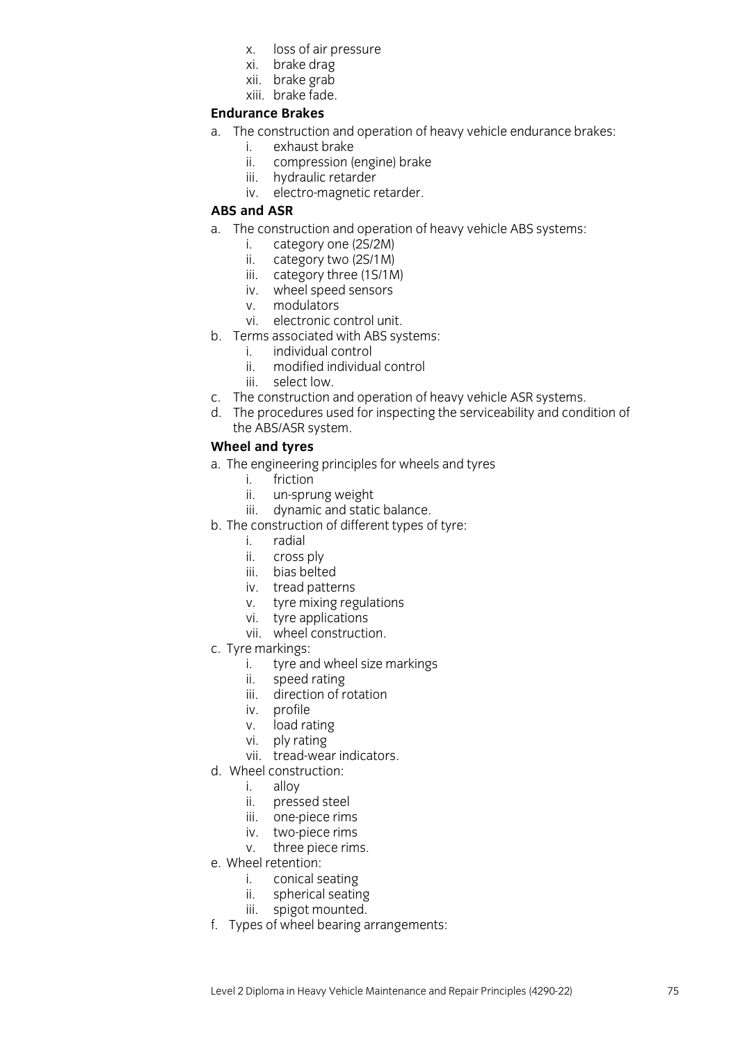x. loss of air pressure
xi. brake drag
xii. brake grab
xiii. brake fade.

**Endurance Brakes**

a. The construction and operation of heavy vehicle endurance brakes:
   i. exhaust brake
   ii. compression (engine) brake
   iii. hydraulic retarder
   iv. electro-magnetic retarder.

**ABS and ASR**

a. The construction and operation of heavy vehicle ABS systems:
   i. category one (2S/2M)
   ii. category two (2S/1M)
   iii. category three (1S/1M)
   iv. wheel speed sensors
   v. modulators
   vi. electronic control unit.

b. Terms associated with ABS systems:
   i. individual control
   ii. modified individual control
   iii. select low.

c. The construction and operation of heavy vehicle ASR systems.

d. The procedures used for inspecting the serviceability and condition of the ABS/ASR system.

**Wheel and tyres**

a. The engineering principles for wheels and tyres
   i. friction
   ii. un-sprung weight
   iii. dynamic and static balance.

b. The construction of different types of tyre:
   i. radial
   ii. cross ply
   iii. bias belted
   iv. tread patterns
   v. tyre mixing regulations
   vi. tyre applications
   vii. wheel construction.

c. Tyre markings:
   i. tyre and wheel size markings
   ii. speed rating
   iii. direction of rotation
   iv. profile
   v. load rating
   vi. ply rating
   vii. tread-wear indicators.

d. Wheel construction:
   i. alloy
   ii. pressed steel
   iii. one-piece rims
   iv. two-piece rims
   v. three piece rims.

e. Wheel retention:
   i. conical seating
   ii. spherical seating
   iii. spigot mounted.

f. Types of wheel bearing arrangements: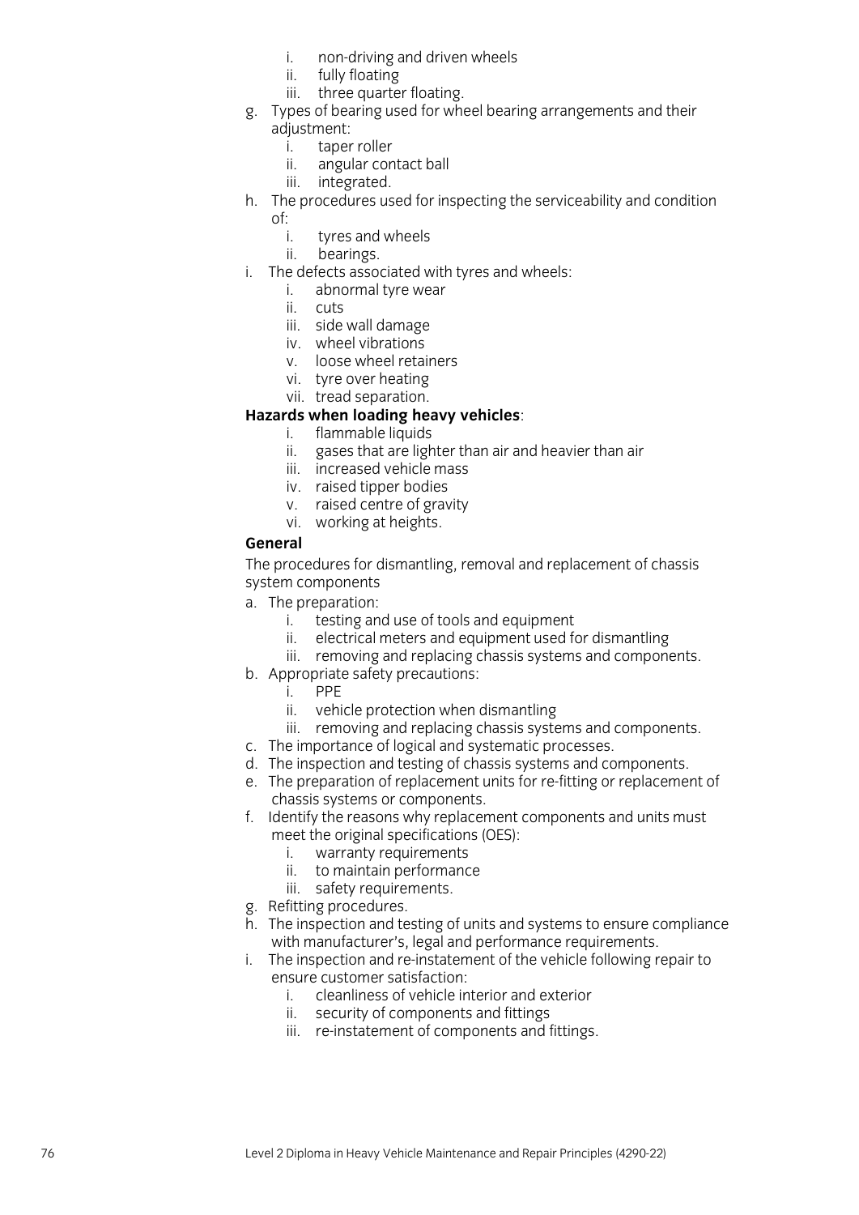i. non-driving and driven wheels
  ii. fully floating
  iii. three quarter floating.

g. Types of bearing used for wheel bearing arrangements and their adjustment:
  i. taper roller
  ii. angular contact ball
  iii. integrated.

h. The procedures used for inspecting the serviceability and condition of:
  i. tyres and wheels
  ii. bearings.

i. The defects associated with tyres and wheels:
  i. abnormal tyre wear
  ii. cuts
  iii. side wall damage
  iv. wheel vibrations
  v. loose wheel retainers
  vi. tyre over heating
  vii. tread separation.

**Hazards when loading heavy vehicles**:

  i. flammable liquids
  ii. gases that are lighter than air and heavier than air
  iii. increased vehicle mass
  iv. raised tipper bodies
  v. raised centre of gravity
  vi. working at heights.

**General**

The procedures for dismantling, removal and replacement of chassis system components

a. The preparation:
  i. testing and use of tools and equipment
  ii. electrical meters and equipment used for dismantling
  iii. removing and replacing chassis systems and components.

b. Appropriate safety precautions:
  i. PPE
  ii. vehicle protection when dismantling
  iii. removing and replacing chassis systems and components.

c. The importance of logical and systematic processes.

d. The inspection and testing of chassis systems and components.

e. The preparation of replacement units for re-fitting or replacement of chassis systems or components.

f. Identify the reasons why replacement components and units must meet the original specifications (OES):
  i. warranty requirements
  ii. to maintain performance
  iii. safety requirements.

g. Refitting procedures.

h. The inspection and testing of units and systems to ensure compliance with manufacturer's, legal and performance requirements.

i. The inspection and re-instatement of the vehicle following repair to ensure customer satisfaction:
  i. cleanliness of vehicle interior and exterior
  ii. security of components and fittings
  iii. re-instatement of components and fittings.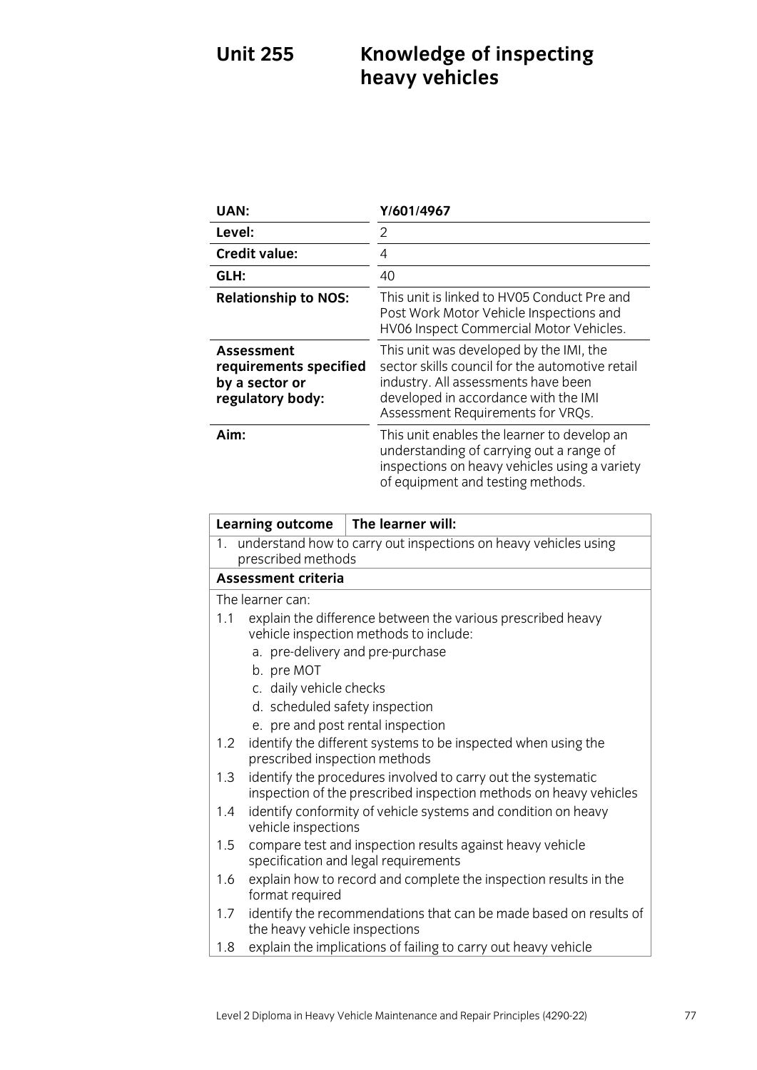# Unit 255 Knowledge of inspecting heavy vehicles

| | |
|---|---|
| **UAN:** | **Y/601/4967** |
| **Level:** | 2 |
| **Credit value:** | 4 |
| **GLH:** | 40 |
| **Relationship to NOS:** | This unit is linked to HV05 Conduct Pre and Post Work Motor Vehicle Inspections and HV06 Inspect Commercial Motor Vehicles. |
| **Assessment requirements specified by a sector or regulatory body:** | This unit was developed by the IMI, the sector skills council for the automotive retail industry. All assessments have been developed in accordance with the IMI Assessment Requirements for VRQs. |
| **Aim:** | This unit enables the learner to develop an understanding of carrying out a range of inspections on heavy vehicles using a variety of equipment and testing methods. |

| **Learning outcome** | **The learner will:** |
|---|---|
| 1. understand how to carry out inspections on heavy vehicles using prescribed methods | |
| **Assessment criteria** | |

The learner can:

1.1 explain the difference between the various prescribed heavy vehicle inspection methods to include:
   - a. pre-delivery and pre-purchase
   - b. pre MOT
   - c. daily vehicle checks
   - d. scheduled safety inspection
   - e. pre and post rental inspection

1.2 identify the different systems to be inspected when using the prescribed inspection methods

1.3 identify the procedures involved to carry out the systematic inspection of the prescribed inspection methods on heavy vehicles

1.4 identify conformity of vehicle systems and condition on heavy vehicle inspections

1.5 compare test and inspection results against heavy vehicle specification and legal requirements

1.6 explain how to record and complete the inspection results in the format required

1.7 identify the recommendations that can be made based on results of the heavy vehicle inspections

1.8 explain the implications of failing to carry out heavy vehicle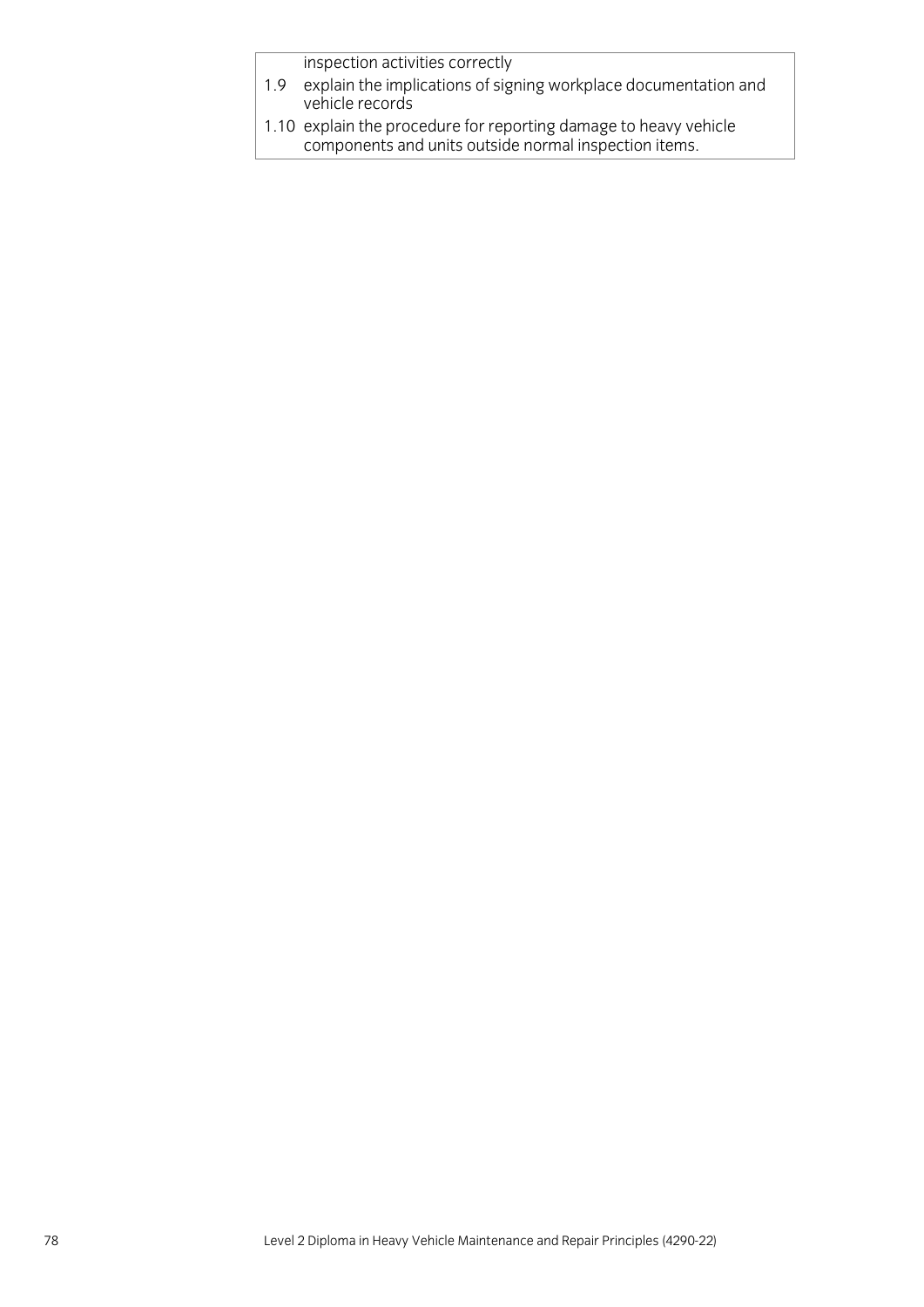inspection activities correctly

1.9 explain the implications of signing workplace documentation and vehicle records

1.10 explain the procedure for reporting damage to heavy vehicle components and units outside normal inspection items.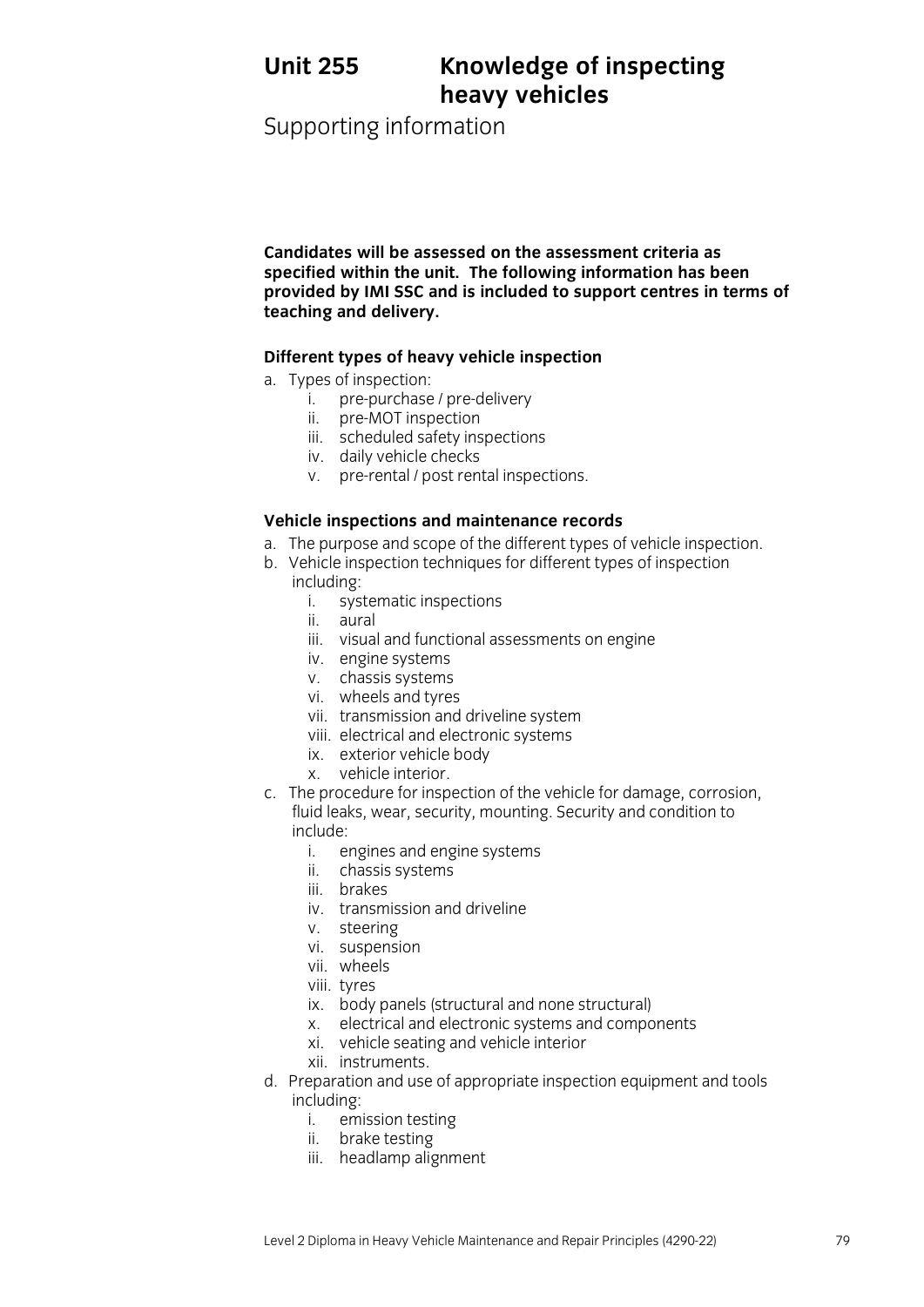# Unit 255 Knowledge of inspecting heavy vehicles

## Supporting information

**Candidates will be assessed on the assessment criteria as specified within the unit. The following information has been provided by IMI SSC and is included to support centres in terms of teaching and delivery.**

### Different types of heavy vehicle inspection

a. Types of inspection:
   i. pre-purchase / pre-delivery
   ii. pre-MOT inspection
   iii. scheduled safety inspections
   iv. daily vehicle checks
   v. pre-rental / post rental inspections.

### Vehicle inspections and maintenance records

a. The purpose and scope of the different types of vehicle inspection.

b. Vehicle inspection techniques for different types of inspection including:
   i. systematic inspections
   ii. aural
   iii. visual and functional assessments on engine
   iv. engine systems
   v. chassis systems
   vi. wheels and tyres
   vii. transmission and driveline system
   viii. electrical and electronic systems
   ix. exterior vehicle body
   x. vehicle interior.

c. The procedure for inspection of the vehicle for damage, corrosion, fluid leaks, wear, security, mounting. Security and condition to include:
   i. engines and engine systems
   ii. chassis systems
   iii. brakes
   iv. transmission and driveline
   v. steering
   vi. suspension
   vii. wheels
   viii. tyres
   ix. body panels (structural and none structural)
   x. electrical and electronic systems and components
   xi. vehicle seating and vehicle interior
   xii. instruments.

d. Preparation and use of appropriate inspection equipment and tools including:
   i. emission testing
   ii. brake testing
   iii. headlamp alignment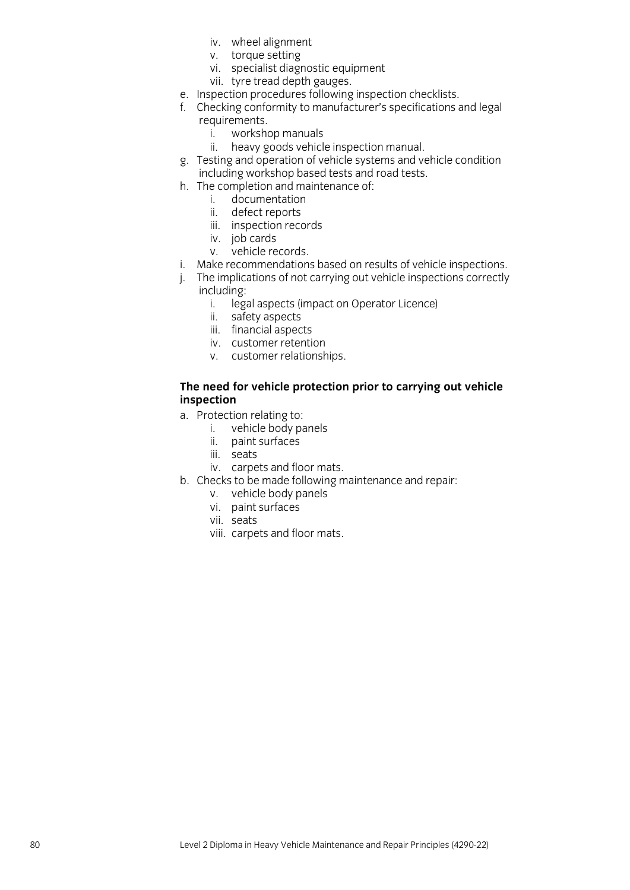iv. wheel alignment
v. torque setting
vi. specialist diagnostic equipment
vii. tyre tread depth gauges.

e. Inspection procedures following inspection checklists.
f. Checking conformity to manufacturer's specifications and legal requirements.
   i. workshop manuals
   ii. heavy goods vehicle inspection manual.
g. Testing and operation of vehicle systems and vehicle condition including workshop based tests and road tests.
h. The completion and maintenance of:
   i. documentation
   ii. defect reports
   iii. inspection records
   iv. job cards
   v. vehicle records.
i. Make recommendations based on results of vehicle inspections.
j. The implications of not carrying out vehicle inspections correctly including:
   i. legal aspects (impact on Operator Licence)
   ii. safety aspects
   iii. financial aspects
   iv. customer retention
   v. customer relationships.

**The need for vehicle protection prior to carrying out vehicle inspection**

a. Protection relating to:
   i. vehicle body panels
   ii. paint surfaces
   iii. seats
   iv. carpets and floor mats.
b. Checks to be made following maintenance and repair:
   v. vehicle body panels
   vi. paint surfaces
   vii. seats
   viii. carpets and floor mats.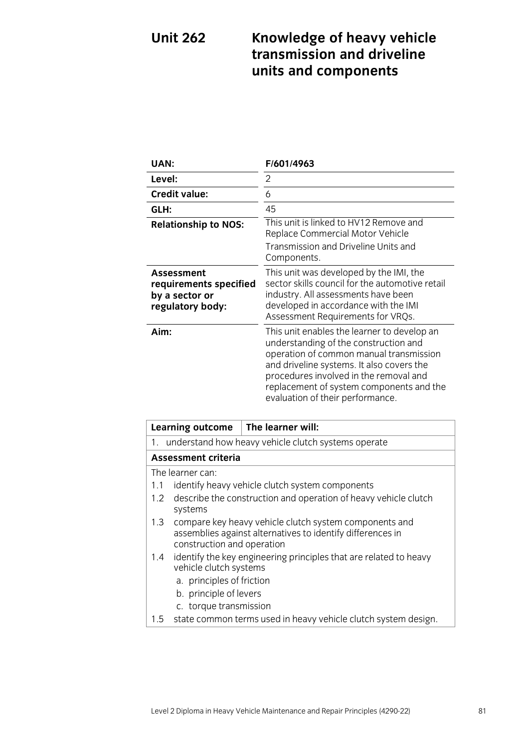# Unit 262 Knowledge of heavy vehicle transmission and driveline units and components

| | |
|---|---|
| **UAN:** | **F/601/4963** |
| **Level:** | 2 |
| **Credit value:** | 6 |
| **GLH:** | 45 |
| **Relationship to NOS:** | This unit is linked to HV12 Remove and Replace Commercial Motor Vehicle Transmission and Driveline Units and Components. |
| **Assessment requirements specified by a sector or regulatory body:** | This unit was developed by the IMI, the sector skills council for the automotive retail industry. All assessments have been developed in accordance with the IMI Assessment Requirements for VRQs. |
| **Aim:** | This unit enables the learner to develop an understanding of the construction and operation of common manual transmission and driveline systems. It also covers the procedures involved in the removal and replacement of system components and the evaluation of their performance. |

| **Learning outcome** | **The learner will:** |
|---|---|
| 1. understand how heavy vehicle clutch systems operate | |

**Assessment criteria**

The learner can:

1.1 identify heavy vehicle clutch system components

1.2 describe the construction and operation of heavy vehicle clutch systems

1.3 compare key heavy vehicle clutch system components and assemblies against alternatives to identify differences in construction and operation

1.4 identify the key engineering principles that are related to heavy vehicle clutch systems

   a. principles of friction

   b. principle of levers

   c. torque transmission

1.5 state common terms used in heavy vehicle clutch system design.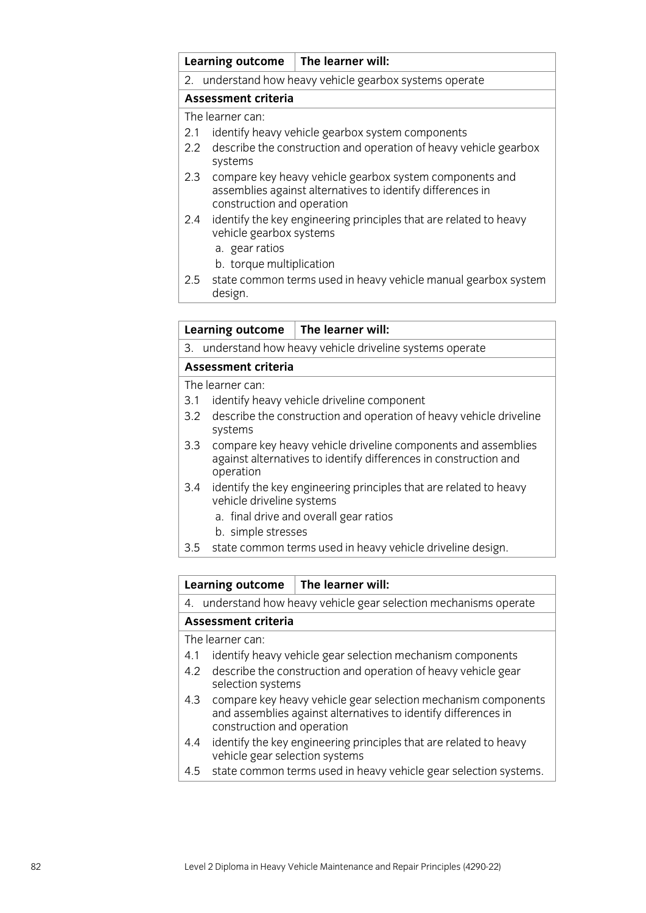| Learning outcome | The learner will: |
|---|---|
| 2. understand how heavy vehicle gearbox systems operate | |

**Assessment criteria**

The learner can:

2.1 identify heavy vehicle gearbox system components

2.2 describe the construction and operation of heavy vehicle gearbox systems

2.3 compare key heavy vehicle gearbox system components and assemblies against alternatives to identify differences in construction and operation

2.4 identify the key engineering principles that are related to heavy vehicle gearbox systems

- a. gear ratios
- b. torque multiplication

2.5 state common terms used in heavy vehicle manual gearbox system design.

| Learning outcome | The learner will: |
|---|---|
| 3. understand how heavy vehicle driveline systems operate | |

**Assessment criteria**

The learner can:

3.1 identify heavy vehicle driveline component

3.2 describe the construction and operation of heavy vehicle driveline systems

3.3 compare key heavy vehicle driveline components and assemblies against alternatives to identify differences in construction and operation

3.4 identify the key engineering principles that are related to heavy vehicle driveline systems

- a. final drive and overall gear ratios
- b. simple stresses

3.5 state common terms used in heavy vehicle driveline design.

| Learning outcome | The learner will: |
|---|---|
| 4. understand how heavy vehicle gear selection mechanisms operate | |

**Assessment criteria**

The learner can:

4.1 identify heavy vehicle gear selection mechanism components

4.2 describe the construction and operation of heavy vehicle gear selection systems

4.3 compare key heavy vehicle gear selection mechanism components and assemblies against alternatives to identify differences in construction and operation

4.4 identify the key engineering principles that are related to heavy vehicle gear selection systems

4.5 state common terms used in heavy vehicle gear selection systems.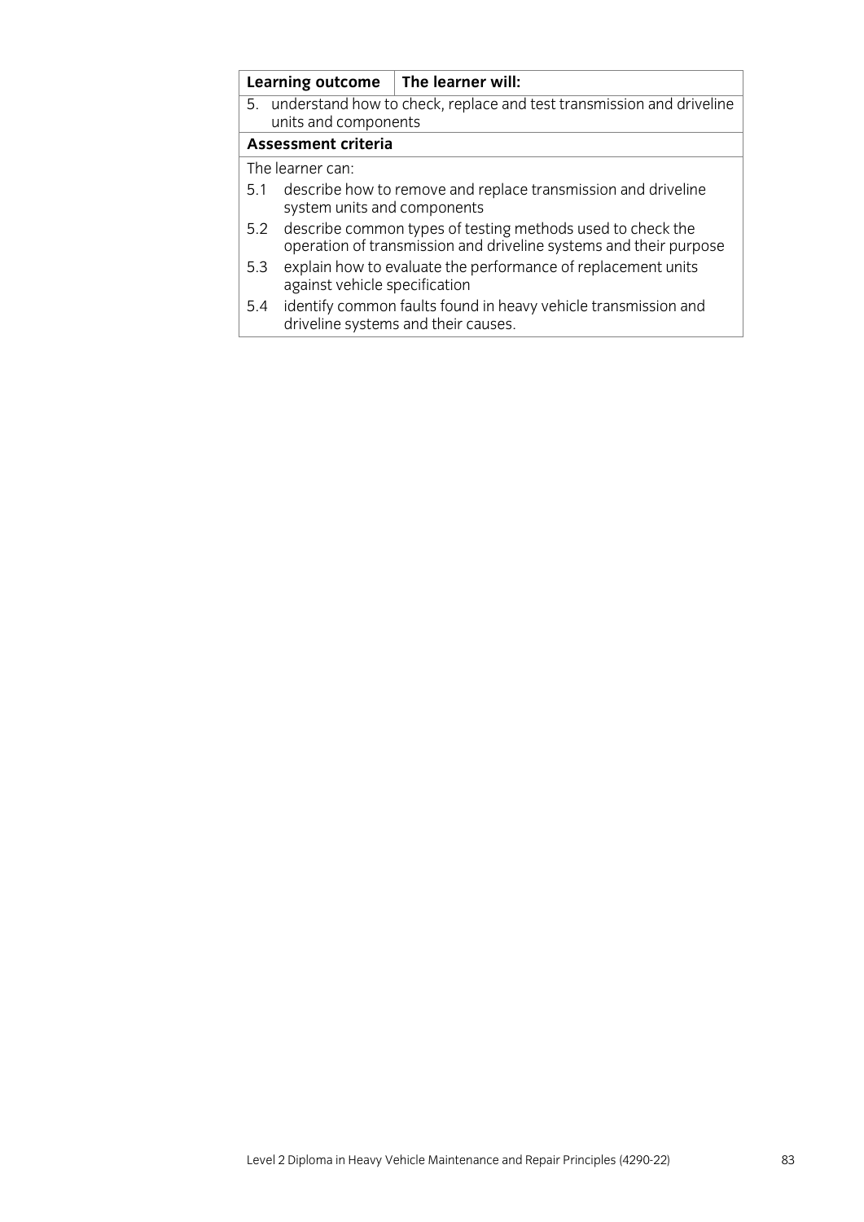| Learning outcome | The learner will: |
| --- | --- |
| 5. understand how to check, replace and test transmission and driveline units and components | |
| **Assessment criteria** | |
| The learner can: | |
| 5.1 describe how to remove and replace transmission and driveline system units and components | |
| 5.2 describe common types of testing methods used to check the operation of transmission and driveline systems and their purpose | |
| 5.3 explain how to evaluate the performance of replacement units against vehicle specification | |
| 5.4 identify common faults found in heavy vehicle transmission and driveline systems and their causes. | |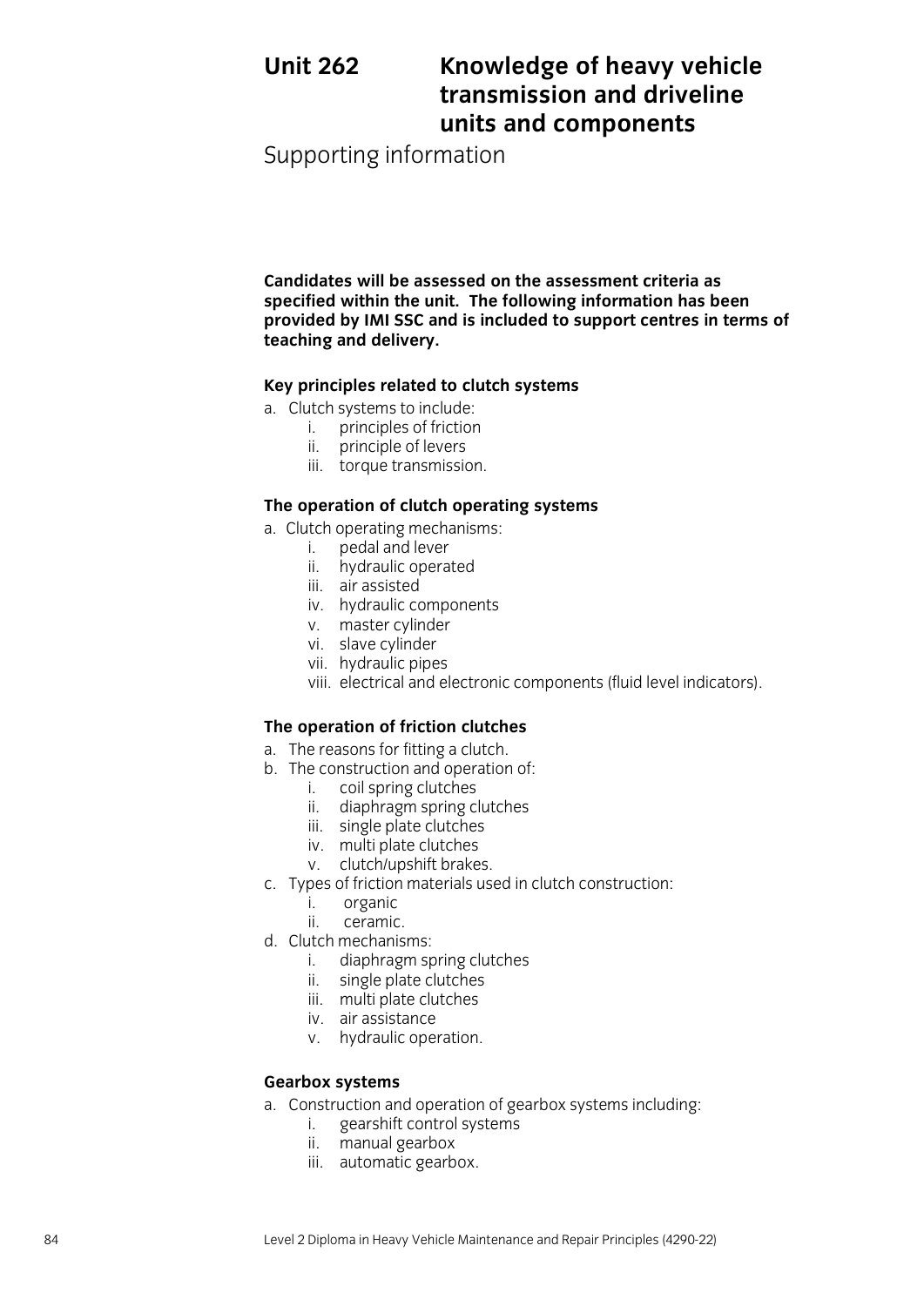# Unit 262 Knowledge of heavy vehicle transmission and driveline units and components

## Supporting information

**Candidates will be assessed on the assessment criteria as specified within the unit. The following information has been provided by IMI SSC and is included to support centres in terms of teaching and delivery.**

### Key principles related to clutch systems

a. Clutch systems to include:
   i. principles of friction
   ii. principle of levers
   iii. torque transmission.

### The operation of clutch operating systems

a. Clutch operating mechanisms:
   i. pedal and lever
   ii. hydraulic operated
   iii. air assisted
   iv. hydraulic components
   v. master cylinder
   vi. slave cylinder
   vii. hydraulic pipes
   viii. electrical and electronic components (fluid level indicators).

### The operation of friction clutches

a. The reasons for fitting a clutch.
b. The construction and operation of:
   i. coil spring clutches
   ii. diaphragm spring clutches
   iii. single plate clutches
   iv. multi plate clutches
   v. clutch/upshift brakes.
c. Types of friction materials used in clutch construction:
   i. organic
   ii. ceramic.
d. Clutch mechanisms:
   i. diaphragm spring clutches
   ii. single plate clutches
   iii. multi plate clutches
   iv. air assistance
   v. hydraulic operation.

### Gearbox systems

a. Construction and operation of gearbox systems including:
   i. gearshift control systems
   ii. manual gearbox
   iii. automatic gearbox.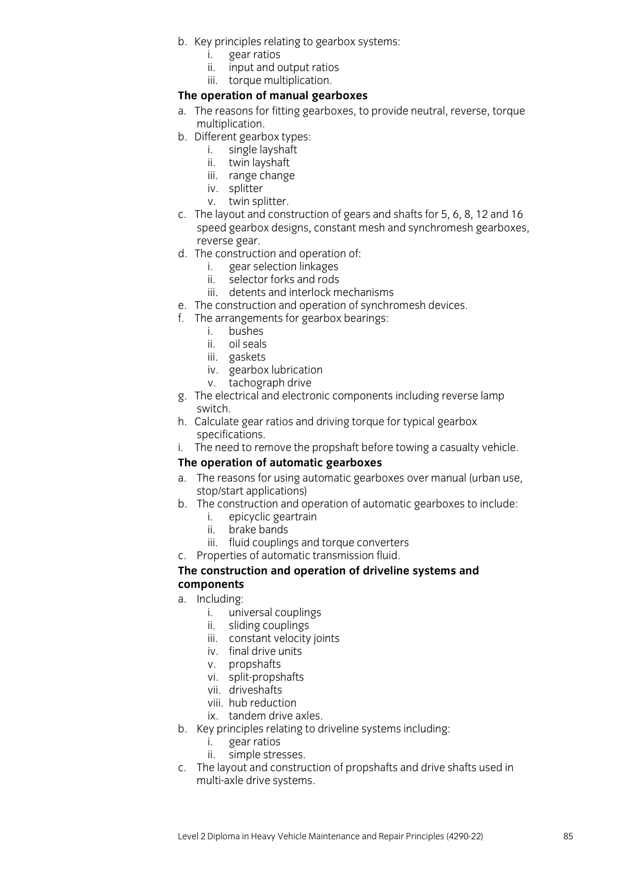b. Key principles relating to gearbox systems:
    i. gear ratios
    ii. input and output ratios
    iii. torque multiplication.

**The operation of manual gearboxes**

a. The reasons for fitting gearboxes, to provide neutral, reverse, torque multiplication.
b. Different gearbox types:
    i. single layshaft
    ii. twin layshaft
    iii. range change
    iv. splitter
    v. twin splitter.
c. The layout and construction of gears and shafts for 5, 6, 8, 12 and 16 speed gearbox designs, constant mesh and synchromesh gearboxes, reverse gear.
d. The construction and operation of:
    i. gear selection linkages
    ii. selector forks and rods
    iii. detents and interlock mechanisms
e. The construction and operation of synchromesh devices.
f. The arrangements for gearbox bearings:
    i. bushes
    ii. oil seals
    iii. gaskets
    iv. gearbox lubrication
    v. tachograph drive
g. The electrical and electronic components including reverse lamp switch.
h. Calculate gear ratios and driving torque for typical gearbox specifications.
i. The need to remove the propshaft before towing a casualty vehicle.

**The operation of automatic gearboxes**

a. The reasons for using automatic gearboxes over manual (urban use, stop/start applications)
b. The construction and operation of automatic gearboxes to include:
    i. epicyclic geartrain
    ii. brake bands
    iii. fluid couplings and torque converters
c. Properties of automatic transmission fluid.

**The construction and operation of driveline systems and components**

a. Including:
    i. universal couplings
    ii. sliding couplings
    iii. constant velocity joints
    iv. final drive units
    v. propshafts
    vi. split-propshafts
    vii. driveshafts
    viii. hub reduction
    ix. tandem drive axles.
b. Key principles relating to driveline systems including:
    i. gear ratios
    ii. simple stresses.
c. The layout and construction of propshafts and drive shafts used in multi-axle drive systems.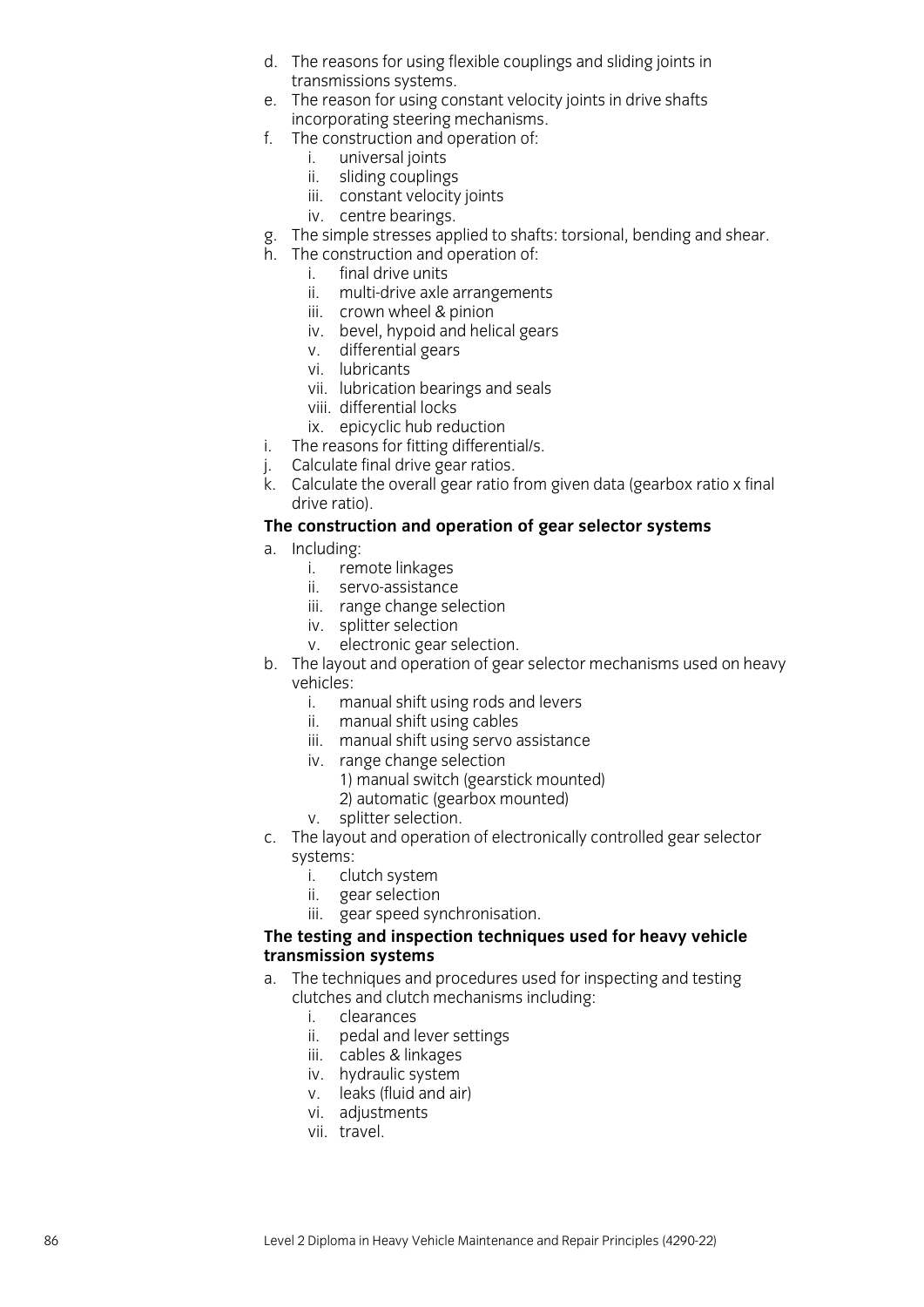d. The reasons for using flexible couplings and sliding joints in transmissions systems.
e. The reason for using constant velocity joints in drive shafts incorporating steering mechanisms.
f. The construction and operation of:
    i. universal joints
    ii. sliding couplings
    iii. constant velocity joints
    iv. centre bearings.
g. The simple stresses applied to shafts: torsional, bending and shear.
h. The construction and operation of:
    i. final drive units
    ii. multi-drive axle arrangements
    iii. crown wheel & pinion
    iv. bevel, hypoid and helical gears
    v. differential gears
    vi. lubricants
    vii. lubrication bearings and seals
    viii. differential locks
    ix. epicyclic hub reduction
i. The reasons for fitting differential/s.
j. Calculate final drive gear ratios.
k. Calculate the overall gear ratio from given data (gearbox ratio x final drive ratio).

**The construction and operation of gear selector systems**

a. Including:
    i. remote linkages
    ii. servo-assistance
    iii. range change selection
    iv. splitter selection
    v. electronic gear selection.
b. The layout and operation of gear selector mechanisms used on heavy vehicles:
    i. manual shift using rods and levers
    ii. manual shift using cables
    iii. manual shift using servo assistance
    iv. range change selection
        1) manual switch (gearstick mounted)
        2) automatic (gearbox mounted)
    v. splitter selection.
c. The layout and operation of electronically controlled gear selector systems:
    i. clutch system
    ii. gear selection
    iii. gear speed synchronisation.

**The testing and inspection techniques used for heavy vehicle transmission systems**

a. The techniques and procedures used for inspecting and testing clutches and clutch mechanisms including:
    i. clearances
    ii. pedal and lever settings
    iii. cables & linkages
    iv. hydraulic system
    v. leaks (fluid and air)
    vi. adjustments
    vii. travel.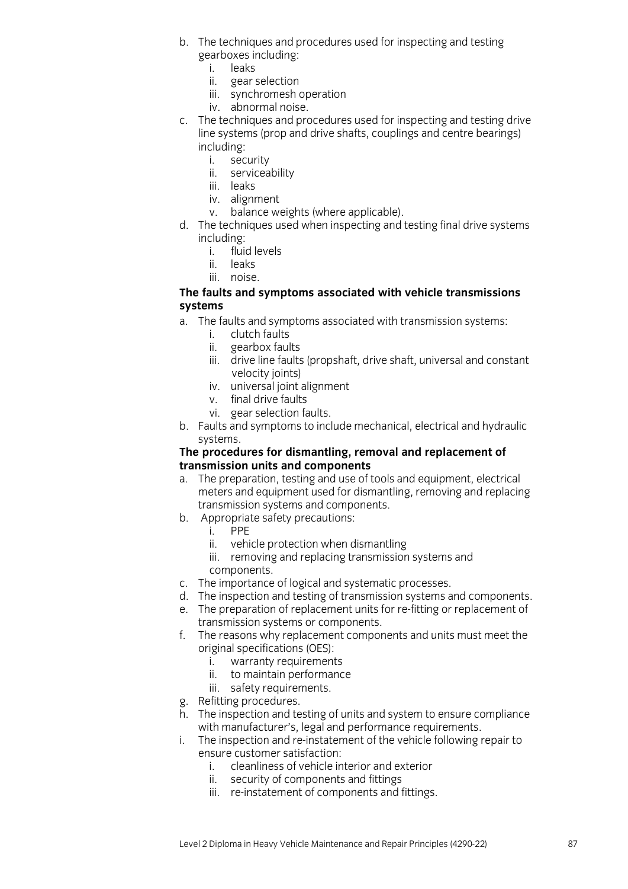b. The techniques and procedures used for inspecting and testing gearboxes including:
   i. leaks
   ii. gear selection
   iii. synchromesh operation
   iv. abnormal noise.
c. The techniques and procedures used for inspecting and testing drive line systems (prop and drive shafts, couplings and centre bearings) including:
   i. security
   ii. serviceability
   iii. leaks
   iv. alignment
   v. balance weights (where applicable).
d. The techniques used when inspecting and testing final drive systems including:
   i. fluid levels
   ii. leaks
   iii. noise.

**The faults and symptoms associated with vehicle transmissions systems**

a. The faults and symptoms associated with transmission systems:
   i. clutch faults
   ii. gearbox faults
   iii. drive line faults (propshaft, drive shaft, universal and constant velocity joints)
   iv. universal joint alignment
   v. final drive faults
   vi. gear selection faults.
b. Faults and symptoms to include mechanical, electrical and hydraulic systems.

**The procedures for dismantling, removal and replacement of transmission units and components**

a. The preparation, testing and use of tools and equipment, electrical meters and equipment used for dismantling, removing and replacing transmission systems and components.
b. Appropriate safety precautions:
   i. PPE
   ii. vehicle protection when dismantling
   iii. removing and replacing transmission systems and components.
c. The importance of logical and systematic processes.
d. The inspection and testing of transmission systems and components.
e. The preparation of replacement units for re-fitting or replacement of transmission systems or components.
f. The reasons why replacement components and units must meet the original specifications (OES):
   i. warranty requirements
   ii. to maintain performance
   iii. safety requirements.
g. Refitting procedures.
h. The inspection and testing of units and system to ensure compliance with manufacturer's, legal and performance requirements.
i. The inspection and re-instatement of the vehicle following repair to ensure customer satisfaction:
   i. cleanliness of vehicle interior and exterior
   ii. security of components and fittings
   iii. re-instatement of components and fittings.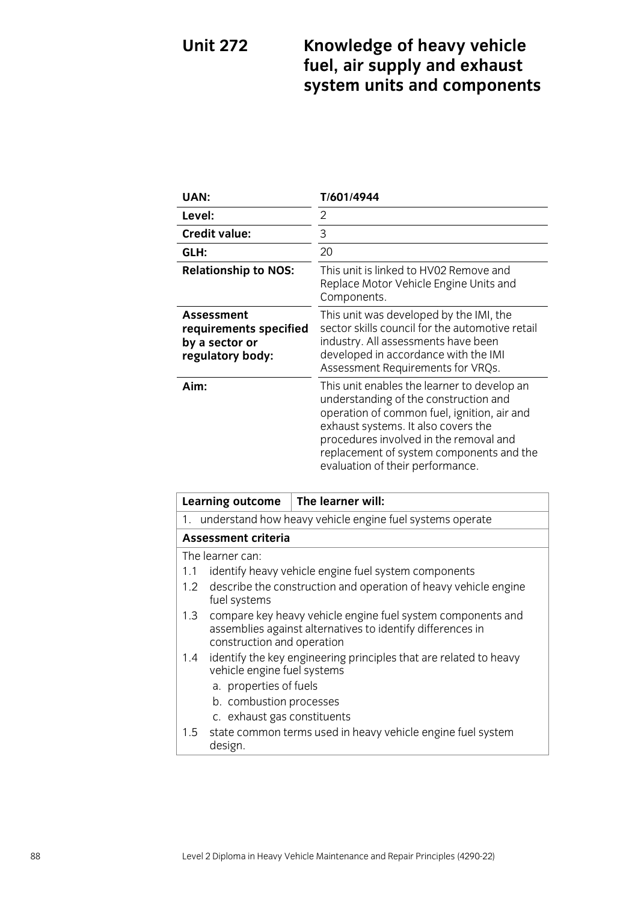# Unit 272 Knowledge of heavy vehicle fuel, air supply and exhaust system units and components

| | |
|---|---|
| **UAN:** | **T/601/4944** |
| **Level:** | 2 |
| **Credit value:** | 3 |
| **GLH:** | 20 |
| **Relationship to NOS:** | This unit is linked to HV02 Remove and Replace Motor Vehicle Engine Units and Components. |
| **Assessment requirements specified by a sector or regulatory body:** | This unit was developed by the IMI, the sector skills council for the automotive retail industry. All assessments have been developed in accordance with the IMI Assessment Requirements for VRQs. |
| **Aim:** | This unit enables the learner to develop an understanding of the construction and operation of common fuel, ignition, air and exhaust systems. It also covers the procedures involved in the removal and replacement of system components and the evaluation of their performance. |

| **Learning outcome** | **The learner will:** |
|---|---|
| 1. understand how heavy vehicle engine fuel systems operate | |

**Assessment criteria**

The learner can:

1.1 identify heavy vehicle engine fuel system components

1.2 describe the construction and operation of heavy vehicle engine fuel systems

1.3 compare key heavy vehicle engine fuel system components and assemblies against alternatives to identify differences in construction and operation

1.4 identify the key engineering principles that are related to heavy vehicle engine fuel systems

- a. properties of fuels
- b. combustion processes
- c. exhaust gas constituents

1.5 state common terms used in heavy vehicle engine fuel system design.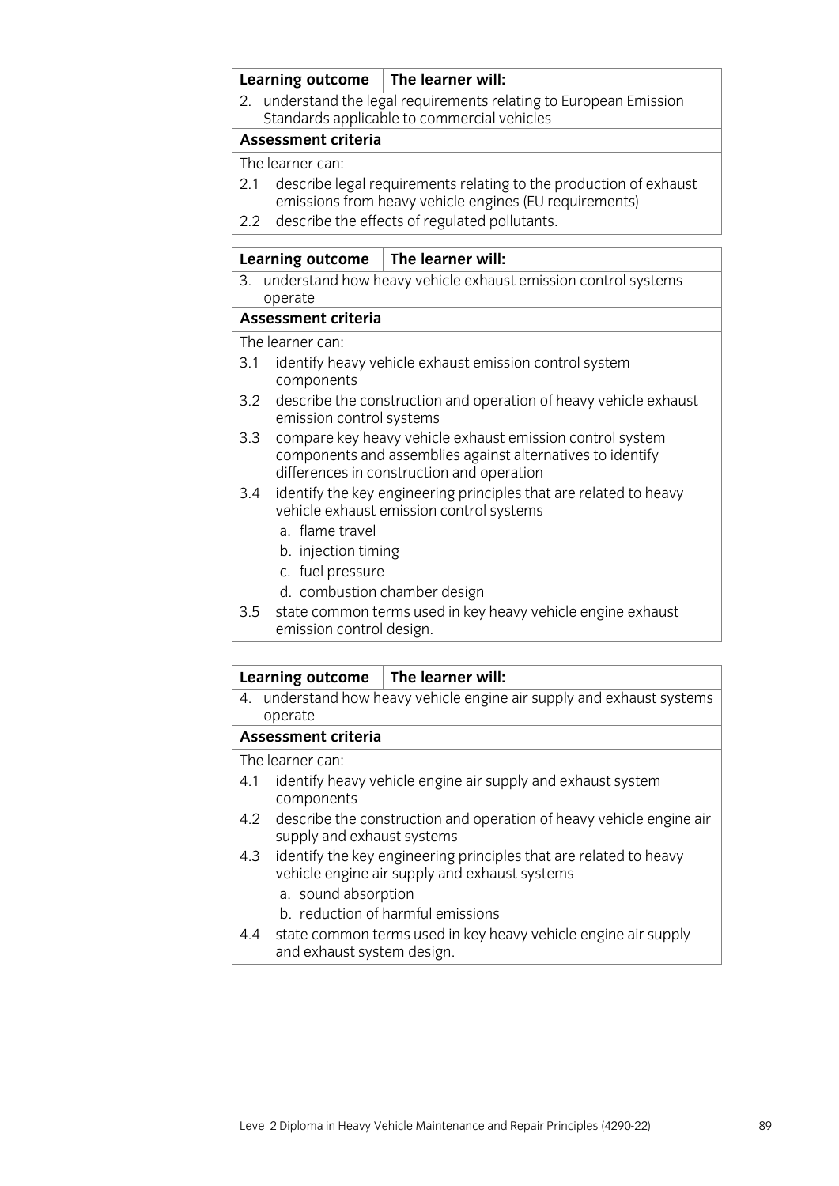| Learning outcome | The learner will: |
|---|---|
| 2. understand the legal requirements relating to European Emission Standards applicable to commercial vehicles | |

**Assessment criteria**

The learner can:

2.1 describe legal requirements relating to the production of exhaust emissions from heavy vehicle engines (EU requirements)

2.2 describe the effects of regulated pollutants.

| Learning outcome | The learner will: |
|---|---|
| 3. understand how heavy vehicle exhaust emission control systems operate | |

**Assessment criteria**

The learner can:

3.1 identify heavy vehicle exhaust emission control system components

3.2 describe the construction and operation of heavy vehicle exhaust emission control systems

3.3 compare key heavy vehicle exhaust emission control system components and assemblies against alternatives to identify differences in construction and operation

3.4 identify the key engineering principles that are related to heavy vehicle exhaust emission control systems

  a. flame travel
  b. injection timing
  c. fuel pressure
  d. combustion chamber design

3.5 state common terms used in key heavy vehicle engine exhaust emission control design.

| Learning outcome | The learner will: |
|---|---|
| 4. understand how heavy vehicle engine air supply and exhaust systems operate | |

**Assessment criteria**

The learner can:

4.1 identify heavy vehicle engine air supply and exhaust system components

4.2 describe the construction and operation of heavy vehicle engine air supply and exhaust systems

4.3 identify the key engineering principles that are related to heavy vehicle engine air supply and exhaust systems

  a. sound absorption
  b. reduction of harmful emissions

4.4 state common terms used in key heavy vehicle engine air supply and exhaust system design.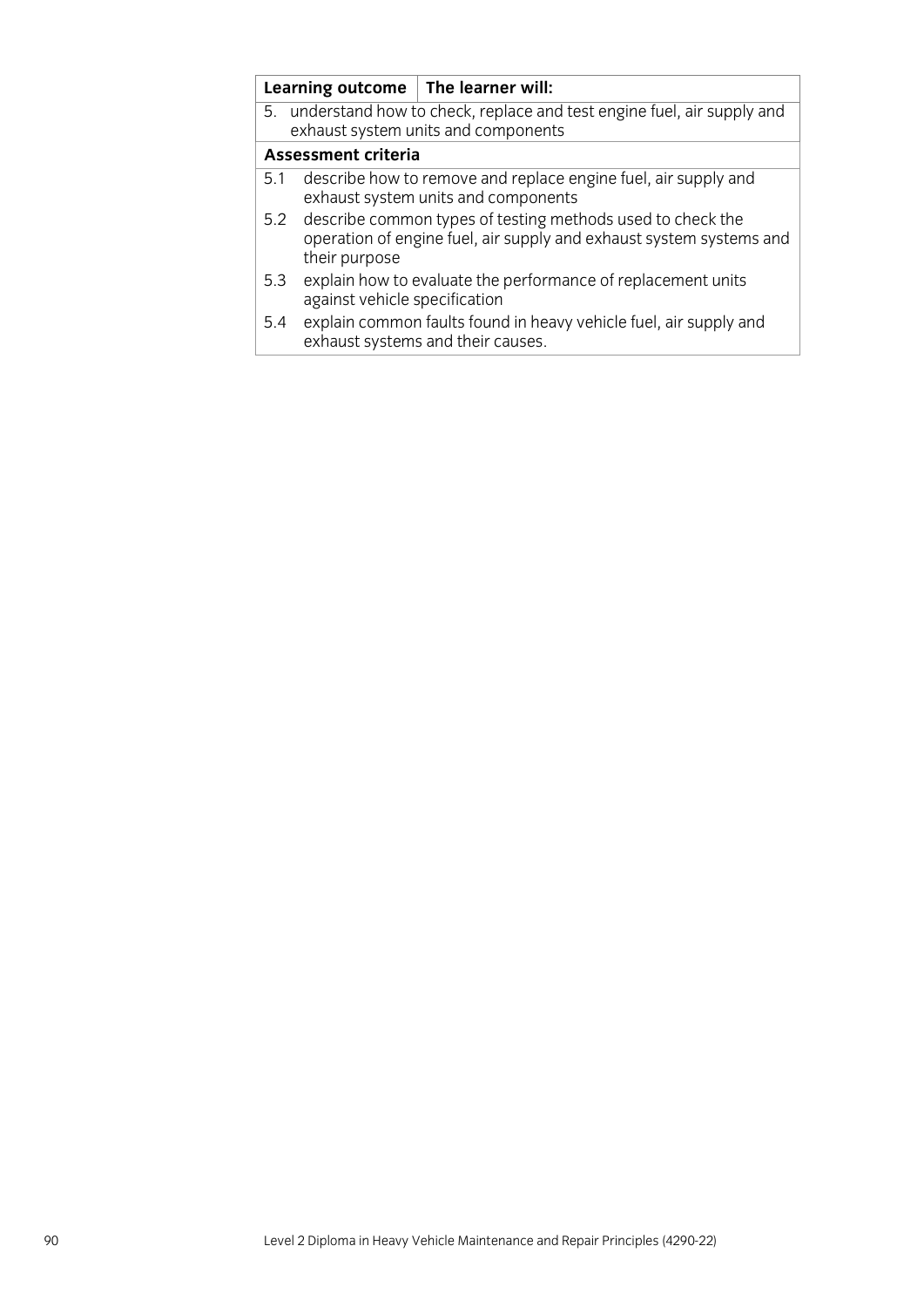| Learning outcome | The learner will: |
|---|---|
| 5. understand how to check, replace and test engine fuel, air supply and exhaust system units and components | |
| **Assessment criteria** | |
| 5.1 describe how to remove and replace engine fuel, air supply and exhaust system units and components | |
| 5.2 describe common types of testing methods used to check the operation of engine fuel, air supply and exhaust system systems and their purpose | |
| 5.3 explain how to evaluate the performance of replacement units against vehicle specification | |
| 5.4 explain common faults found in heavy vehicle fuel, air supply and exhaust systems and their causes. | |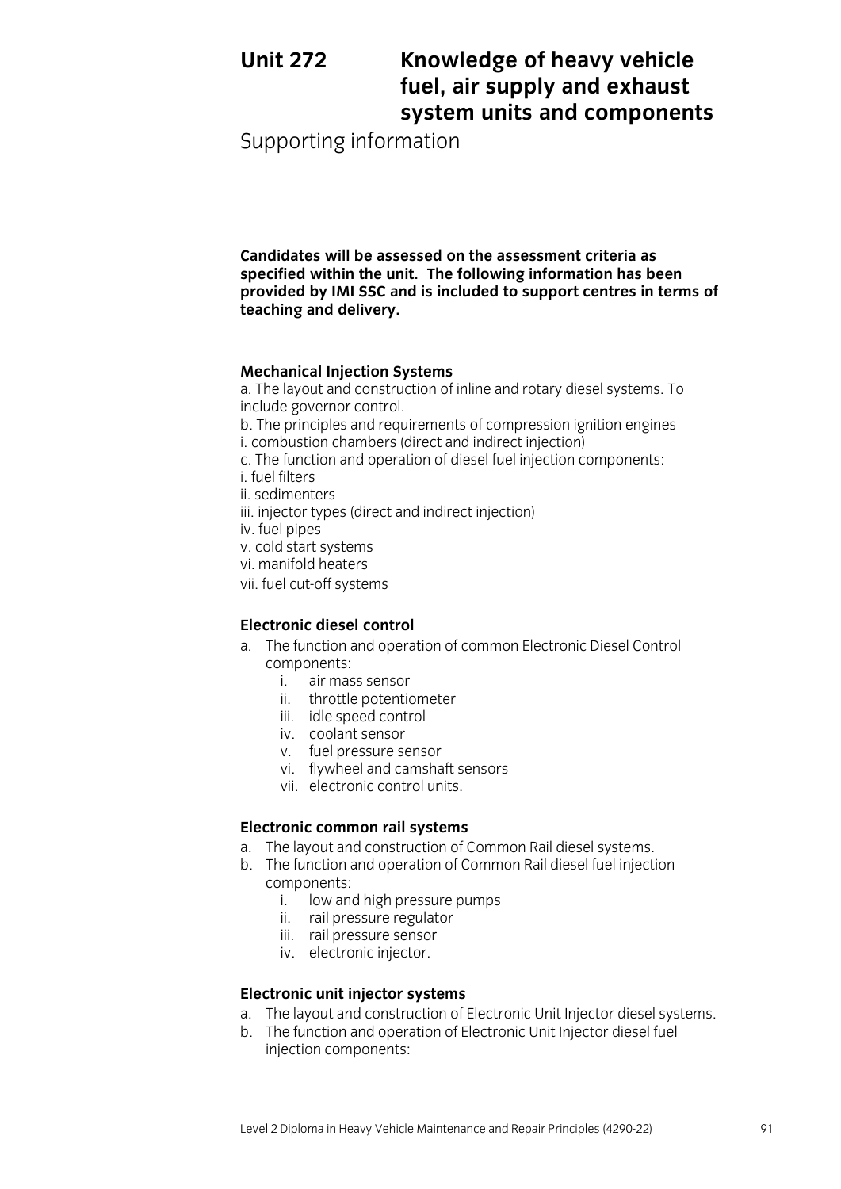# Unit 272 Knowledge of heavy vehicle fuel, air supply and exhaust system units and components

## Supporting information

**Candidates will be assessed on the assessment criteria as specified within the unit. The following information has been provided by IMI SSC and is included to support centres in terms of teaching and delivery.**

### Mechanical Injection Systems

a. The layout and construction of inline and rotary diesel systems. To include governor control.
b. The principles and requirements of compression ignition engines
i. combustion chambers (direct and indirect injection)
c. The function and operation of diesel fuel injection components:
i. fuel filters
ii. sedimenters
iii. injector types (direct and indirect injection)
iv. fuel pipes
v. cold start systems
vi. manifold heaters
vii. fuel cut-off systems

### Electronic diesel control

a. The function and operation of common Electronic Diesel Control components:
    i. air mass sensor
    ii. throttle potentiometer
    iii. idle speed control
    iv. coolant sensor
    v. fuel pressure sensor
    vi. flywheel and camshaft sensors
    vii. electronic control units.

### Electronic common rail systems

a. The layout and construction of Common Rail diesel systems.
b. The function and operation of Common Rail diesel fuel injection components:
    i. low and high pressure pumps
    ii. rail pressure regulator
    iii. rail pressure sensor
    iv. electronic injector.

### Electronic unit injector systems

a. The layout and construction of Electronic Unit Injector diesel systems.
b. The function and operation of Electronic Unit Injector diesel fuel injection components: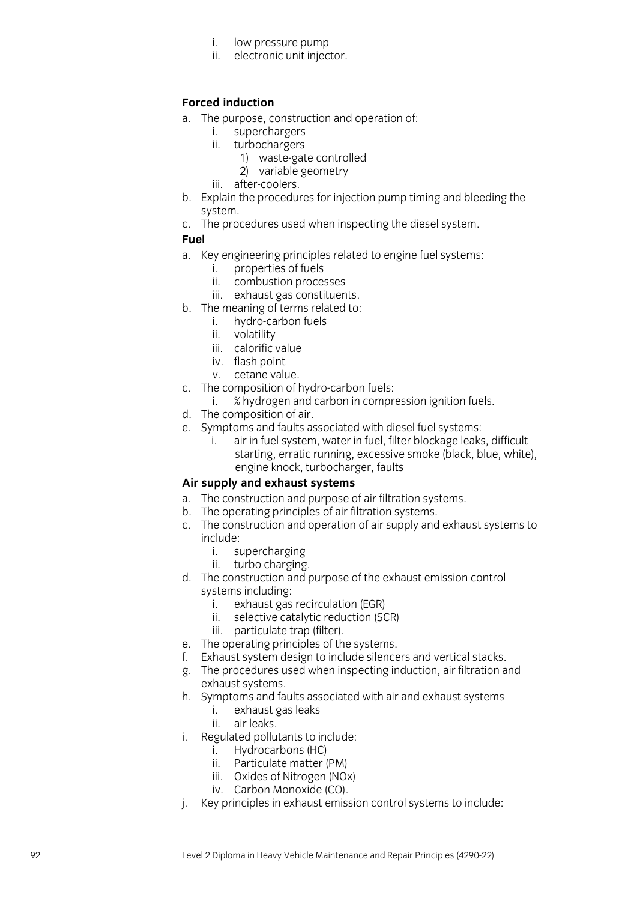i. low pressure pump
  ii. electronic unit injector.

**Forced induction**

a. The purpose, construction and operation of:
  i. superchargers
  ii. turbochargers
    1) waste-gate controlled
    2) variable geometry
  iii. after-coolers.
b. Explain the procedures for injection pump timing and bleeding the system.
c. The procedures used when inspecting the diesel system.

**Fuel**

a. Key engineering principles related to engine fuel systems:
  i. properties of fuels
  ii. combustion processes
  iii. exhaust gas constituents.
b. The meaning of terms related to:
  i. hydro-carbon fuels
  ii. volatility
  iii. calorific value
  iv. flash point
  v. cetane value.
c. The composition of hydro-carbon fuels:
  i. % hydrogen and carbon in compression ignition fuels.
d. The composition of air.
e. Symptoms and faults associated with diesel fuel systems:
  i. air in fuel system, water in fuel, filter blockage leaks, difficult starting, erratic running, excessive smoke (black, blue, white), engine knock, turbocharger, faults

**Air supply and exhaust systems**

a. The construction and purpose of air filtration systems.
b. The operating principles of air filtration systems.
c. The construction and operation of air supply and exhaust systems to include:
  i. supercharging
  ii. turbo charging.
d. The construction and purpose of the exhaust emission control systems including:
  i. exhaust gas recirculation (EGR)
  ii. selective catalytic reduction (SCR)
  iii. particulate trap (filter).
e. The operating principles of the systems.
f. Exhaust system design to include silencers and vertical stacks.
g. The procedures used when inspecting induction, air filtration and exhaust systems.
h. Symptoms and faults associated with air and exhaust systems
  i. exhaust gas leaks
  ii. air leaks.
i. Regulated pollutants to include:
  i. Hydrocarbons (HC)
  ii. Particulate matter (PM)
  iii. Oxides of Nitrogen (NOx)
  iv. Carbon Monoxide (CO).
j. Key principles in exhaust emission control systems to include: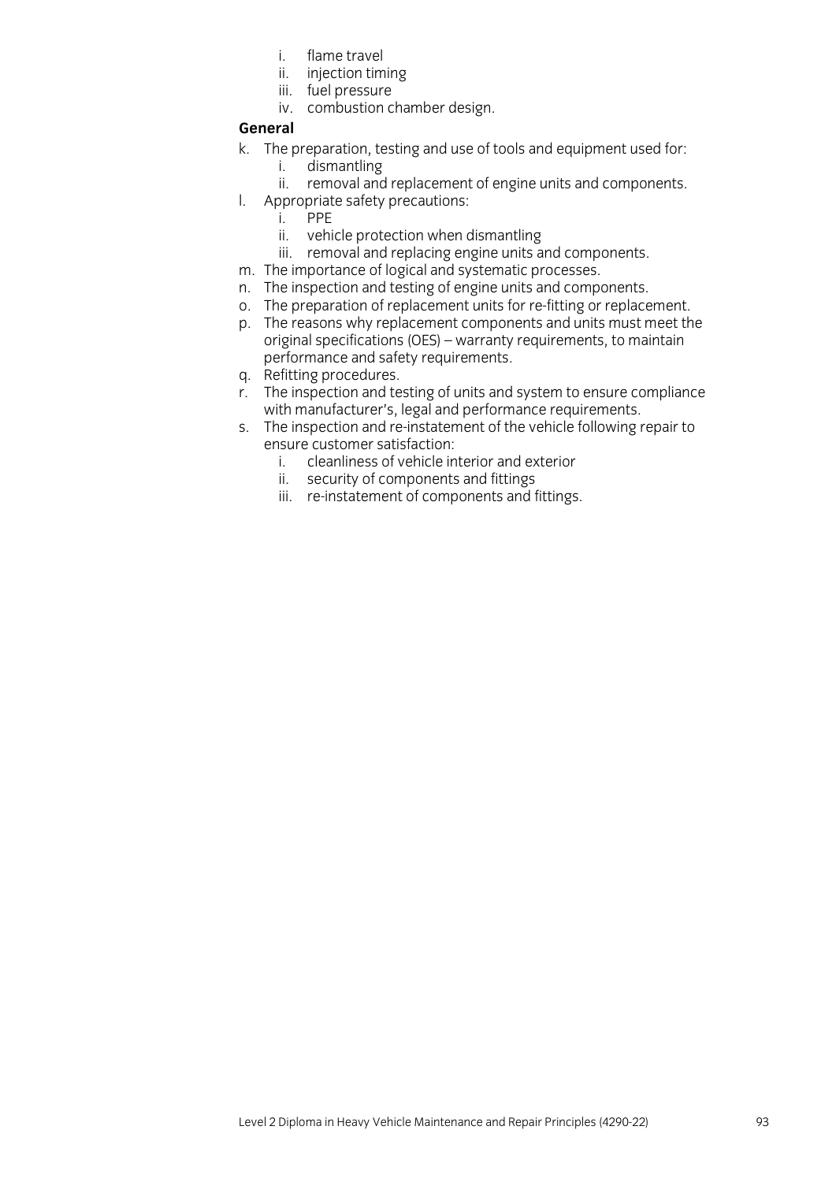i. flame travel
   ii. injection timing
   iii. fuel pressure
   iv. combustion chamber design.

**General**

k. The preparation, testing and use of tools and equipment used for:
   i. dismantling
   ii. removal and replacement of engine units and components.
l. Appropriate safety precautions:
   i. PPE
   ii. vehicle protection when dismantling
   iii. removal and replacing engine units and components.
m. The importance of logical and systematic processes.
n. The inspection and testing of engine units and components.
o. The preparation of replacement units for re-fitting or replacement.
p. The reasons why replacement components and units must meet the original specifications (OES) – warranty requirements, to maintain performance and safety requirements.
q. Refitting procedures.
r. The inspection and testing of units and system to ensure compliance with manufacturer's, legal and performance requirements.
s. The inspection and re-instatement of the vehicle following repair to ensure customer satisfaction:
   i. cleanliness of vehicle interior and exterior
   ii. security of components and fittings
   iii. re-instatement of components and fittings.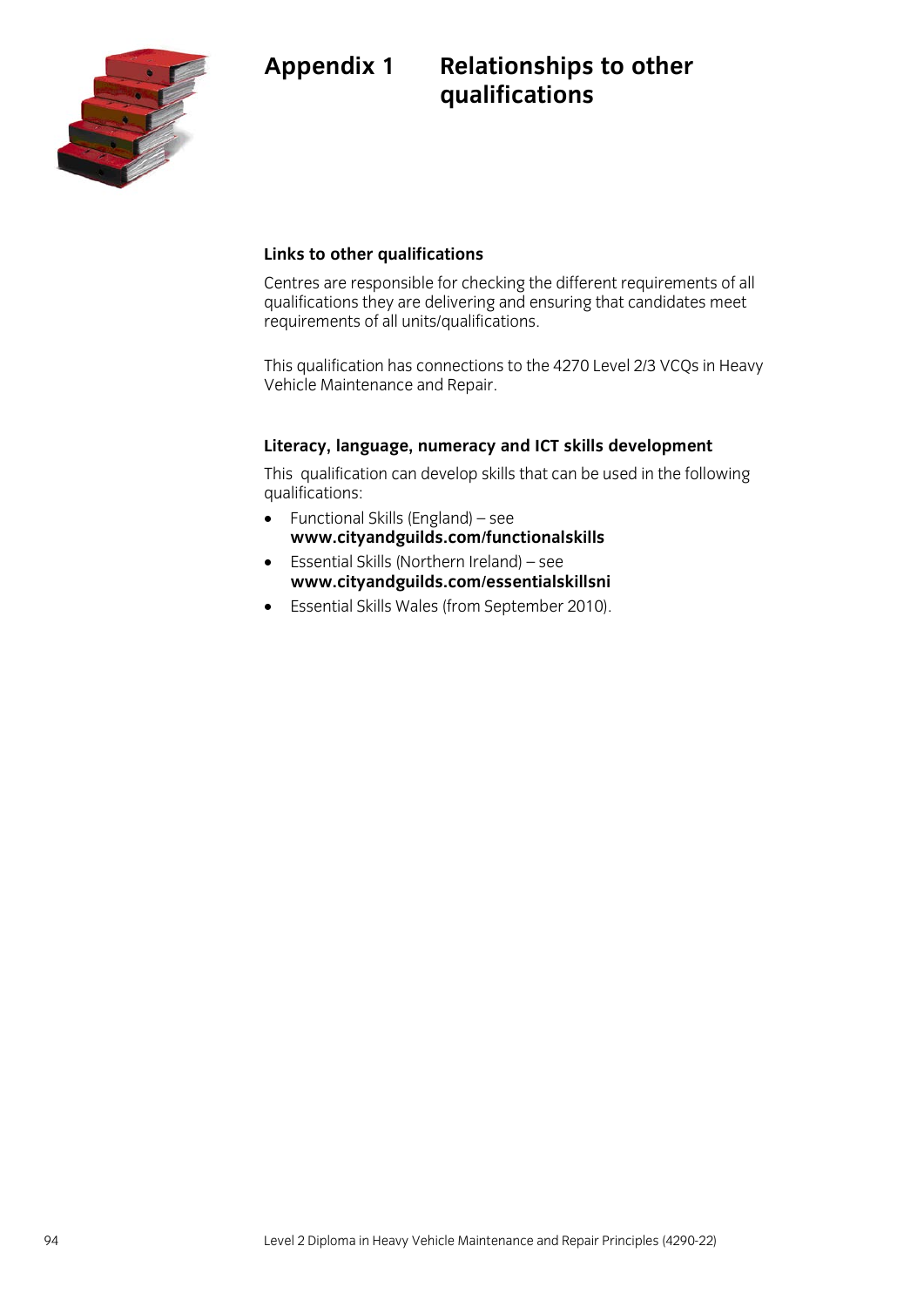# Appendix 1 Relationships to other qualifications

### Links to other qualifications

Centres are responsible for checking the different requirements of all qualifications they are delivering and ensuring that candidates meet requirements of all units/qualifications.

This qualification has connections to the 4270 Level 2/3 VCQs in Heavy Vehicle Maintenance and Repair.

### Literacy, language, numeracy and ICT skills development

This qualification can develop skills that can be used in the following qualifications:

- Functional Skills (England) – see **www.cityandguilds.com/functionalskills**
- Essential Skills (Northern Ireland) – see **www.cityandguilds.com/essentialskillsni**
- Essential Skills Wales (from September 2010).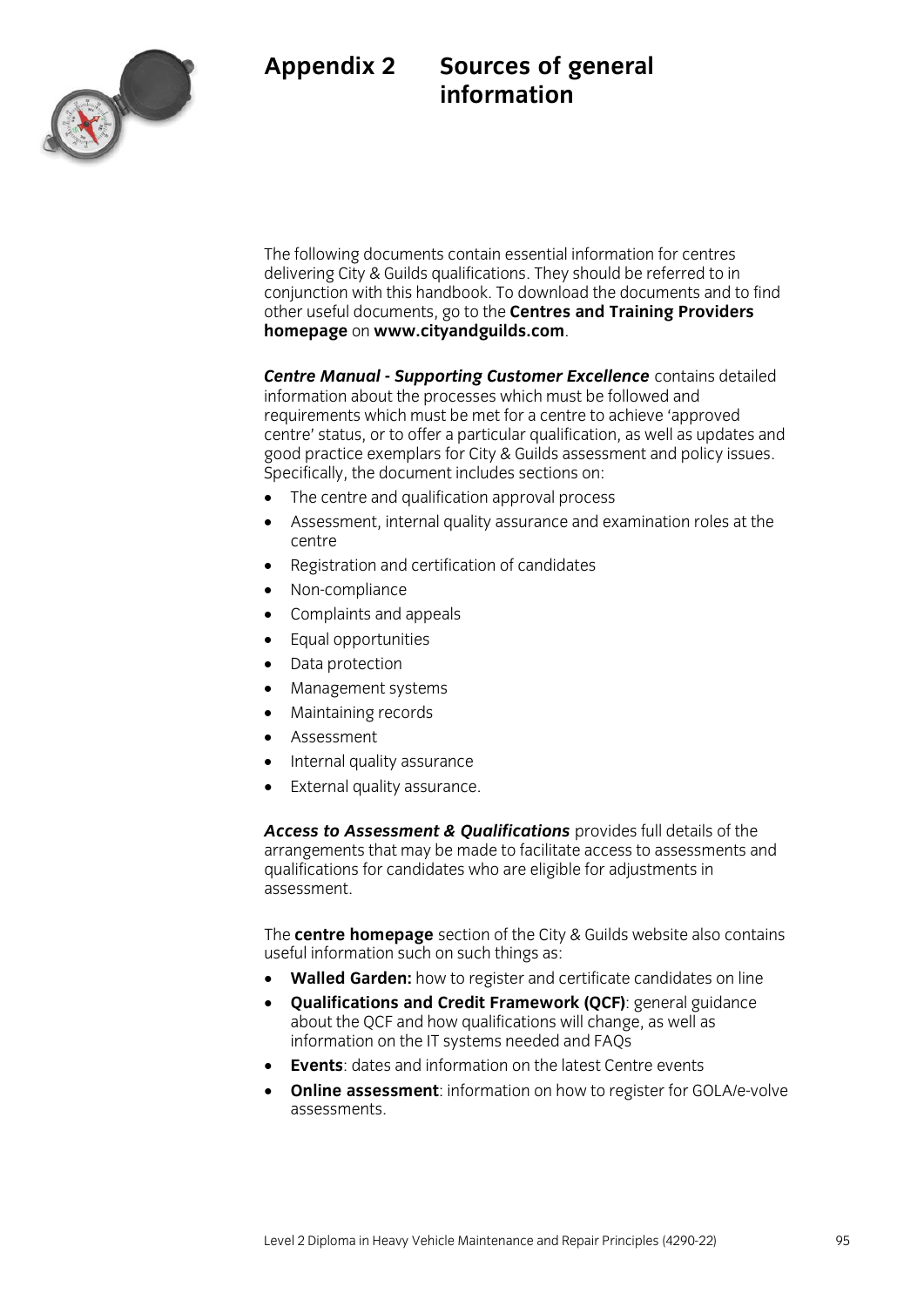# Appendix 2 Sources of general information

The following documents contain essential information for centres delivering City & Guilds qualifications. They should be referred to in conjunction with this handbook. To download the documents and to find other useful documents, go to the **Centres and Training Providers homepage** on **www.cityandguilds.com**.

***Centre Manual - Supporting Customer Excellence*** contains detailed information about the processes which must be followed and requirements which must be met for a centre to achieve 'approved centre' status, or to offer a particular qualification, as well as updates and good practice exemplars for City & Guilds assessment and policy issues. Specifically, the document includes sections on:

- The centre and qualification approval process
- Assessment, internal quality assurance and examination roles at the centre
- Registration and certification of candidates
- Non-compliance
- Complaints and appeals
- Equal opportunities
- Data protection
- Management systems
- Maintaining records
- Assessment
- Internal quality assurance
- External quality assurance.

***Access to Assessment & Qualifications*** provides full details of the arrangements that may be made to facilitate access to assessments and qualifications for candidates who are eligible for adjustments in assessment.

The **centre homepage** section of the City & Guilds website also contains useful information such on such things as:

- **Walled Garden:** how to register and certificate candidates on line
- **Qualifications and Credit Framework (QCF)**: general guidance about the QCF and how qualifications will change, as well as information on the IT systems needed and FAQs
- **Events**: dates and information on the latest Centre events
- **Online assessment**: information on how to register for GOLA/e-volve assessments.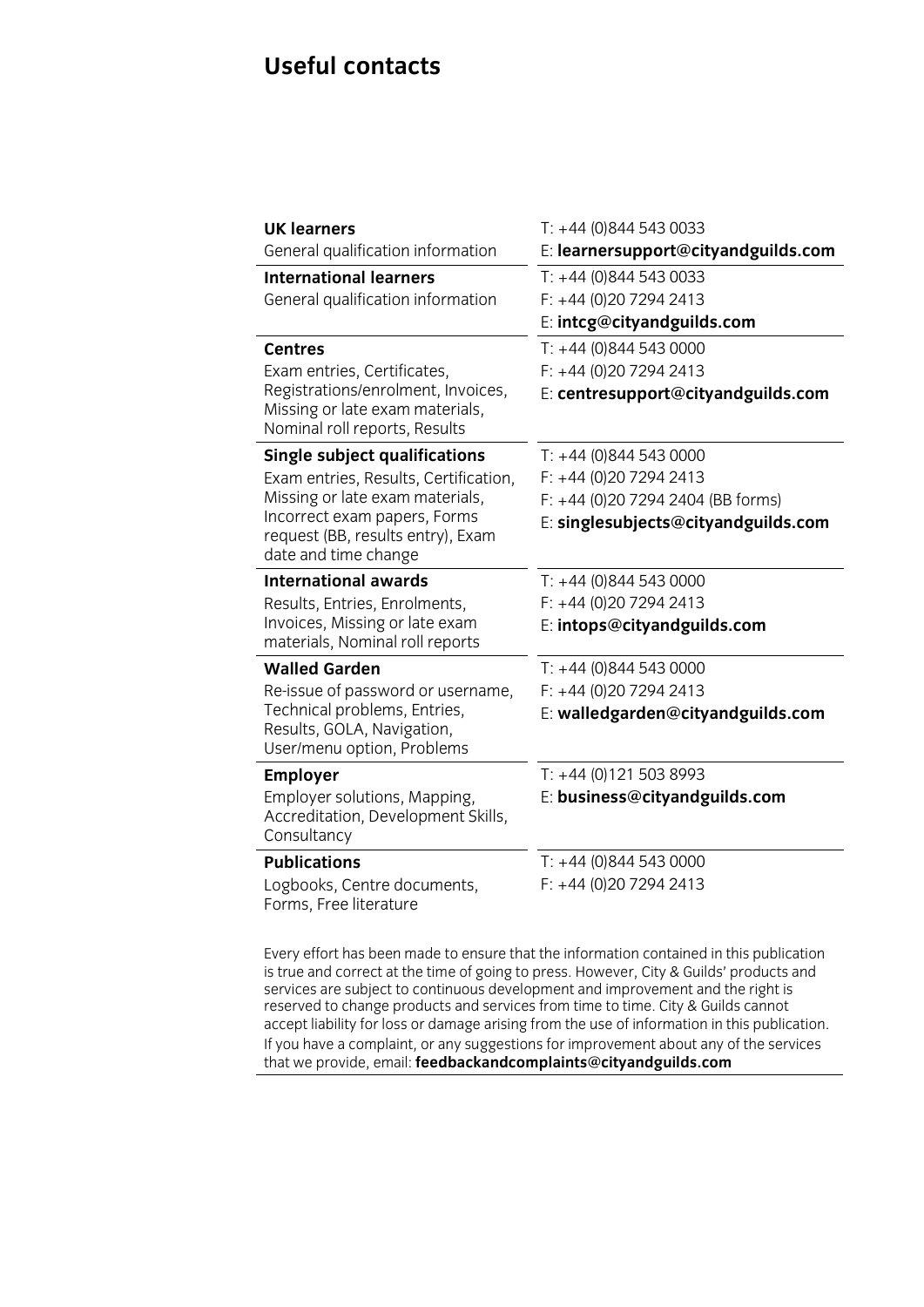# Useful contacts

| | |
|---|---|
| **UK learners**<br>General qualification information | T: +44 (0)844 543 0033<br>E: **learnersupport@cityandguilds.com** |
| **International learners**<br>General qualification information | T: +44 (0)844 543 0033<br>F: +44 (0)20 7294 2413<br>E: **intcg@cityandguilds.com** |
| **Centres**<br>Exam entries, Certificates, Registrations/enrolment, Invoices, Missing or late exam materials, Nominal roll reports, Results | T: +44 (0)844 543 0000<br>F: +44 (0)20 7294 2413<br>E: **centresupport@cityandguilds.com** |
| **Single subject qualifications**<br>Exam entries, Results, Certification, Missing or late exam materials, Incorrect exam papers, Forms request (BB, results entry), Exam date and time change | T: +44 (0)844 543 0000<br>F: +44 (0)20 7294 2413<br>F: +44 (0)20 7294 2404 (BB forms)<br>E: **singlesubjects@cityandguilds.com** |
| **International awards**<br>Results, Entries, Enrolments, Invoices, Missing or late exam materials, Nominal roll reports | T: +44 (0)844 543 0000<br>F: +44 (0)20 7294 2413<br>E: **intops@cityandguilds.com** |
| **Walled Garden**<br>Re-issue of password or username, Technical problems, Entries, Results, GOLA, Navigation, User/menu option, Problems | T: +44 (0)844 543 0000<br>F: +44 (0)20 7294 2413<br>E: **walledgarden@cityandguilds.com** |
| **Employer**<br>Employer solutions, Mapping, Accreditation, Development Skills, Consultancy | T: +44 (0)121 503 8993<br>E: **business@cityandguilds.com** |
| **Publications**<br>Logbooks, Centre documents, Forms, Free literature | T: +44 (0)844 543 0000<br>F: +44 (0)20 7294 2413 |

Every effort has been made to ensure that the information contained in this publication is true and correct at the time of going to press. However, City & Guilds' products and services are subject to continuous development and improvement and the right is reserved to change products and services from time to time. City & Guilds cannot accept liability for loss or damage arising from the use of information in this publication.

If you have a complaint, or any suggestions for improvement about any of the services that we provide, email: **feedbackandcomplaints@cityandguilds.com**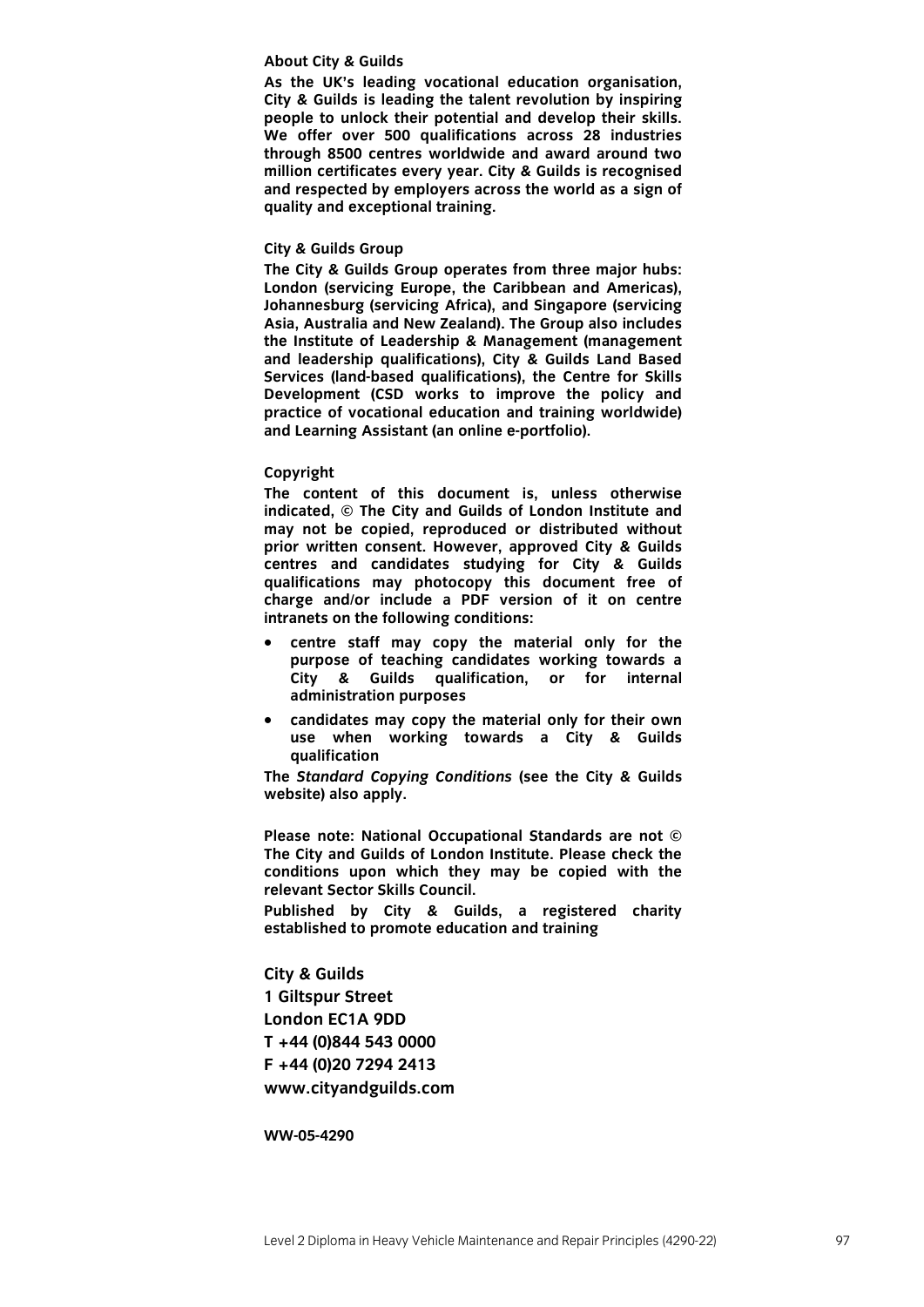### About City & Guilds

**As the UK's leading vocational education organisation, City & Guilds is leading the talent revolution by inspiring people to unlock their potential and develop their skills. We offer over 500 qualifications across 28 industries through 8500 centres worldwide and award around two million certificates every year. City & Guilds is recognised and respected by employers across the world as a sign of quality and exceptional training.**

### City & Guilds Group

**The City & Guilds Group operates from three major hubs: London (servicing Europe, the Caribbean and Americas), Johannesburg (servicing Africa), and Singapore (servicing Asia, Australia and New Zealand). The Group also includes the Institute of Leadership & Management (management and leadership qualifications), City & Guilds Land Based Services (land-based qualifications), the Centre for Skills Development (CSD works to improve the policy and practice of vocational education and training worldwide) and Learning Assistant (an online e-portfolio).**

### Copyright

**The content of this document is, unless otherwise indicated, © The City and Guilds of London Institute and may not be copied, reproduced or distributed without prior written consent. However, approved City & Guilds centres and candidates studying for City & Guilds qualifications may photocopy this document free of charge and/or include a PDF version of it on centre intranets on the following conditions:**

- **centre staff may copy the material only for the purpose of teaching candidates working towards a City & Guilds qualification, or for internal administration purposes**
- **candidates may copy the material only for their own use when working towards a City & Guilds qualification**

**The *Standard Copying Conditions* (see the City & Guilds website) also apply.**

**Please note: National Occupational Standards are not © The City and Guilds of London Institute. Please check the conditions upon which they may be copied with the relevant Sector Skills Council.**

**Published by City & Guilds, a registered charity established to promote education and training**

**City & Guilds**
**1 Giltspur Street**
**London EC1A 9DD**
**T +44 (0)844 543 0000**
**F +44 (0)20 7294 2413**
**www.cityandguilds.com**

**WW-05-4290**